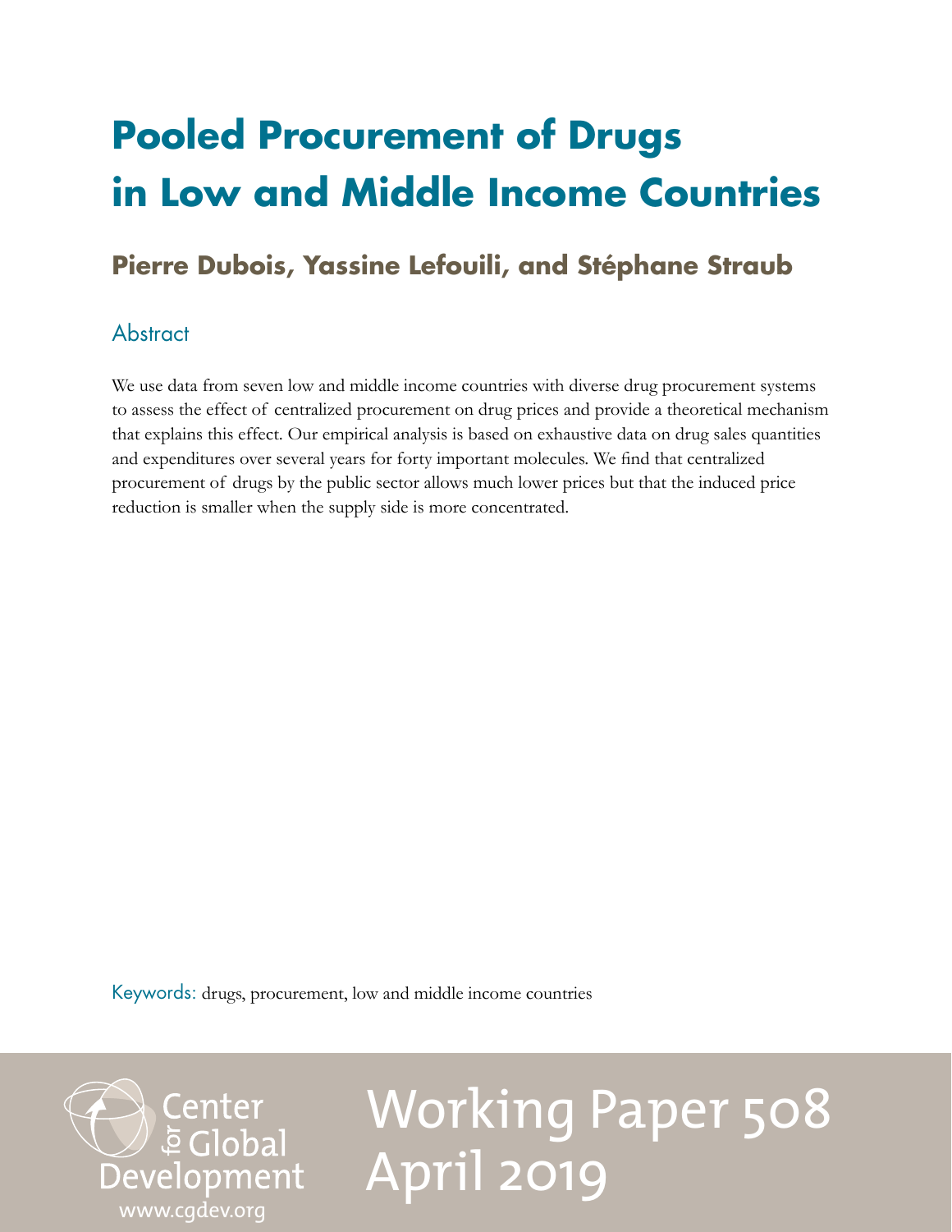# Pooled Procurement of Drugs in Low and Middle Income Countries

## Pierre Dubois, Yassine Lefouili, and Stéphane Straub

### Abstract

We use data from seven low and middle income countries with diverse drug procurement systems to assess the effect of centralized procurement on drug prices and provide a theoretical mechanism that explains this effect. Our empirical analysis is based on exhaustive data on drug sales quantities and expenditures over several years for forty important molecules. We find that centralized procurement of drugs by the public sector allows much lower prices but that the induced price reduction is smaller when the supply side is more concentrated.

Keywords: drugs, procurement, low and middle income countries

Center for Global Development
www.cgdev.org

Working Paper 508
April 2019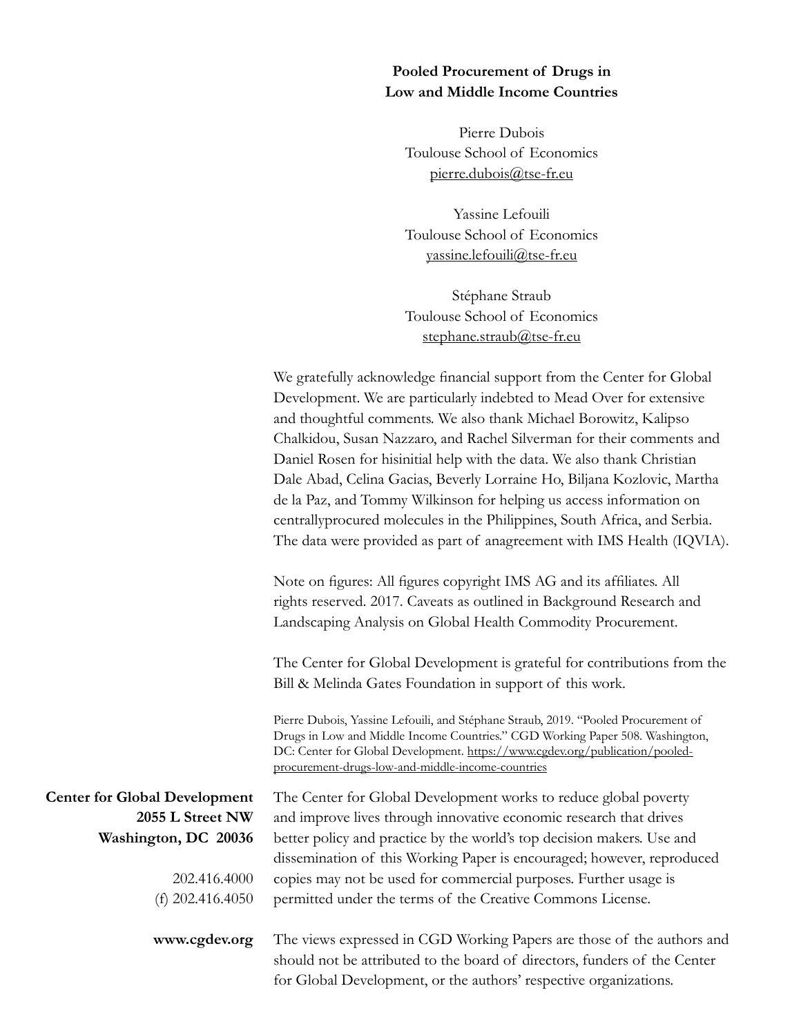**Pooled Procurement of Drugs in Low and Middle Income Countries**

Pierre Dubois
Toulouse School of Economics
pierre.dubois@tse-fr.eu

Yassine Lefouili
Toulouse School of Economics
yassine.lefouili@tse-fr.eu

Stéphane Straub
Toulouse School of Economics
stephane.straub@tse-fr.eu

We gratefully acknowledge financial support from the Center for Global Development. We are particularly indebted to Mead Over for extensive and thoughtful comments. We also thank Michael Borowitz, Kalipso Chalkidou, Susan Nazzaro, and Rachel Silverman for their comments and Daniel Rosen for hisinitial help with the data. We also thank Christian Dale Abad, Celina Gacias, Beverly Lorraine Ho, Biljana Kozlovic, Martha de la Paz, and Tommy Wilkinson for helping us access information on centrallyprocured molecules in the Philippines, South Africa, and Serbia. The data were provided as part of anagreement with IMS Health (IQVIA).

Note on figures: All figures copyright IMS AG and its affiliates. All rights reserved. 2017. Caveats as outlined in Background Research and Landscaping Analysis on Global Health Commodity Procurement.

The Center for Global Development is grateful for contributions from the Bill & Melinda Gates Foundation in support of this work.

Pierre Dubois, Yassine Lefouili, and Stéphane Straub, 2019. "Pooled Procurement of Drugs in Low and Middle Income Countries." CGD Working Paper 508. Washington, DC: Center for Global Development. https://www.cgdev.org/publication/pooled-procurement-drugs-low-and-middle-income-countries

**Center for Global Development**
**2055 L Street NW**
**Washington, DC 20036**

202.416.4000
(f) 202.416.4050

**www.cgdev.org**

The Center for Global Development works to reduce global poverty and improve lives through innovative economic research that drives better policy and practice by the world's top decision makers. Use and dissemination of this Working Paper is encouraged; however, reproduced copies may not be used for commercial purposes. Further usage is permitted under the terms of the Creative Commons License.

The views expressed in CGD Working Papers are those of the authors and should not be attributed to the board of directors, funders of the Center for Global Development, or the authors' respective organizations.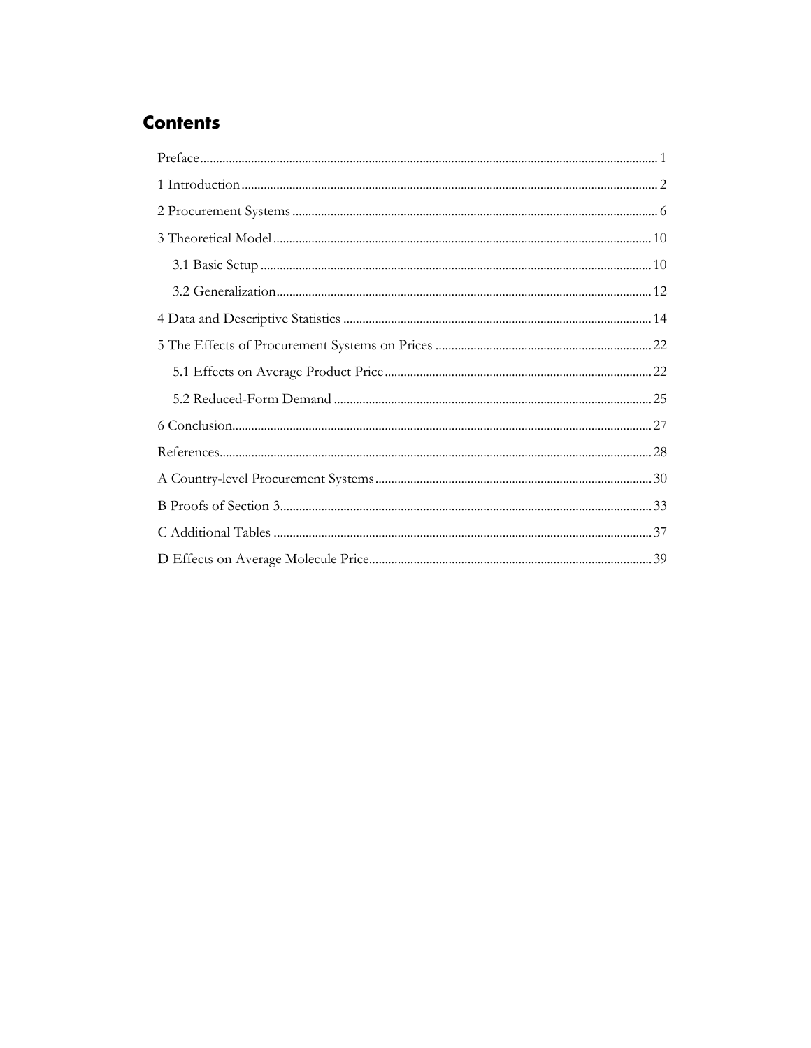# Contents

Preface ........ 1

1 Introduction ........ 2

2 Procurement Systems ........ 6

3 Theoretical Model ........ 10

- 3.1 Basic Setup ........ 10
- 3.2 Generalization ........ 12

4 Data and Descriptive Statistics ........ 14

5 The Effects of Procurement Systems on Prices ........ 22

- 5.1 Effects on Average Product Price ........ 22
- 5.2 Reduced-Form Demand ........ 25

6 Conclusion ........ 27

References ........ 28

A Country-level Procurement Systems ........ 30

B Proofs of Section 3 ........ 33

C Additional Tables ........ 37

D Effects on Average Molecule Price ........ 39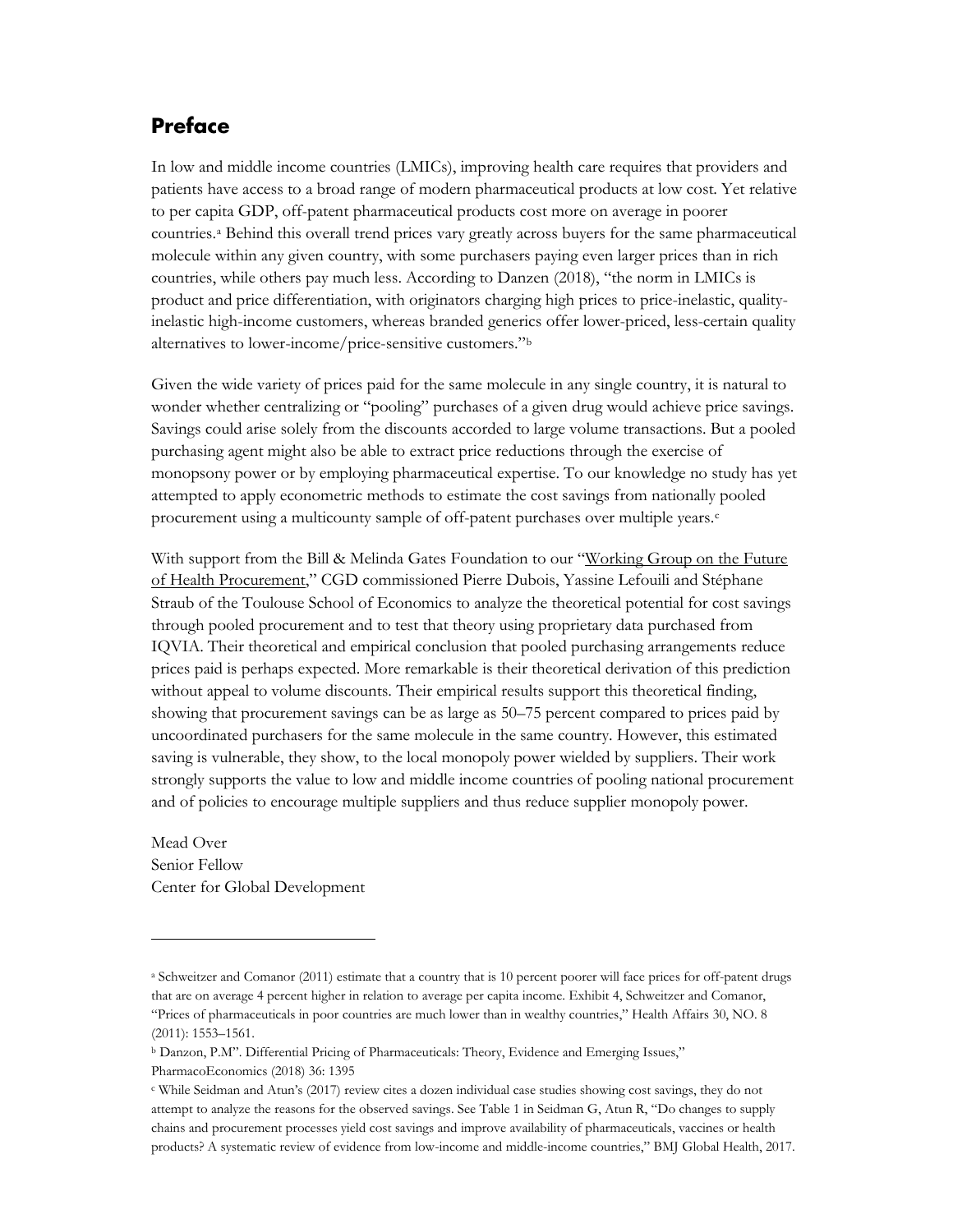## Preface

In low and middle income countries (LMICs), improving health care requires that providers and patients have access to a broad range of modern pharmaceutical products at low cost. Yet relative to per capita GDP, off-patent pharmaceutical products cost more on average in poorer countries.[a] Behind this overall trend prices vary greatly across buyers for the same pharmaceutical molecule within any given country, with some purchasers paying even larger prices than in rich countries, while others pay much less. According to Danzen (2018), "the norm in LMICs is product and price differentiation, with originators charging high prices to price-inelastic, quality-inelastic high-income customers, whereas branded generics offer lower-priced, less-certain quality alternatives to lower-income/price-sensitive customers."[b]

Given the wide variety of prices paid for the same molecule in any single country, it is natural to wonder whether centralizing or "pooling" purchases of a given drug would achieve price savings. Savings could arise solely from the discounts accorded to large volume transactions. But a pooled purchasing agent might also be able to extract price reductions through the exercise of monopsony power or by employing pharmaceutical expertise. To our knowledge no study has yet attempted to apply econometric methods to estimate the cost savings from nationally pooled procurement using a multicounty sample of off-patent purchases over multiple years.[c]

With support from the Bill & Melinda Gates Foundation to our "Working Group on the Future of Health Procurement," CGD commissioned Pierre Dubois, Yassine Lefouili and Stéphane Straub of the Toulouse School of Economics to analyze the theoretical potential for cost savings through pooled procurement and to test that theory using proprietary data purchased from IQVIA. Their theoretical and empirical conclusion that pooled purchasing arrangements reduce prices paid is perhaps expected. More remarkable is their theoretical derivation of this prediction without appeal to volume discounts. Their empirical results support this theoretical finding, showing that procurement savings can be as large as 50–75 percent compared to prices paid by uncoordinated purchasers for the same molecule in the same country. However, this estimated saving is vulnerable, they show, to the local monopoly power wielded by suppliers. Their work strongly supports the value to low and middle income countries of pooling national procurement and of policies to encourage multiple suppliers and thus reduce supplier monopoly power.

Mead Over
Senior Fellow
Center for Global Development

---

[a] Schweitzer and Comanor (2011) estimate that a country that is 10 percent poorer will face prices for off-patent drugs that are on average 4 percent higher in relation to average per capita income. Exhibit 4, Schweitzer and Comanor, "Prices of pharmaceuticals in poor countries are much lower than in wealthy countries," Health Affairs 30, NO. 8 (2011): 1553–1561.

[b] Danzon, P.M". Differential Pricing of Pharmaceuticals: Theory, Evidence and Emerging Issues," PharmacoEconomics (2018) 36: 1395

[c] While Seidman and Atun's (2017) review cites a dozen individual case studies showing cost savings, they do not attempt to analyze the reasons for the observed savings. See Table 1 in Seidman G, Atun R, "Do changes to supply chains and procurement processes yield cost savings and improve availability of pharmaceuticals, vaccines or health products? A systematic review of evidence from low-income and middle-income countries," BMJ Global Health, 2017.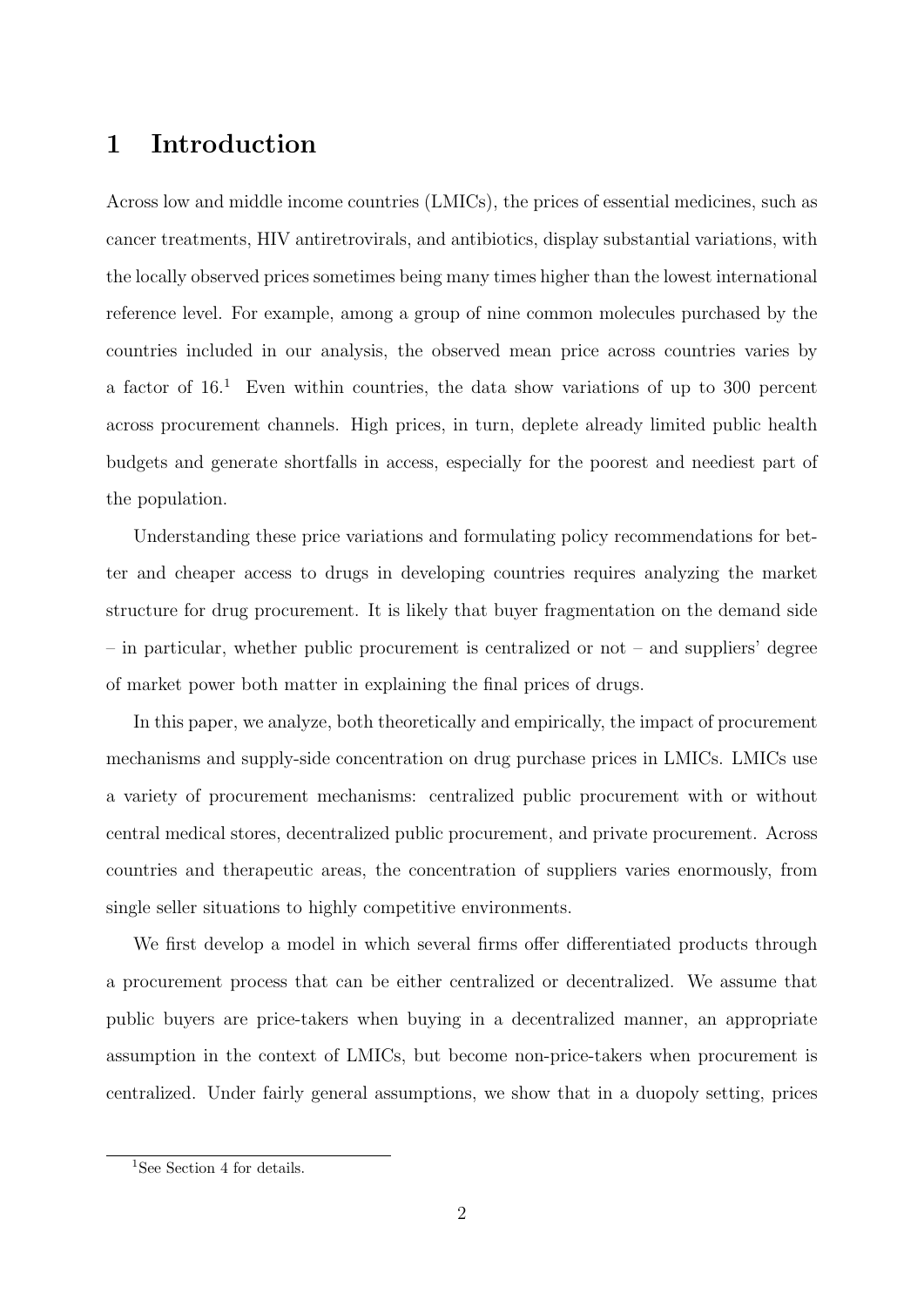# 1 Introduction

Across low and middle income countries (LMICs), the prices of essential medicines, such as cancer treatments, HIV antiretrovirals, and antibiotics, display substantial variations, with the locally observed prices sometimes being many times higher than the lowest international reference level. For example, among a group of nine common molecules purchased by the countries included in our analysis, the observed mean price across countries varies by a factor of 16.[1] Even within countries, the data show variations of up to 300 percent across procurement channels. High prices, in turn, deplete already limited public health budgets and generate shortfalls in access, especially for the poorest and neediest part of the population.

Understanding these price variations and formulating policy recommendations for better and cheaper access to drugs in developing countries requires analyzing the market structure for drug procurement. It is likely that buyer fragmentation on the demand side – in particular, whether public procurement is centralized or not – and suppliers' degree of market power both matter in explaining the final prices of drugs.

In this paper, we analyze, both theoretically and empirically, the impact of procurement mechanisms and supply-side concentration on drug purchase prices in LMICs. LMICs use a variety of procurement mechanisms: centralized public procurement with or without central medical stores, decentralized public procurement, and private procurement. Across countries and therapeutic areas, the concentration of suppliers varies enormously, from single seller situations to highly competitive environments.

We first develop a model in which several firms offer differentiated products through a procurement process that can be either centralized or decentralized. We assume that public buyers are price-takers when buying in a decentralized manner, an appropriate assumption in the context of LMICs, but become non-price-takers when procurement is centralized. Under fairly general assumptions, we show that in a duopoly setting, prices

[1] See Section 4 for details.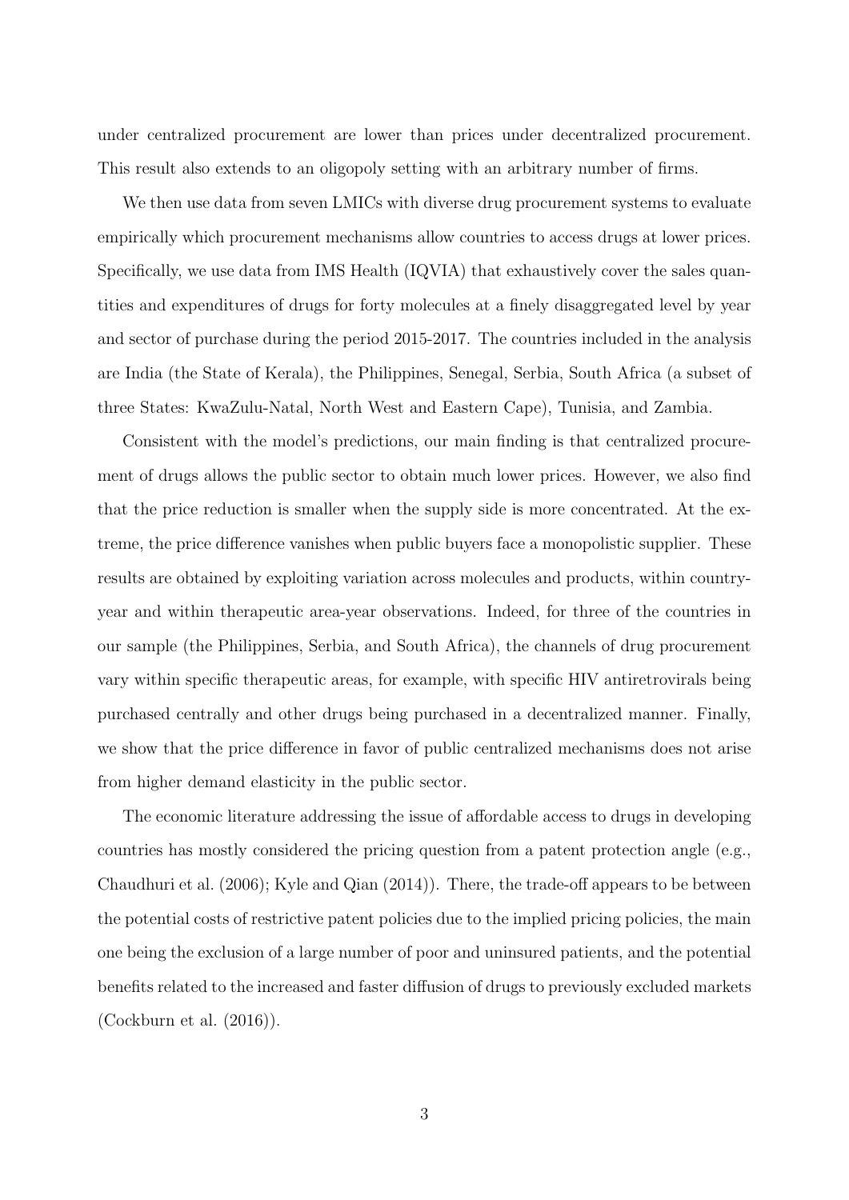under centralized procurement are lower than prices under decentralized procurement. This result also extends to an oligopoly setting with an arbitrary number of firms.

We then use data from seven LMICs with diverse drug procurement systems to evaluate empirically which procurement mechanisms allow countries to access drugs at lower prices. Specifically, we use data from IMS Health (IQVIA) that exhaustively cover the sales quantities and expenditures of drugs for forty molecules at a finely disaggregated level by year and sector of purchase during the period 2015-2017. The countries included in the analysis are India (the State of Kerala), the Philippines, Senegal, Serbia, South Africa (a subset of three States: KwaZulu-Natal, North West and Eastern Cape), Tunisia, and Zambia.

Consistent with the model's predictions, our main finding is that centralized procurement of drugs allows the public sector to obtain much lower prices. However, we also find that the price reduction is smaller when the supply side is more concentrated. At the extreme, the price difference vanishes when public buyers face a monopolistic supplier. These results are obtained by exploiting variation across molecules and products, within country-year and within therapeutic area-year observations. Indeed, for three of the countries in our sample (the Philippines, Serbia, and South Africa), the channels of drug procurement vary within specific therapeutic areas, for example, with specific HIV antiretrovirals being purchased centrally and other drugs being purchased in a decentralized manner. Finally, we show that the price difference in favor of public centralized mechanisms does not arise from higher demand elasticity in the public sector.

The economic literature addressing the issue of affordable access to drugs in developing countries has mostly considered the pricing question from a patent protection angle (e.g., Chaudhuri et al. (2006); Kyle and Qian (2014)). There, the trade-off appears to be between the potential costs of restrictive patent policies due to the implied pricing policies, the main one being the exclusion of a large number of poor and uninsured patients, and the potential benefits related to the increased and faster diffusion of drugs to previously excluded markets (Cockburn et al. (2016)).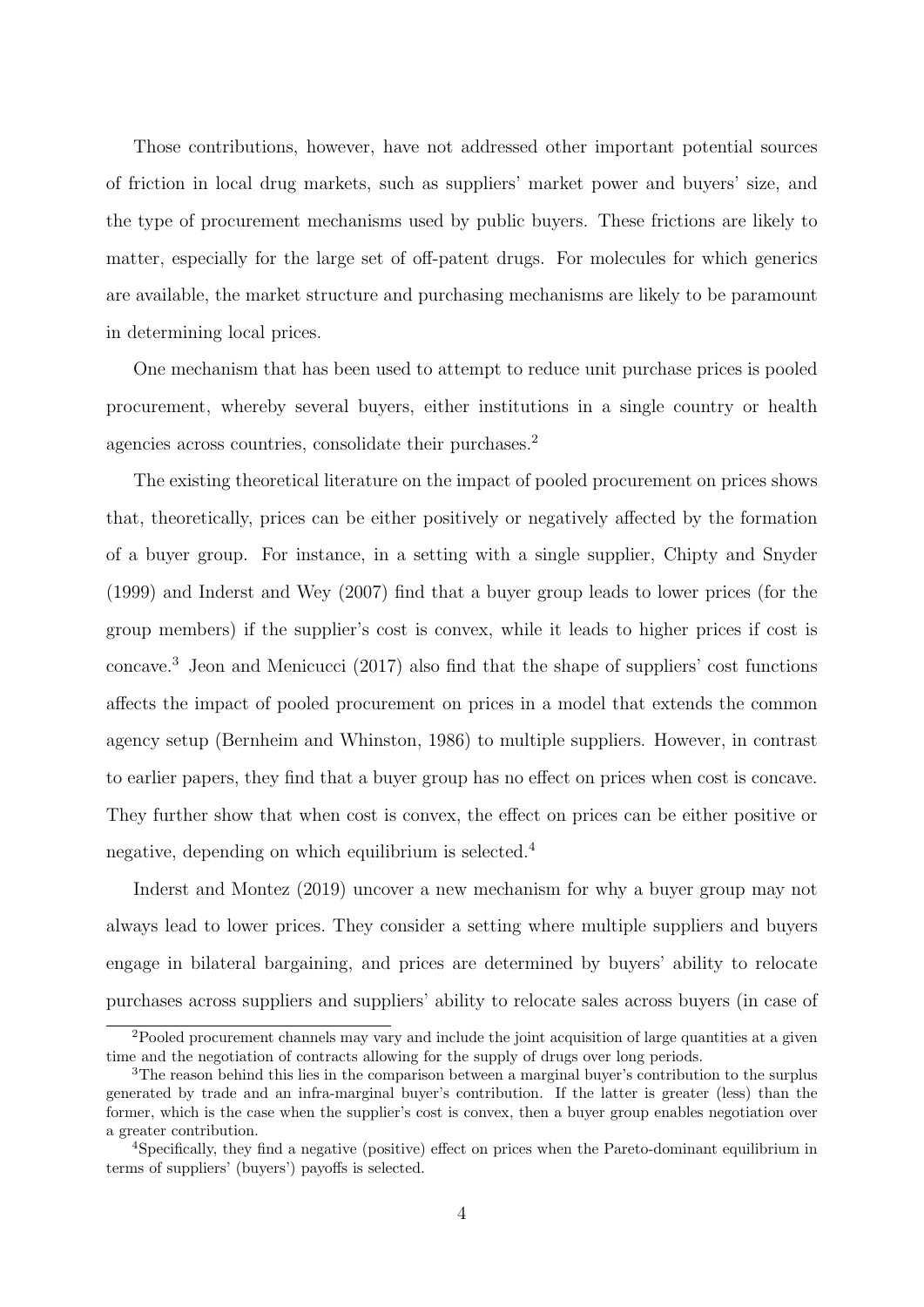Those contributions, however, have not addressed other important potential sources of friction in local drug markets, such as suppliers' market power and buyers' size, and the type of procurement mechanisms used by public buyers. These frictions are likely to matter, especially for the large set of off-patent drugs. For molecules for which generics are available, the market structure and purchasing mechanisms are likely to be paramount in determining local prices.

One mechanism that has been used to attempt to reduce unit purchase prices is pooled procurement, whereby several buyers, either institutions in a single country or health agencies across countries, consolidate their purchases.[2]

The existing theoretical literature on the impact of pooled procurement on prices shows that, theoretically, prices can be either positively or negatively affected by the formation of a buyer group. For instance, in a setting with a single supplier, Chipty and Snyder (1999) and Inderst and Wey (2007) find that a buyer group leads to lower prices (for the group members) if the supplier's cost is convex, while it leads to higher prices if cost is concave.[3] Jeon and Menicucci (2017) also find that the shape of suppliers' cost functions affects the impact of pooled procurement on prices in a model that extends the common agency setup (Bernheim and Whinston, 1986) to multiple suppliers. However, in contrast to earlier papers, they find that a buyer group has no effect on prices when cost is concave. They further show that when cost is convex, the effect on prices can be either positive or negative, depending on which equilibrium is selected.[4]

Inderst and Montez (2019) uncover a new mechanism for why a buyer group may not always lead to lower prices. They consider a setting where multiple suppliers and buyers engage in bilateral bargaining, and prices are determined by buyers' ability to relocate purchases across suppliers and suppliers' ability to relocate sales across buyers (in case of

[2]Pooled procurement channels may vary and include the joint acquisition of large quantities at a given time and the negotiation of contracts allowing for the supply of drugs over long periods.

[3]The reason behind this lies in the comparison between a marginal buyer's contribution to the surplus generated by trade and an infra-marginal buyer's contribution. If the latter is greater (less) than the former, which is the case when the supplier's cost is convex, then a buyer group enables negotiation over a greater contribution.

[4]Specifically, they find a negative (positive) effect on prices when the Pareto-dominant equilibrium in terms of suppliers' (buyers') payoffs is selected.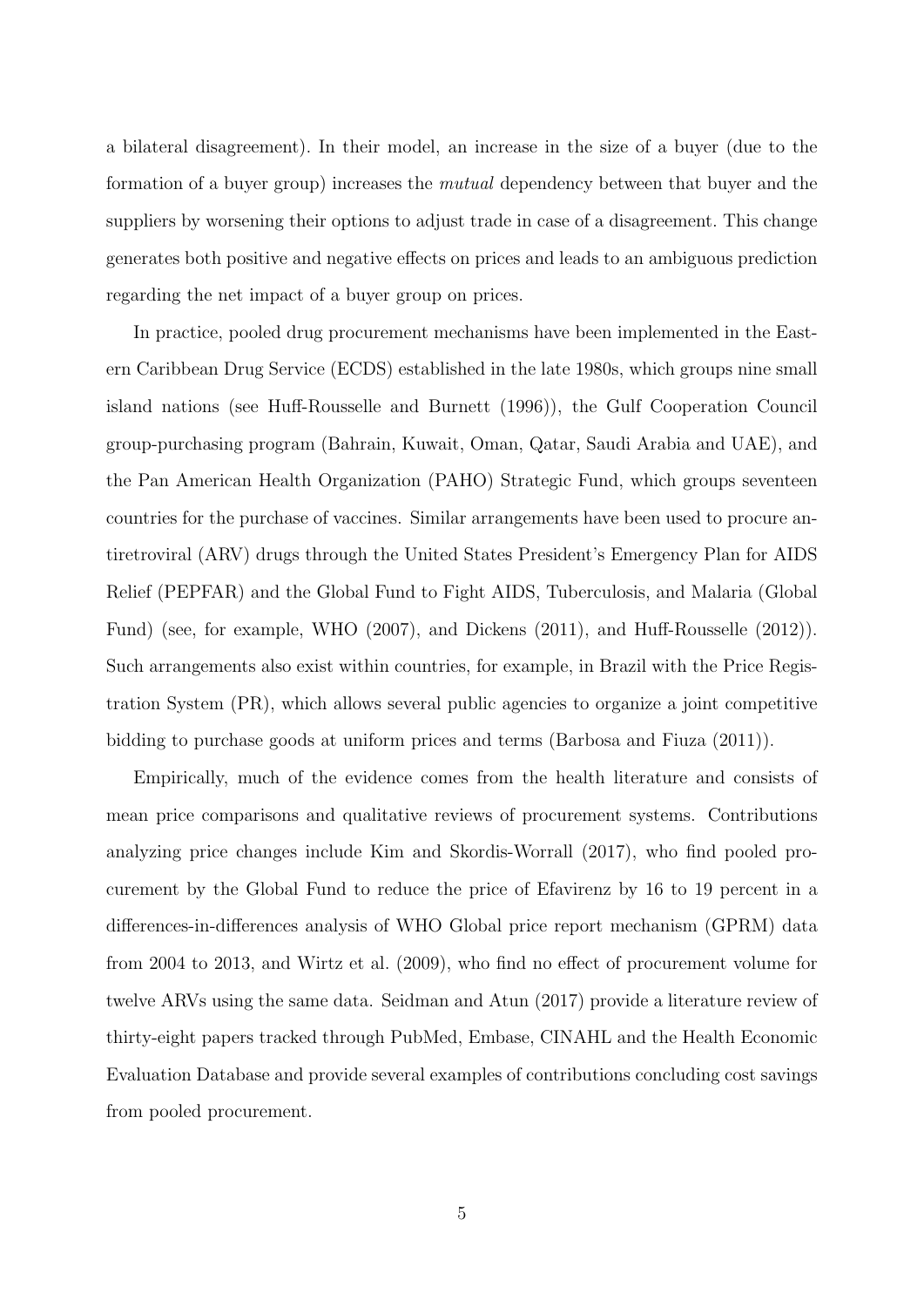a bilateral disagreement). In their model, an increase in the size of a buyer (due to the formation of a buyer group) increases the *mutual* dependency between that buyer and the suppliers by worsening their options to adjust trade in case of a disagreement. This change generates both positive and negative effects on prices and leads to an ambiguous prediction regarding the net impact of a buyer group on prices.

In practice, pooled drug procurement mechanisms have been implemented in the Eastern Caribbean Drug Service (ECDS) established in the late 1980s, which groups nine small island nations (see Huff-Rousselle and Burnett (1996)), the Gulf Cooperation Council group-purchasing program (Bahrain, Kuwait, Oman, Qatar, Saudi Arabia and UAE), and the Pan American Health Organization (PAHO) Strategic Fund, which groups seventeen countries for the purchase of vaccines. Similar arrangements have been used to procure antiretroviral (ARV) drugs through the United States President's Emergency Plan for AIDS Relief (PEPFAR) and the Global Fund to Fight AIDS, Tuberculosis, and Malaria (Global Fund) (see, for example, WHO (2007), and Dickens (2011), and Huff-Rousselle (2012)). Such arrangements also exist within countries, for example, in Brazil with the Price Registration System (PR), which allows several public agencies to organize a joint competitive bidding to purchase goods at uniform prices and terms (Barbosa and Fiuza (2011)).

Empirically, much of the evidence comes from the health literature and consists of mean price comparisons and qualitative reviews of procurement systems. Contributions analyzing price changes include Kim and Skordis-Worrall (2017), who find pooled procurement by the Global Fund to reduce the price of Efavirenz by 16 to 19 percent in a differences-in-differences analysis of WHO Global price report mechanism (GPRM) data from 2004 to 2013, and Wirtz et al. (2009), who find no effect of procurement volume for twelve ARVs using the same data. Seidman and Atun (2017) provide a literature review of thirty-eight papers tracked through PubMed, Embase, CINAHL and the Health Economic Evaluation Database and provide several examples of contributions concluding cost savings from pooled procurement.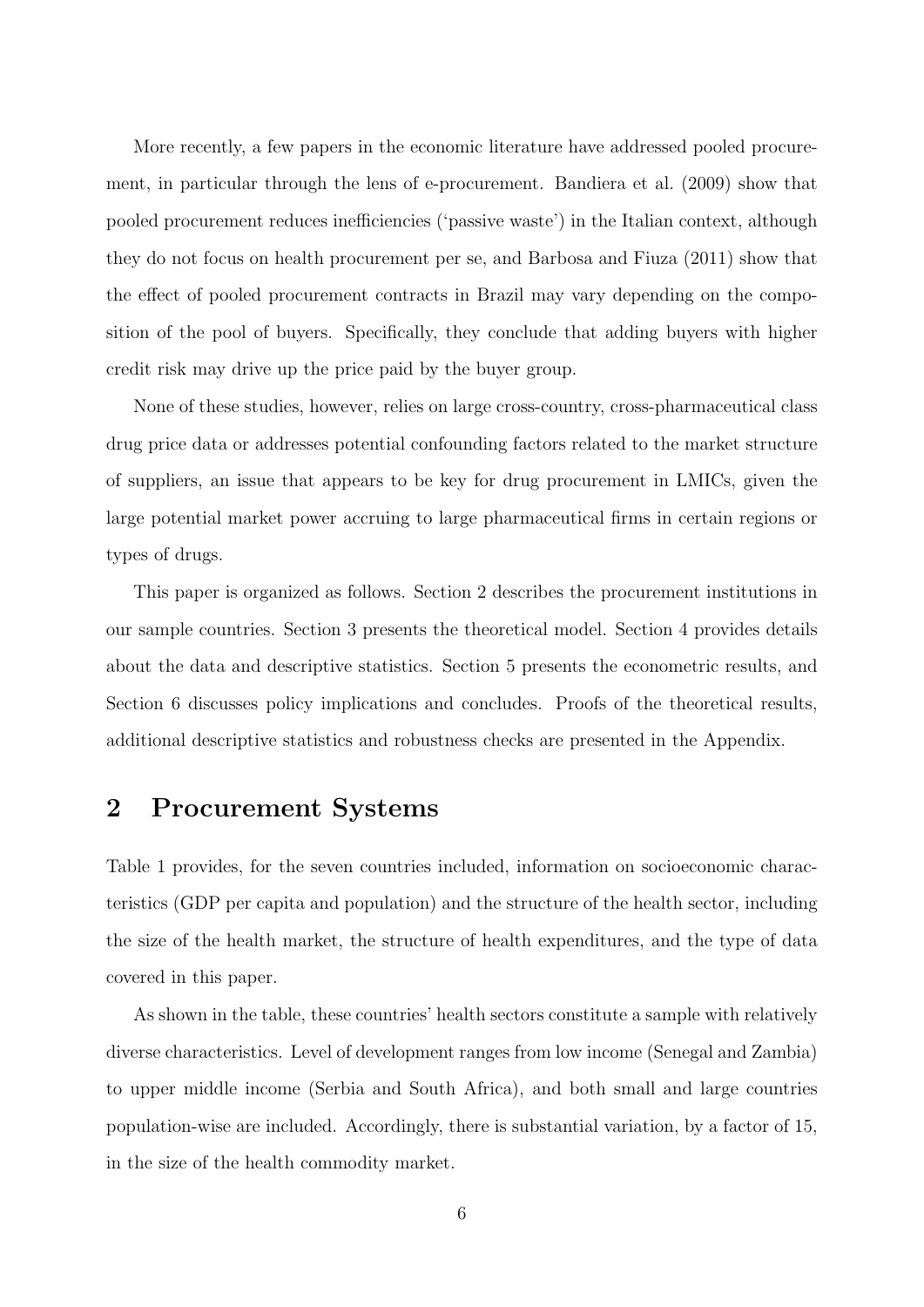More recently, a few papers in the economic literature have addressed pooled procurement, in particular through the lens of e-procurement. Bandiera et al. (2009) show that pooled procurement reduces inefficiencies ('passive waste') in the Italian context, although they do not focus on health procurement per se, and Barbosa and Fiuza (2011) show that the effect of pooled procurement contracts in Brazil may vary depending on the composition of the pool of buyers. Specifically, they conclude that adding buyers with higher credit risk may drive up the price paid by the buyer group.

None of these studies, however, relies on large cross-country, cross-pharmaceutical class drug price data or addresses potential confounding factors related to the market structure of suppliers, an issue that appears to be key for drug procurement in LMICs, given the large potential market power accruing to large pharmaceutical firms in certain regions or types of drugs.

This paper is organized as follows. Section 2 describes the procurement institutions in our sample countries. Section 3 presents the theoretical model. Section 4 provides details about the data and descriptive statistics. Section 5 presents the econometric results, and Section 6 discusses policy implications and concludes. Proofs of the theoretical results, additional descriptive statistics and robustness checks are presented in the Appendix.

## 2 Procurement Systems

Table 1 provides, for the seven countries included, information on socioeconomic characteristics (GDP per capita and population) and the structure of the health sector, including the size of the health market, the structure of health expenditures, and the type of data covered in this paper.

As shown in the table, these countries' health sectors constitute a sample with relatively diverse characteristics. Level of development ranges from low income (Senegal and Zambia) to upper middle income (Serbia and South Africa), and both small and large countries population-wise are included. Accordingly, there is substantial variation, by a factor of 15, in the size of the health commodity market.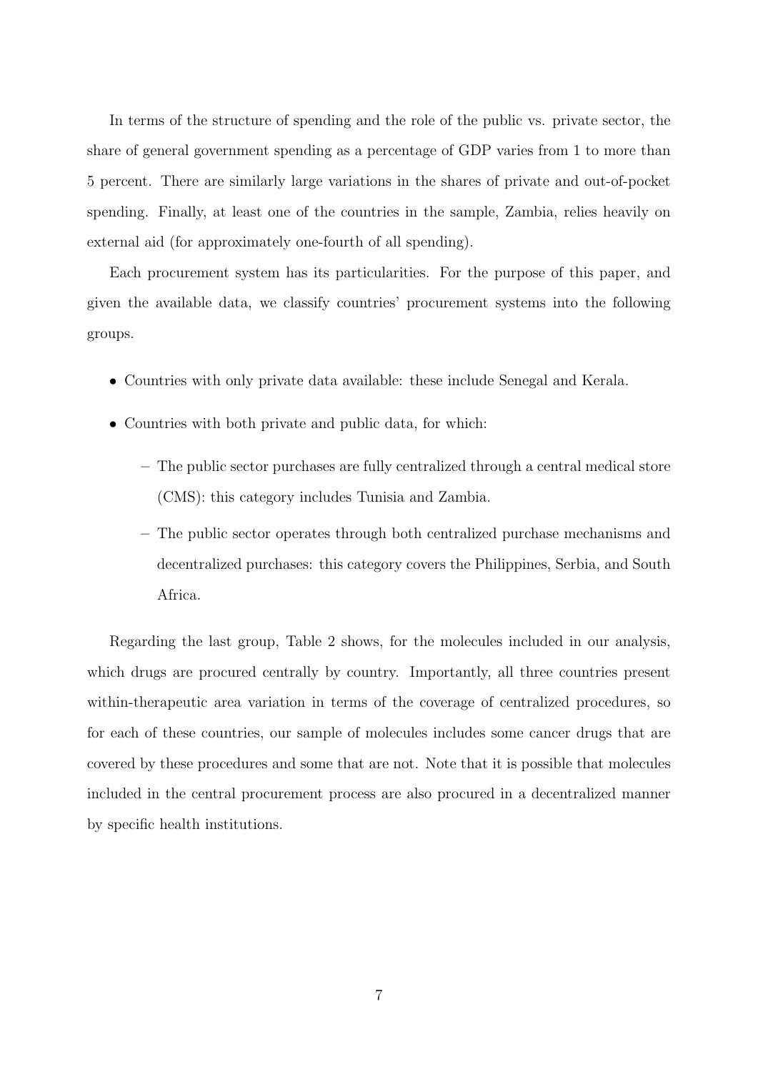In terms of the structure of spending and the role of the public vs. private sector, the share of general government spending as a percentage of GDP varies from 1 to more than 5 percent. There are similarly large variations in the shares of private and out-of-pocket spending. Finally, at least one of the countries in the sample, Zambia, relies heavily on external aid (for approximately one-fourth of all spending).

Each procurement system has its particularities. For the purpose of this paper, and given the available data, we classify countries' procurement systems into the following groups.

- Countries with only private data available: these include Senegal and Kerala.
- Countries with both private and public data, for which:
  - The public sector purchases are fully centralized through a central medical store (CMS): this category includes Tunisia and Zambia.
  - The public sector operates through both centralized purchase mechanisms and decentralized purchases: this category covers the Philippines, Serbia, and South Africa.

Regarding the last group, Table 2 shows, for the molecules included in our analysis, which drugs are procured centrally by country. Importantly, all three countries present within-therapeutic area variation in terms of the coverage of centralized procedures, so for each of these countries, our sample of molecules includes some cancer drugs that are covered by these procedures and some that are not. Note that it is possible that molecules included in the central procurement process are also procured in a decentralized manner by specific health institutions.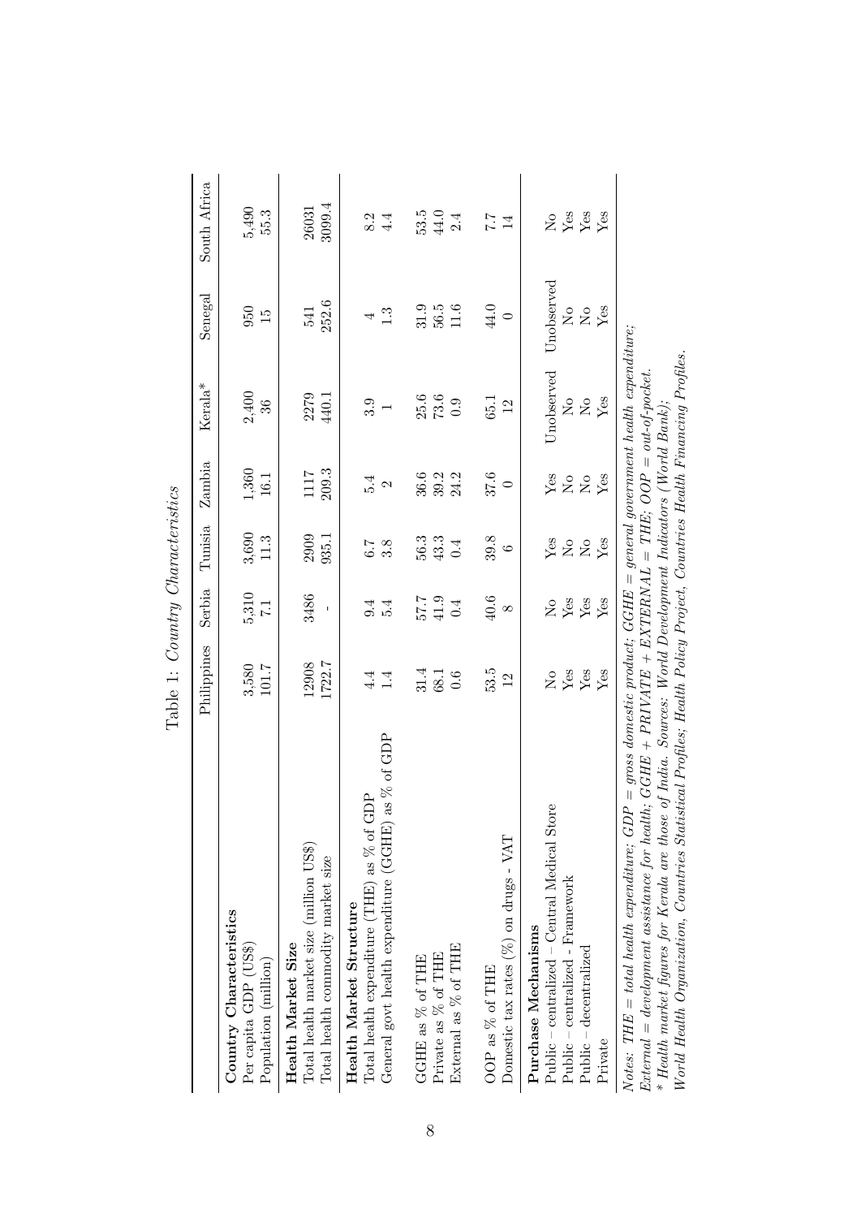Table 1: *Country Characteristics*

| | Philippines | Serbia | Tunisia | Zambia | Kerala* | Senegal | South Africa |
|---|---|---|---|---|---|---|---|
| **Country Characteristics** | | | | | | | |
| Per capita GDP (US$) | 3,580 | 5,310 | 3,690 | 1,360 | 2,400 | 950 | 5,490 |
| Population (million) | 101.7 | 7.1 | 11.3 | 16.1 | 36 | 15 | 55.3 |
| **Health Market Size** | | | | | | | |
| Total health market size (million US$) | 12908 | 3486 | 2909 | 1117 | 2279 | 541 | 26031 |
| Total health commodity market size | 1722.7 | - | 935.1 | 209.3 | 440.1 | 252.6 | 3099.4 |
| **Health Market Structure** | | | | | | | |
| Total health expenditure (THE) as % of GDP | 4.4 | 9.4 | 6.7 | 5.4 | 3.9 | 4 | 8.2 |
| General govt health expenditure (GGHE) as % of GDP | 1.4 | 5.4 | 3.8 | 2 | 1 | 1.3 | 4.4 |
| GGHE as % of THE | 31.4 | 57.7 | 56.3 | 36.6 | 25.6 | 31.9 | 53.5 |
| Private as % of THE | 68.1 | 41.9 | 43.3 | 39.2 | 73.6 | 56.5 | 44.0 |
| External as % of THE | 0.6 | 0.4 | 0.4 | 24.2 | 0.9 | 11.6 | 2.4 |
| OOP as % of THE | 53.5 | 40.6 | 39.8 | 37.6 | 65.1 | 44.0 | 7.7 |
| Domestic tax rates (%) on drugs - VAT | 12 | 8 | 6 | 0 | 12 | 0 | 14 |
| **Purchase Mechanisms** | | | | | | | |
| Public – centralized – Central Medical Store | No | No | Yes | Yes | Unobserved | Unobserved | No |
| Public – centralized - Framework | Yes | Yes | No | No | No | No | Yes |
| Public – decentralized | Yes | Yes | No | No | No | No | Yes |
| Private | Yes | Yes | Yes | Yes | Yes | Yes | Yes |

*Notes: THE = total health expenditure; GDP = gross domestic product; GGHE = general government health expenditure; External = development assistance for health; GGHE + PRIVATE + EXTERNAL = THE; OOP = out-of-pocket.*
*\* Health market figures for Kerala are those of India. Sources: World Development Indicators (World Bank); World Health Organization, Countries Statistical Profiles; Health Policy Project, Countries Health Financing Profiles.*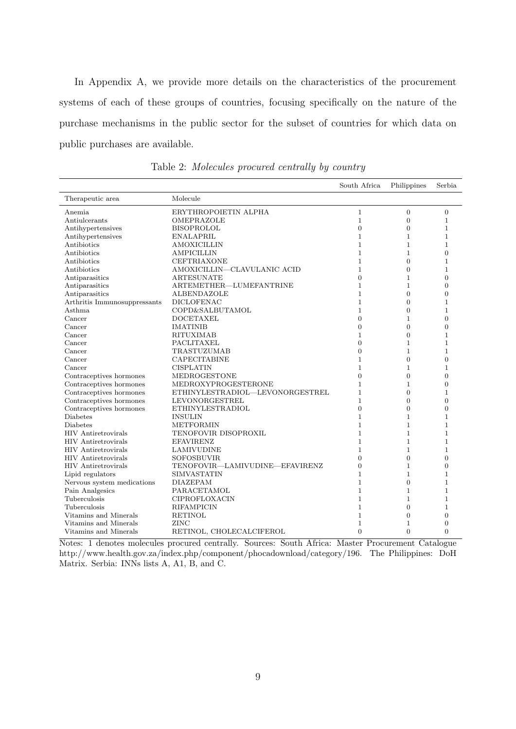In Appendix A, we provide more details on the characteristics of the procurement systems of each of these groups of countries, focusing specifically on the nature of the purchase mechanisms in the public sector for the subset of countries for which data on public purchases are available.

Table 2: *Molecules procured centrally by country*

| Therapeutic area | Molecule | South Africa | Philippines | Serbia |
|---|---|---|---|---|
| Anemia | ERYTHROPOIETIN ALPHA | 1 | 0 | 0 |
| Antiulcerants | OMEPRAZOLE | 1 | 0 | 1 |
| Antihypertensives | BISOPROLOL | 0 | 0 | 1 |
| Antihypertensives | ENALAPRIL | 1 | 1 | 1 |
| Antibiotics | AMOXICILLIN | 1 | 1 | 1 |
| Antibiotics | AMPICILLIN | 1 | 1 | 0 |
| Antibiotics | CEFTRIAXONE | 1 | 0 | 1 |
| Antibiotics | AMOXICILLIN—CLAVULANIC ACID | 1 | 0 | 1 |
| Antiparasitics | ARTESUNATE | 0 | 1 | 0 |
| Antiparasitics | ARTEMETHER—LUMEFANTRINE | 1 | 1 | 0 |
| Antiparasitics | ALBENDAZOLE | 1 | 0 | 0 |
| Arthritis Immunosuppressants | DICLOFENAC | 1 | 0 | 1 |
| Asthma | COPD&SALBUTAMOL | 1 | 0 | 1 |
| Cancer | DOCETAXEL | 0 | 1 | 0 |
| Cancer | IMATINIB | 0 | 0 | 0 |
| Cancer | RITUXIMAB | 1 | 0 | 1 |
| Cancer | PACLITAXEL | 0 | 1 | 1 |
| Cancer | TRASTUZUMAB | 0 | 1 | 1 |
| Cancer | CAPECITABINE | 1 | 0 | 0 |
| Cancer | CISPLATIN | 1 | 1 | 1 |
| Contraceptives hormones | MEDROGESTONE | 0 | 0 | 0 |
| Contraceptives hormones | MEDROXYPROGESTERONE | 1 | 1 | 0 |
| Contraceptives hormones | ETHINYLESTRADIOL—LEVONORGESTREL | 1 | 0 | 1 |
| Contraceptives hormones | LEVONORGESTREL | 1 | 0 | 0 |
| Contraceptives hormones | ETHINYLESTRADIOL | 0 | 0 | 0 |
| Diabetes | INSULIN | 1 | 1 | 1 |
| Diabetes | METFORMIN | 1 | 1 | 1 |
| HIV Antiretrovirals | TENOFOVIR DISOPROXIL | 1 | 1 | 1 |
| HIV Antiretrovirals | EFAVIRENZ | 1 | 1 | 1 |
| HIV Antiretrovirals | LAMIVUDINE | 1 | 1 | 1 |
| HIV Antiretrovirals | SOFOSBUVIR | 0 | 0 | 0 |
| HIV Antiretrovirals | TENOFOVIR—LAMIVUDINE—EFAVIRENZ | 0 | 1 | 0 |
| Lipid regulators | SIMVASTATIN | 1 | 1 | 1 |
| Nervous system medications | DIAZEPAM | 1 | 0 | 1 |
| Pain Analgesics | PARACETAMOL | 1 | 1 | 1 |
| Tuberculosis | CIPROFLOXACIN | 1 | 1 | 1 |
| Tuberculosis | RIFAMPICIN | 1 | 0 | 1 |
| Vitamins and Minerals | RETINOL | 1 | 0 | 0 |
| Vitamins and Minerals | ZINC | 1 | 1 | 0 |
| Vitamins and Minerals | RETINOL, CHOLECALCIFEROL | 0 | 0 | 0 |

Notes: 1 denotes molecules procured centrally. Sources: South Africa: Master Procurement Catalogue http://www.health.gov.za/index.php/component/phocadownload/category/196. The Philippines: DoH Matrix. Serbia: INNs lists A, A1, B, and C.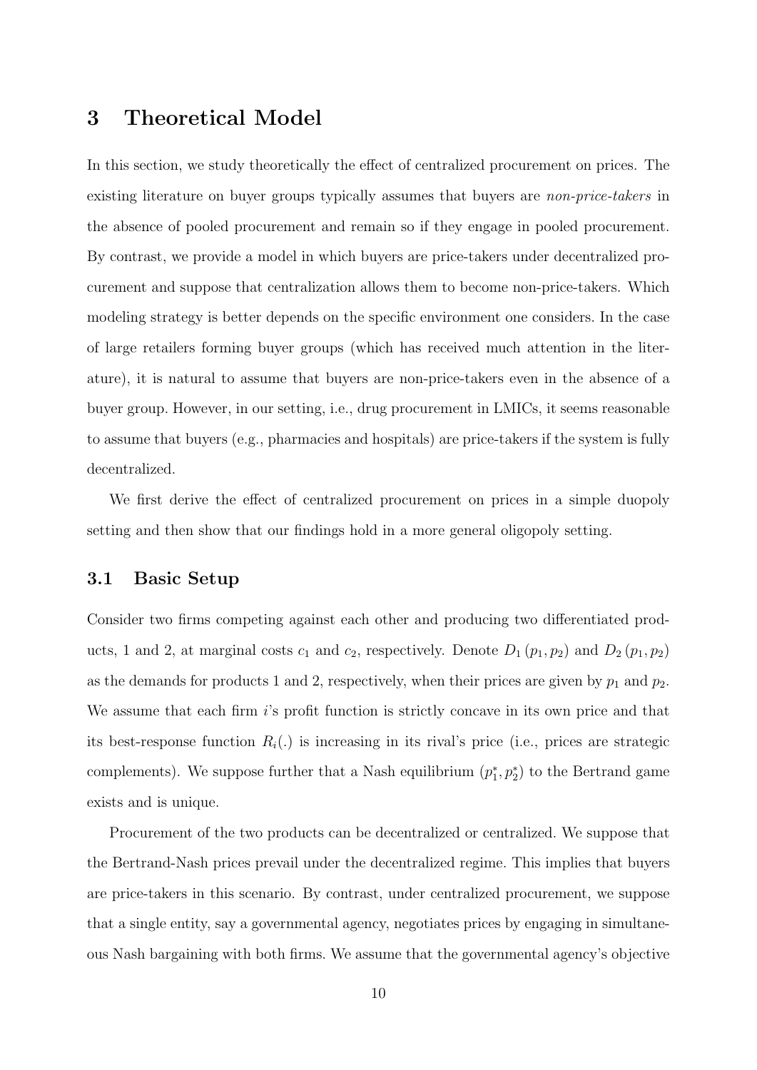# 3 Theoretical Model

In this section, we study theoretically the effect of centralized procurement on prices. The existing literature on buyer groups typically assumes that buyers are *non-price-takers* in the absence of pooled procurement and remain so if they engage in pooled procurement. By contrast, we provide a model in which buyers are price-takers under decentralized procurement and suppose that centralization allows them to become non-price-takers. Which modeling strategy is better depends on the specific environment one considers. In the case of large retailers forming buyer groups (which has received much attention in the literature), it is natural to assume that buyers are non-price-takers even in the absence of a buyer group. However, in our setting, i.e., drug procurement in LMICs, it seems reasonable to assume that buyers (e.g., pharmacies and hospitals) are price-takers if the system is fully decentralized.

We first derive the effect of centralized procurement on prices in a simple duopoly setting and then show that our findings hold in a more general oligopoly setting.

## 3.1 Basic Setup

Consider two firms competing against each other and producing two differentiated products, 1 and 2, at marginal costs $c_1$ and $c_2$, respectively. Denote $D_1(p_1, p_2)$ and $D_2(p_1, p_2)$ as the demands for products 1 and 2, respectively, when their prices are given by $p_1$ and $p_2$. We assume that each firm $i$'s profit function is strictly concave in its own price and that its best-response function $R_i(.)$ is increasing in its rival's price (i.e., prices are strategic complements). We suppose further that a Nash equilibrium $(p_1^*, p_2^*)$ to the Bertrand game exists and is unique.

Procurement of the two products can be decentralized or centralized. We suppose that the Bertrand-Nash prices prevail under the decentralized regime. This implies that buyers are price-takers in this scenario. By contrast, under centralized procurement, we suppose that a single entity, say a governmental agency, negotiates prices by engaging in simultaneous Nash bargaining with both firms. We assume that the governmental agency's objective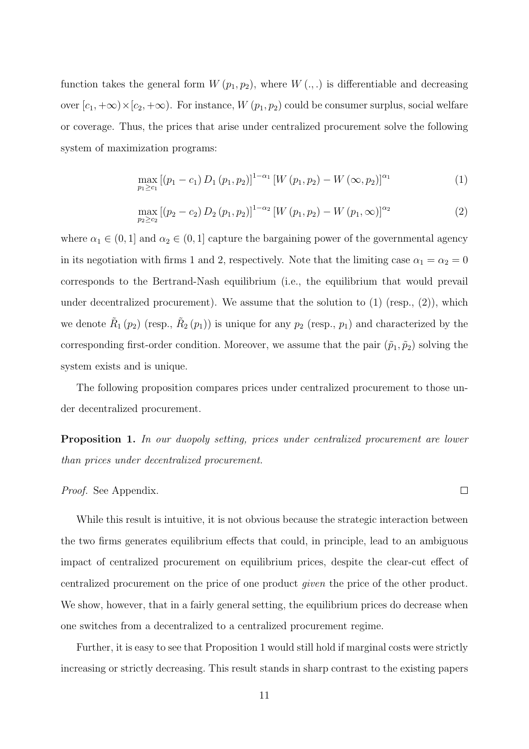function takes the general form $W(p_1, p_2)$, where $W(.,.)$ is differentiable and decreasing over $[c_1, +\infty) \times [c_2, +\infty)$. For instance, $W(p_1, p_2)$ could be consumer surplus, social welfare or coverage. Thus, the prices that arise under centralized procurement solve the following system of maximization programs:

$$\max_{p_1 \geq c_1} \left[(p_1 - c_1) D_1(p_1, p_2)\right]^{1-\alpha_1} \left[W(p_1, p_2) - W(\infty, p_2)\right]^{\alpha_1} \tag{1}$$

$$\max_{p_2 \geq c_2} \left[(p_2 - c_2) D_2(p_1, p_2)\right]^{1-\alpha_2} \left[W(p_1, p_2) - W(p_1, \infty)\right]^{\alpha_2} \tag{2}$$

where $\alpha_1 \in (0, 1]$ and $\alpha_2 \in (0, 1]$ capture the bargaining power of the governmental agency in its negotiation with firms 1 and 2, respectively. Note that the limiting case $\alpha_1 = \alpha_2 = 0$ corresponds to the Bertrand-Nash equilibrium (i.e., the equilibrium that would prevail under decentralized procurement). We assume that the solution to (1) (resp., (2)), which we denote $\tilde{R}_1(p_2)$ (resp., $\tilde{R}_2(p_1)$) is unique for any $p_2$ (resp., $p_1$) and characterized by the corresponding first-order condition. Moreover, we assume that the pair $(\tilde{p}_1, \tilde{p}_2)$ solving the system exists and is unique.

The following proposition compares prices under centralized procurement to those under decentralized procurement.

**Proposition 1.** *In our duopoly setting, prices under centralized procurement are lower than prices under decentralized procurement.*

*Proof.* See Appendix. □

While this result is intuitive, it is not obvious because the strategic interaction between the two firms generates equilibrium effects that could, in principle, lead to an ambiguous impact of centralized procurement on equilibrium prices, despite the clear-cut effect of centralized procurement on the price of one product *given* the price of the other product. We show, however, that in a fairly general setting, the equilibrium prices do decrease when one switches from a decentralized to a centralized procurement regime.

Further, it is easy to see that Proposition 1 would still hold if marginal costs were strictly increasing or strictly decreasing. This result stands in sharp contrast to the existing papers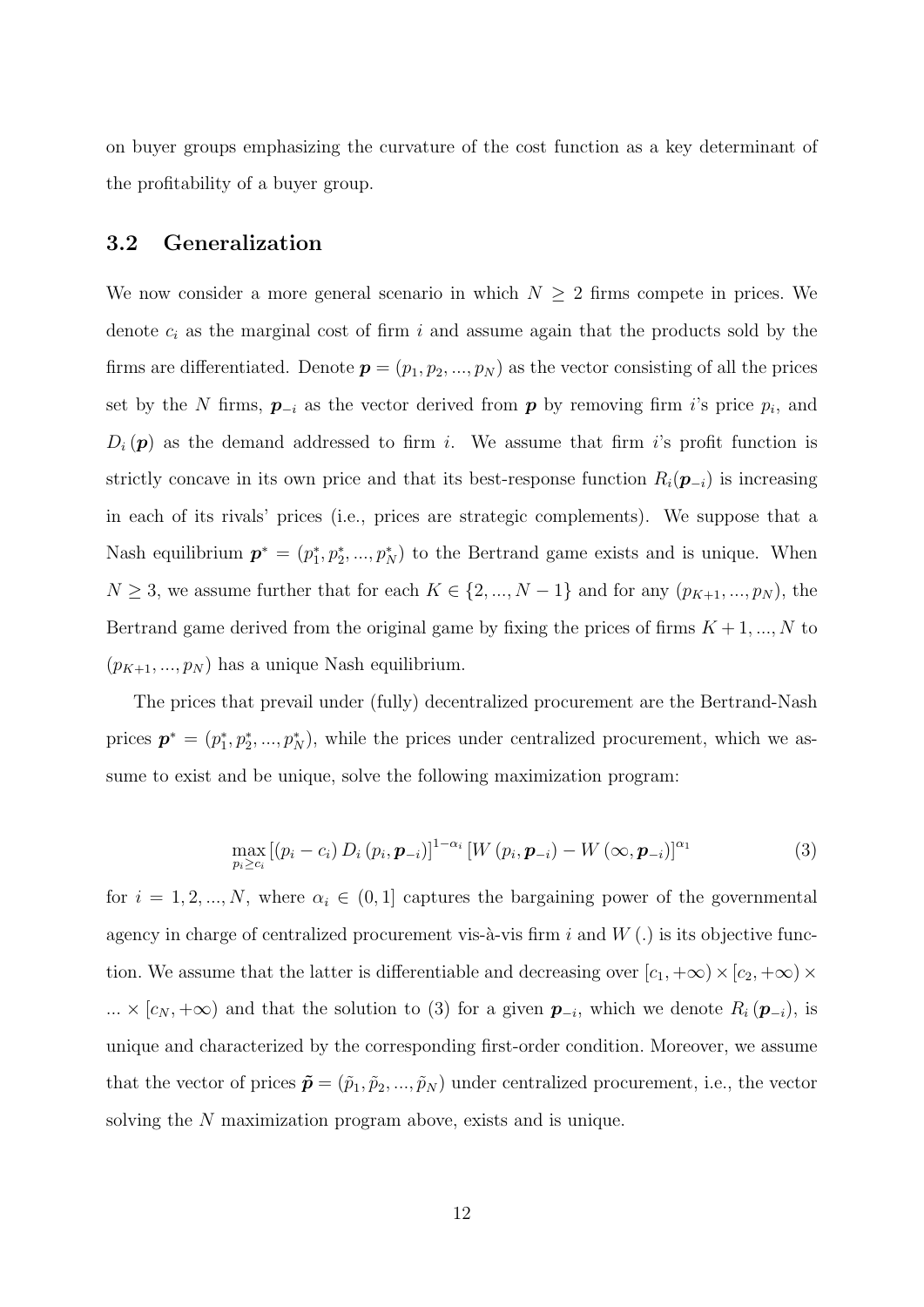on buyer groups emphasizing the curvature of the cost function as a key determinant of the profitability of a buyer group.

### 3.2 Generalization

We now consider a more general scenario in which $N \geq 2$ firms compete in prices. We denote $c_i$ as the marginal cost of firm $i$ and assume again that the products sold by the firms are differentiated. Denote $\boldsymbol{p} = (p_1, p_2, ..., p_N)$ as the vector consisting of all the prices set by the $N$ firms, $\boldsymbol{p}_{-i}$ as the vector derived from $\boldsymbol{p}$ by removing firm $i$'s price $p_i$, and $D_i(\boldsymbol{p})$ as the demand addressed to firm $i$. We assume that firm $i$'s profit function is strictly concave in its own price and that its best-response function $R_i(\boldsymbol{p}_{-i})$ is increasing in each of its rivals' prices (i.e., prices are strategic complements). We suppose that a Nash equilibrium $\boldsymbol{p}^* = (p_1^*, p_2^*, ..., p_N^*)$ to the Bertrand game exists and is unique. When $N \geq 3$, we assume further that for each $K \in \{2, ..., N-1\}$ and for any $(p_{K+1}, ..., p_N)$, the Bertrand game derived from the original game by fixing the prices of firms $K+1, ..., N$ to $(p_{K+1}, ..., p_N)$ has a unique Nash equilibrium.

The prices that prevail under (fully) decentralized procurement are the Bertrand-Nash prices $\boldsymbol{p}^* = (p_1^*, p_2^*, ..., p_N^*)$, while the prices under centralized procurement, which we assume to exist and be unique, solve the following maximization program:

$$\max_{p_i \geq c_i} \left[(p_i - c_i) D_i(p_i, \boldsymbol{p}_{-i})\right]^{1-\alpha_i} \left[W(p_i, \boldsymbol{p}_{-i}) - W(\infty, \boldsymbol{p}_{-i})\right]^{\alpha_1} \tag{3}$$

for $i = 1, 2, ..., N$, where $\alpha_i \in (0, 1]$ captures the bargaining power of the governmental agency in charge of centralized procurement vis-à-vis firm $i$ and $W(.)$ is its objective function. We assume that the latter is differentiable and decreasing over $[c_1, +\infty) \times [c_2, +\infty) \times ... \times [c_N, +\infty)$ and that the solution to (3) for a given $\boldsymbol{p}_{-i}$, which we denote $R_i(\boldsymbol{p}_{-i})$, is unique and characterized by the corresponding first-order condition. Moreover, we assume that the vector of prices $\tilde{\boldsymbol{p}} = (\tilde{p}_1, \tilde{p}_2, ..., \tilde{p}_N)$ under centralized procurement, i.e., the vector solving the $N$ maximization program above, exists and is unique.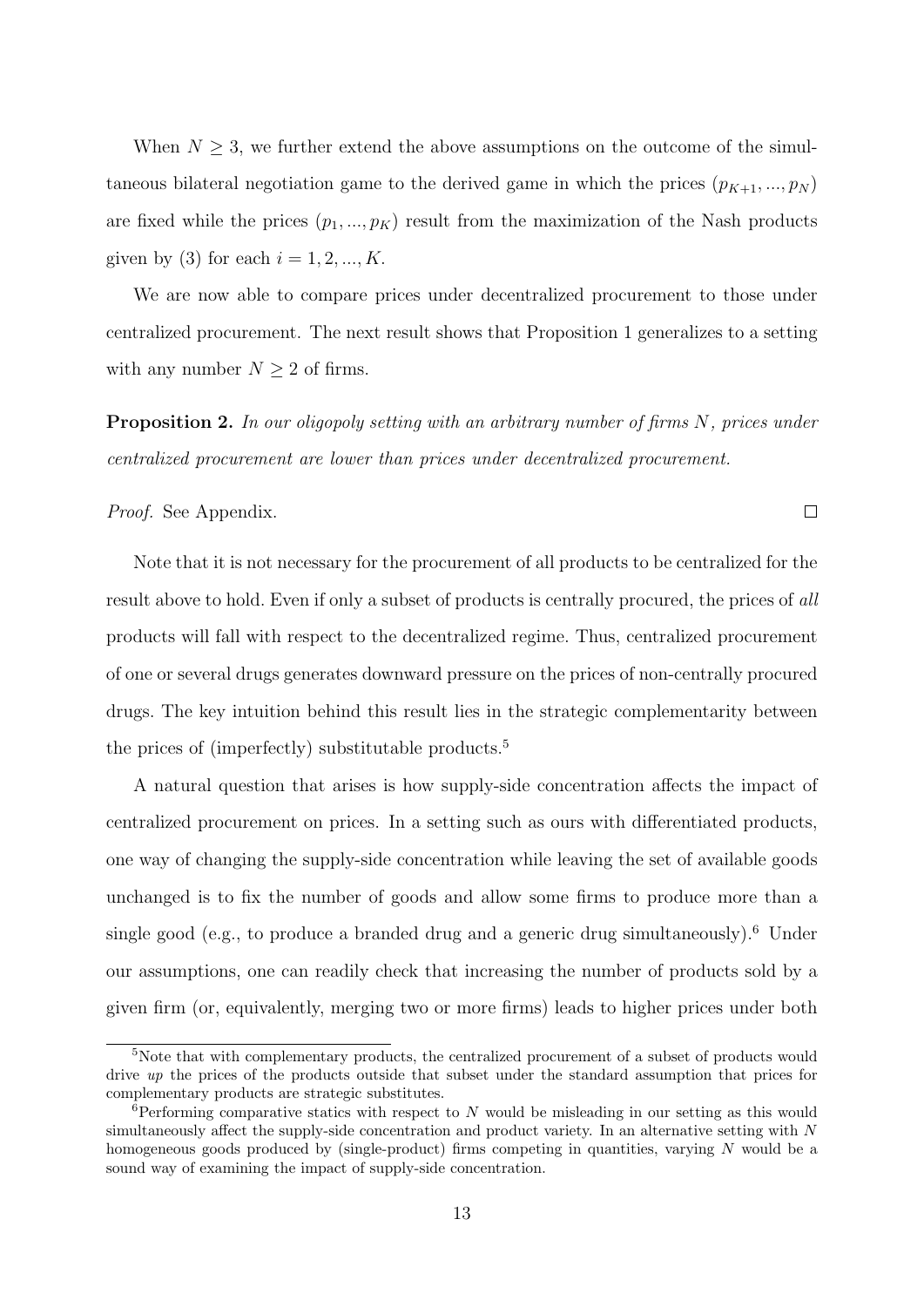When $N \geq 3$, we further extend the above assumptions on the outcome of the simultaneous bilateral negotiation game to the derived game in which the prices $(p_{K+1}, ..., p_N)$ are fixed while the prices $(p_1, ..., p_K)$ result from the maximization of the Nash products given by (3) for each $i = 1, 2, ..., K$.

We are now able to compare prices under decentralized procurement to those under centralized procurement. The next result shows that Proposition 1 generalizes to a setting with any number $N \geq 2$ of firms.

**Proposition 2.** *In our oligopoly setting with an arbitrary number of firms $N$, prices under centralized procurement are lower than prices under decentralized procurement.*

*Proof.* See Appendix. ∎

Note that it is not necessary for the procurement of all products to be centralized for the result above to hold. Even if only a subset of products is centrally procured, the prices of *all* products will fall with respect to the decentralized regime. Thus, centralized procurement of one or several drugs generates downward pressure on the prices of non-centrally procured drugs. The key intuition behind this result lies in the strategic complementarity between the prices of (imperfectly) substitutable products.[5]

A natural question that arises is how supply-side concentration affects the impact of centralized procurement on prices. In a setting such as ours with differentiated products, one way of changing the supply-side concentration while leaving the set of available goods unchanged is to fix the number of goods and allow some firms to produce more than a single good (e.g., to produce a branded drug and a generic drug simultaneously).[6] Under our assumptions, one can readily check that increasing the number of products sold by a given firm (or, equivalently, merging two or more firms) leads to higher prices under both

[5] Note that with complementary products, the centralized procurement of a subset of products would drive *up* the prices of the products outside that subset under the standard assumption that prices for complementary products are strategic substitutes.

[6] Performing comparative statics with respect to $N$ would be misleading in our setting as this would simultaneously affect the supply-side concentration and product variety. In an alternative setting with $N$ homogeneous goods produced by (single-product) firms competing in quantities, varying $N$ would be a sound way of examining the impact of supply-side concentration.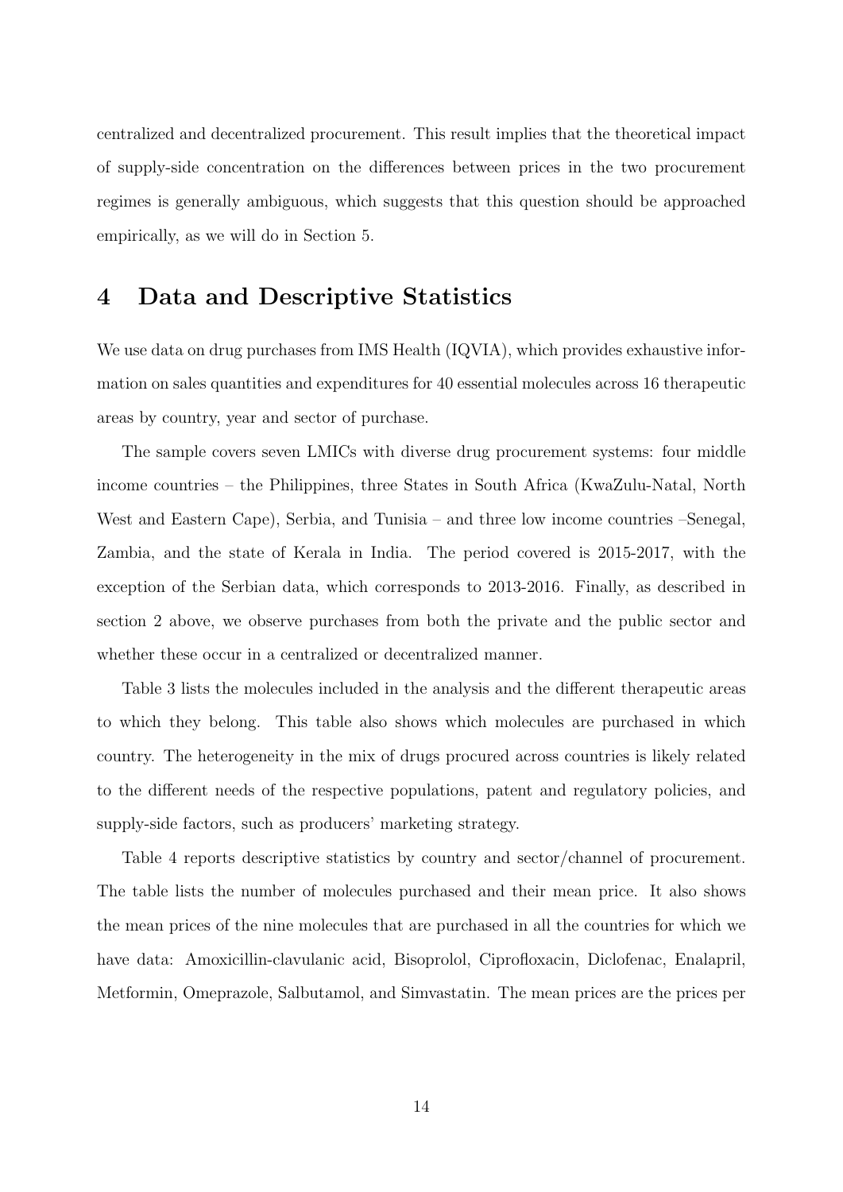centralized and decentralized procurement. This result implies that the theoretical impact of supply-side concentration on the differences between prices in the two procurement regimes is generally ambiguous, which suggests that this question should be approached empirically, as we will do in Section 5.

# 4 Data and Descriptive Statistics

We use data on drug purchases from IMS Health (IQVIA), which provides exhaustive information on sales quantities and expenditures for 40 essential molecules across 16 therapeutic areas by country, year and sector of purchase.

The sample covers seven LMICs with diverse drug procurement systems: four middle income countries – the Philippines, three States in South Africa (KwaZulu-Natal, North West and Eastern Cape), Serbia, and Tunisia – and three low income countries –Senegal, Zambia, and the state of Kerala in India. The period covered is 2015-2017, with the exception of the Serbian data, which corresponds to 2013-2016. Finally, as described in section 2 above, we observe purchases from both the private and the public sector and whether these occur in a centralized or decentralized manner.

Table 3 lists the molecules included in the analysis and the different therapeutic areas to which they belong. This table also shows which molecules are purchased in which country. The heterogeneity in the mix of drugs procured across countries is likely related to the different needs of the respective populations, patent and regulatory policies, and supply-side factors, such as producers' marketing strategy.

Table 4 reports descriptive statistics by country and sector/channel of procurement. The table lists the number of molecules purchased and their mean price. It also shows the mean prices of the nine molecules that are purchased in all the countries for which we have data: Amoxicillin-clavulanic acid, Bisoprolol, Ciprofloxacin, Diclofenac, Enalapril, Metformin, Omeprazole, Salbutamol, and Simvastatin. The mean prices are the prices per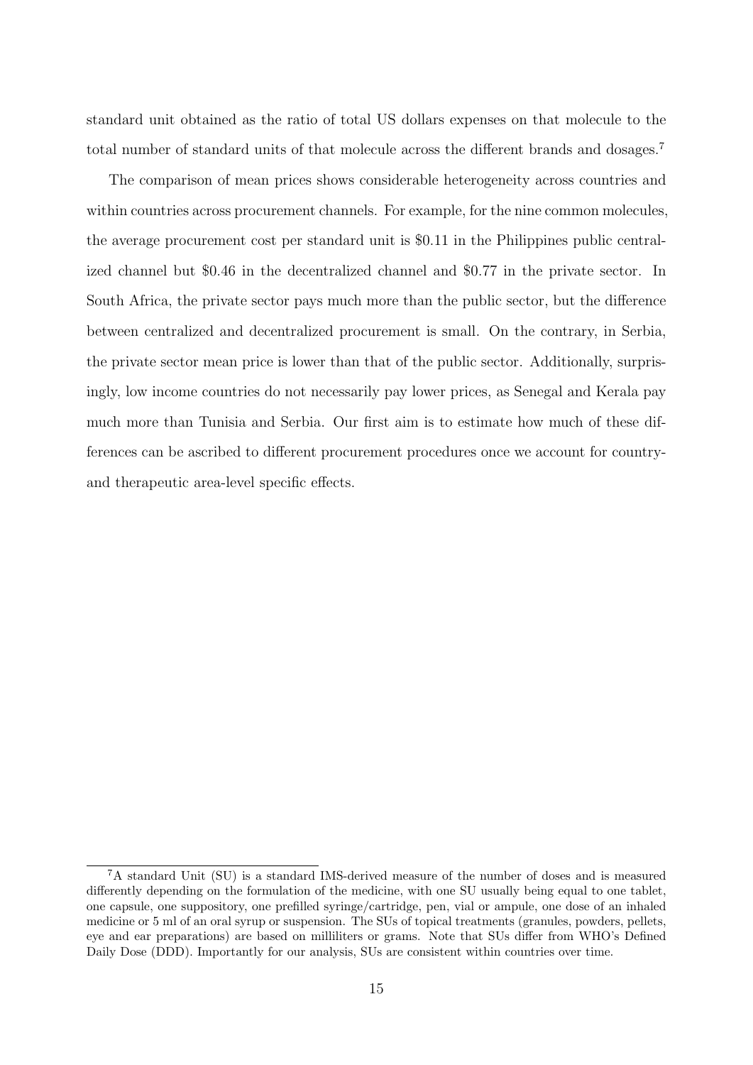standard unit obtained as the ratio of total US dollars expenses on that molecule to the total number of standard units of that molecule across the different brands and dosages.[7]

The comparison of mean prices shows considerable heterogeneity across countries and within countries across procurement channels. For example, for the nine common molecules, the average procurement cost per standard unit is \$0.11 in the Philippines public centralized channel but \$0.46 in the decentralized channel and \$0.77 in the private sector. In South Africa, the private sector pays much more than the public sector, but the difference between centralized and decentralized procurement is small. On the contrary, in Serbia, the private sector mean price is lower than that of the public sector. Additionally, surprisingly, low income countries do not necessarily pay lower prices, as Senegal and Kerala pay much more than Tunisia and Serbia. Our first aim is to estimate how much of these differences can be ascribed to different procurement procedures once we account for country- and therapeutic area-level specific effects.

[7] A standard Unit (SU) is a standard IMS-derived measure of the number of doses and is measured differently depending on the formulation of the medicine, with one SU usually being equal to one tablet, one capsule, one suppository, one prefilled syringe/cartridge, pen, vial or ampule, one dose of an inhaled medicine or 5 ml of an oral syrup or suspension. The SUs of topical treatments (granules, powders, pellets, eye and ear preparations) are based on milliliters or grams. Note that SUs differ from WHO's Defined Daily Dose (DDD). Importantly for our analysis, SUs are consistent within countries over time.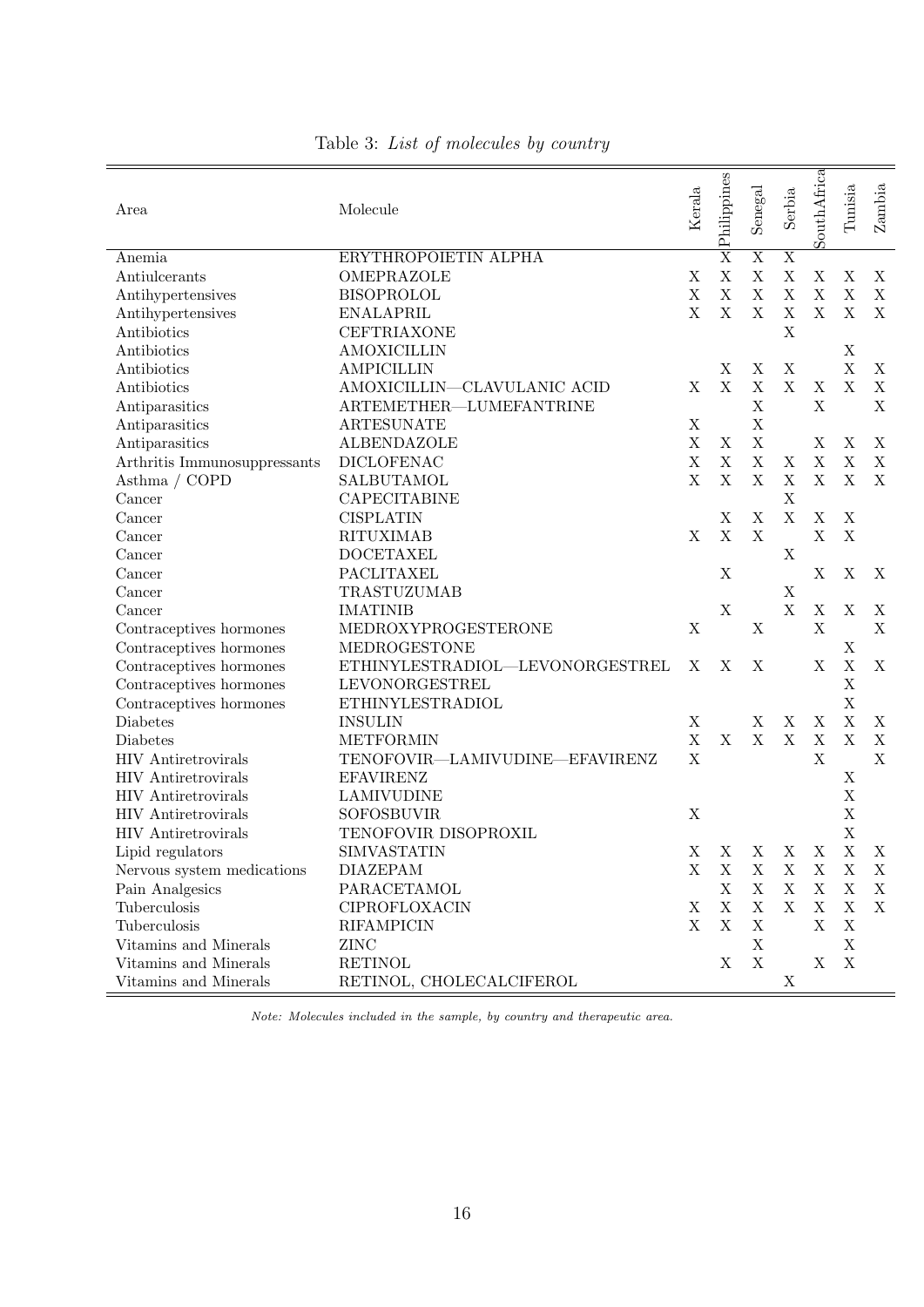Table 3: *List of molecules by country*

| Area | Molecule | Kerala | Philippines | Senegal | Serbia | SouthAfrica | Tunisia | Zambia |
|---|---|---|---|---|---|---|---|---|
| Anemia | ERYTHROPOIETIN ALPHA | | X | X | X | | | |
| Antiulcerants | OMEPRAZOLE | X | X | X | X | X | X | X |
| Antihypertensives | BISOPROLOL | X | X | X | X | X | X | X |
| Antihypertensives | ENALAPRIL | X | X | X | X | X | X | X |
| Antibiotics | CEFTRIAXONE | | | | X | | | |
| Antibiotics | AMOXICILLIN | | | | | | X | |
| Antibiotics | AMPICILLIN | | X | X | X | | X | X |
| Antibiotics | AMOXICILLIN—CLAVULANIC ACID | X | X | X | X | X | X | X |
| Antiparasitics | ARTEMETHER—LUMEFANTRINE | | | X | | X | | X |
| Antiparasitics | ARTESUNATE | X | | X | | | | |
| Antiparasitics | ALBENDAZOLE | X | X | X | | X | X | X |
| Arthritis Immunosuppressants | DICLOFENAC | X | X | X | X | X | X | X |
| Asthma / COPD | SALBUTAMOL | X | X | X | X | X | X | X |
| Cancer | CAPECITABINE | | | | X | | | |
| Cancer | CISPLATIN | | X | X | X | X | X | |
| Cancer | RITUXIMAB | X | X | X | | X | X | |
| Cancer | DOCETAXEL | | | | X | | | |
| Cancer | PACLITAXEL | | X | | | X | X | X |
| Cancer | TRASTUZUMAB | | | | X | | | |
| Cancer | IMATINIB | | X | | X | X | X | X |
| Contraceptives hormones | MEDROXYPROGESTERONE | X | | X | | X | | X |
| Contraceptives hormones | MEDROGESTONE | | | | | | X | |
| Contraceptives hormones | ETHINYLESTRADIOL—LEVONORGESTREL | X | X | X | | X | X | X |
| Contraceptives hormones | LEVONORGESTREL | | | | | | X | |
| Contraceptives hormones | ETHINYLESTRADIOL | | | | | | X | |
| Diabetes | INSULIN | X | | X | X | X | X | X |
| Diabetes | METFORMIN | X | X | X | X | X | X | X |
| HIV Antiretrovirals | TENOFOVIR—LAMIVUDINE—EFAVIRENZ | X | | | | X | | X |
| HIV Antiretrovirals | EFAVIRENZ | | | | | | X | |
| HIV Antiretrovirals | LAMIVUDINE | | | | | | X | |
| HIV Antiretrovirals | SOFOSBUVIR | X | | | | | X | |
| HIV Antiretrovirals | TENOFOVIR DISOPROXIL | | | | | | X | |
| Lipid regulators | SIMVASTATIN | X | X | X | X | X | X | X |
| Nervous system medications | DIAZEPAM | X | X | X | X | X | X | X |
| Pain Analgesics | PARACETAMOL | | X | X | X | X | X | X |
| Tuberculosis | CIPROFLOXACIN | X | X | X | X | X | X | X |
| Tuberculosis | RIFAMPICIN | X | X | X | | X | X | |
| Vitamins and Minerals | ZINC | | | X | | | X | |
| Vitamins and Minerals | RETINOL | | X | X | | X | X | |
| Vitamins and Minerals | RETINOL, CHOLECALCIFEROL | | | | X | | | |

*Note: Molecules included in the sample, by country and therapeutic area.*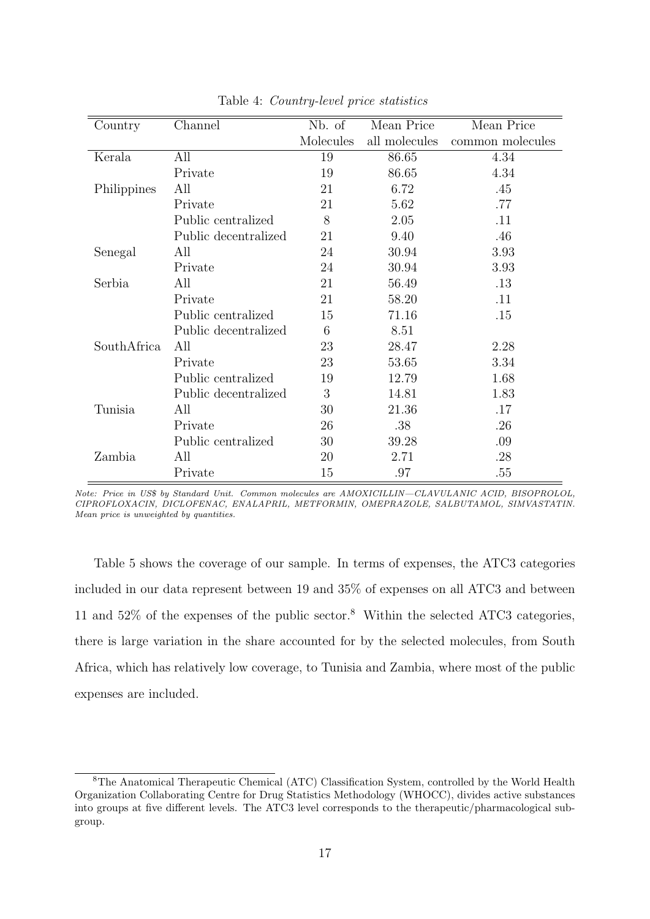Table 4: *Country-level price statistics*

| Country | Channel | Nb. of Molecules | Mean Price all molecules | Mean Price common molecules |
|---|---|---|---|---|
| Kerala | All | 19 | 86.65 | 4.34 |
| | Private | 19 | 86.65 | 4.34 |
| Philippines | All | 21 | 6.72 | .45 |
| | Private | 21 | 5.62 | .77 |
| | Public centralized | 8 | 2.05 | .11 |
| | Public decentralized | 21 | 9.40 | .46 |
| Senegal | All | 24 | 30.94 | 3.93 |
| | Private | 24 | 30.94 | 3.93 |
| Serbia | All | 21 | 56.49 | .13 |
| | Private | 21 | 58.20 | .11 |
| | Public centralized | 15 | 71.16 | .15 |
| | Public decentralized | 6 | 8.51 | |
| SouthAfrica | All | 23 | 28.47 | 2.28 |
| | Private | 23 | 53.65 | 3.34 |
| | Public centralized | 19 | 12.79 | 1.68 |
| | Public decentralized | 3 | 14.81 | 1.83 |
| Tunisia | All | 30 | 21.36 | .17 |
| | Private | 26 | .38 | .26 |
| | Public centralized | 30 | 39.28 | .09 |
| Zambia | All | 20 | 2.71 | .28 |
| | Private | 15 | .97 | .55 |

*Note: Price in US$ by Standard Unit. Common molecules are AMOXICILLIN—CLAVULANIC ACID, BISOPROLOL, CIPROFLOXACIN, DICLOFENAC, ENALAPRIL, METFORMIN, OMEPRAZOLE, SALBUTAMOL, SIMVASTATIN. Mean price is unweighted by quantities.*

Table 5 shows the coverage of our sample. In terms of expenses, the ATC3 categories included in our data represent between 19 and 35% of expenses on all ATC3 and between 11 and 52% of the expenses of the public sector.[8] Within the selected ATC3 categories, there is large variation in the share accounted for by the selected molecules, from South Africa, which has relatively low coverage, to Tunisia and Zambia, where most of the public expenses are included.

[8] The Anatomical Therapeutic Chemical (ATC) Classification System, controlled by the World Health Organization Collaborating Centre for Drug Statistics Methodology (WHOCC), divides active substances into groups at five different levels. The ATC3 level corresponds to the therapeutic/pharmacological subgroup.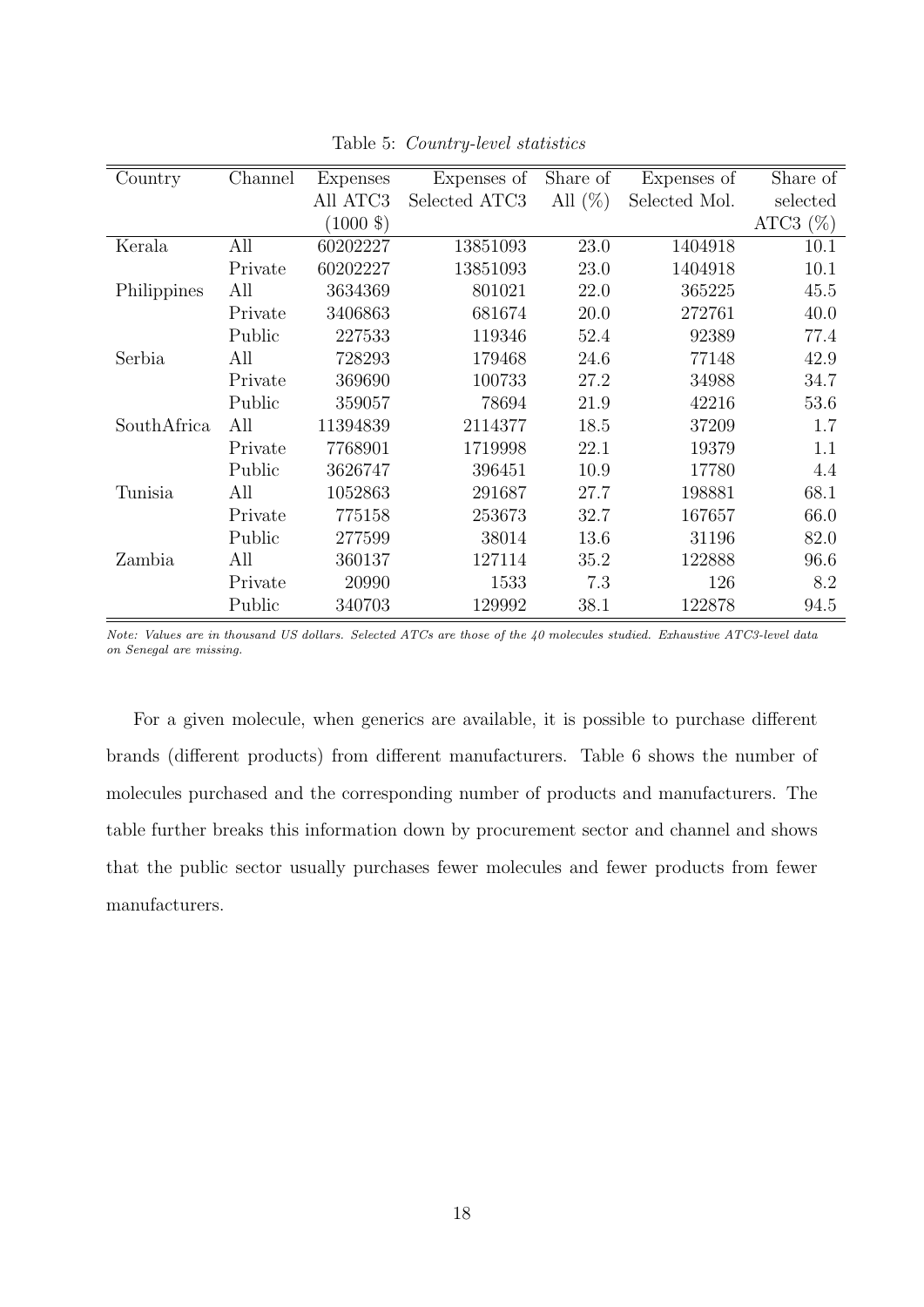Table 5: *Country-level statistics*

| Country | Channel | Expenses All ATC3 (1000 \$) | Expenses of Selected ATC3 | Share of All (%) | Expenses of Selected Mol. | Share of selected ATC3 (%) |
|---|---|---|---|---|---|---|
| Kerala | All | 60202227 | 13851093 | 23.0 | 1404918 | 10.1 |
| | Private | 60202227 | 13851093 | 23.0 | 1404918 | 10.1 |
| Philippines | All | 3634369 | 801021 | 22.0 | 365225 | 45.5 |
| | Private | 3406863 | 681674 | 20.0 | 272761 | 40.0 |
| | Public | 227533 | 119346 | 52.4 | 92389 | 77.4 |
| Serbia | All | 728293 | 179468 | 24.6 | 77148 | 42.9 |
| | Private | 369690 | 100733 | 27.2 | 34988 | 34.7 |
| | Public | 359057 | 78694 | 21.9 | 42216 | 53.6 |
| SouthAfrica | All | 11394839 | 2114377 | 18.5 | 37209 | 1.7 |
| | Private | 7768901 | 1719998 | 22.1 | 19379 | 1.1 |
| | Public | 3626747 | 396451 | 10.9 | 17780 | 4.4 |
| Tunisia | All | 1052863 | 291687 | 27.7 | 198881 | 68.1 |
| | Private | 775158 | 253673 | 32.7 | 167657 | 66.0 |
| | Public | 277599 | 38014 | 13.6 | 31196 | 82.0 |
| Zambia | All | 360137 | 127114 | 35.2 | 122888 | 96.6 |
| | Private | 20990 | 1533 | 7.3 | 126 | 8.2 |
| | Public | 340703 | 129992 | 38.1 | 122878 | 94.5 |

*Note: Values are in thousand US dollars. Selected ATCs are those of the 40 molecules studied. Exhaustive ATC3-level data on Senegal are missing.*

For a given molecule, when generics are available, it is possible to purchase different brands (different products) from different manufacturers. Table 6 shows the number of molecules purchased and the corresponding number of products and manufacturers. The table further breaks this information down by procurement sector and channel and shows that the public sector usually purchases fewer molecules and fewer products from fewer manufacturers.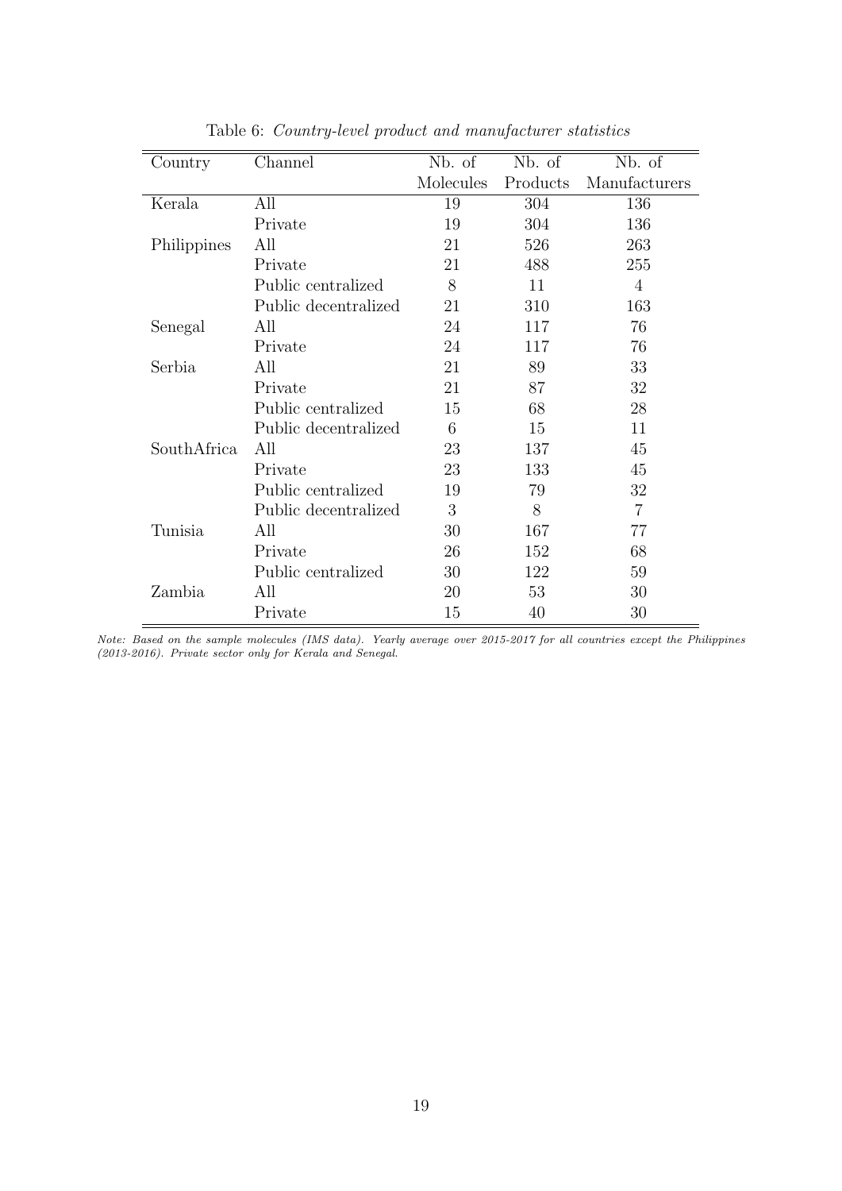Table 6: *Country-level product and manufacturer statistics*

| Country | Channel | Nb. of Molecules | Nb. of Products | Nb. of Manufacturers |
|---|---|---|---|---|
| Kerala | All | 19 | 304 | 136 |
| | Private | 19 | 304 | 136 |
| Philippines | All | 21 | 526 | 263 |
| | Private | 21 | 488 | 255 |
| | Public centralized | 8 | 11 | 4 |
| | Public decentralized | 21 | 310 | 163 |
| Senegal | All | 24 | 117 | 76 |
| | Private | 24 | 117 | 76 |
| Serbia | All | 21 | 89 | 33 |
| | Private | 21 | 87 | 32 |
| | Public centralized | 15 | 68 | 28 |
| | Public decentralized | 6 | 15 | 11 |
| SouthAfrica | All | 23 | 137 | 45 |
| | Private | 23 | 133 | 45 |
| | Public centralized | 19 | 79 | 32 |
| | Public decentralized | 3 | 8 | 7 |
| Tunisia | All | 30 | 167 | 77 |
| | Private | 26 | 152 | 68 |
| | Public centralized | 30 | 122 | 59 |
| Zambia | All | 20 | 53 | 30 |
| | Private | 15 | 40 | 30 |

*Note: Based on the sample molecules (IMS data). Yearly average over 2015-2017 for all countries except the Philippines (2013-2016). Private sector only for Kerala and Senegal.*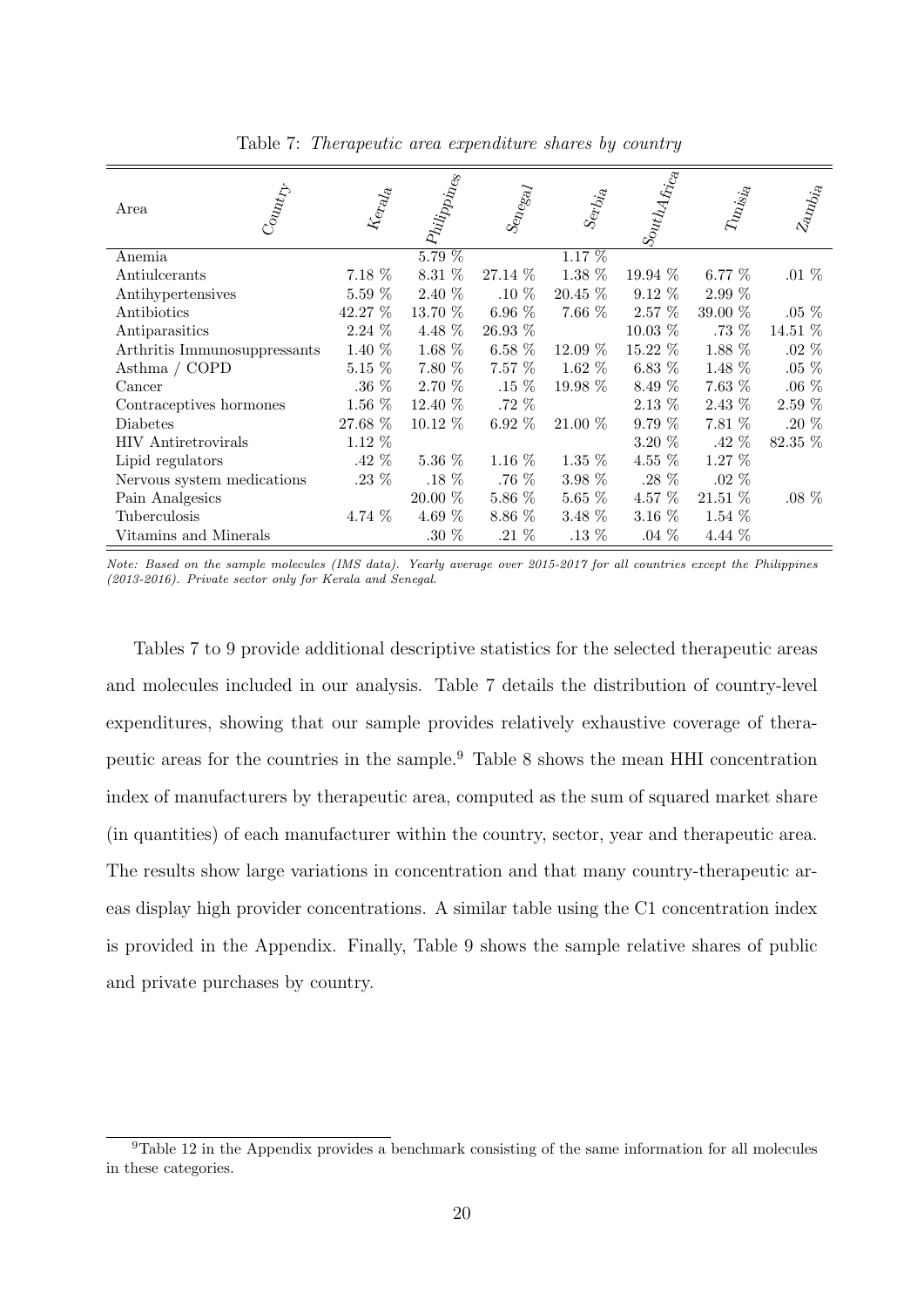Table 7: *Therapeutic area expenditure shares by country*

| Area | Kerala | Philippines | Senegal | Serbia | SouthAfrica | Tunisia | Zambia |
|---|---|---|---|---|---|---|---|
| Anemia | | 5.79 % | | 1.17 % | | | |
| Antiulcerants | 7.18 % | 8.31 % | 27.14 % | 1.38 % | 19.94 % | 6.77 % | .01 % |
| Antihypertensives | 5.59 % | 2.40 % | .10 % | 20.45 % | 9.12 % | 2.99 % | |
| Antibiotics | 42.27 % | 13.70 % | 6.96 % | 7.66 % | 2.57 % | 39.00 % | .05 % |
| Antiparasitics | 2.24 % | 4.48 % | 26.93 % | | 10.03 % | .73 % | 14.51 % |
| Arthritis Immunosuppressants | 1.40 % | 1.68 % | 6.58 % | 12.09 % | 15.22 % | 1.88 % | .02 % |
| Asthma / COPD | 5.15 % | 7.80 % | 7.57 % | 1.62 % | 6.83 % | 1.48 % | .05 % |
| Cancer | .36 % | 2.70 % | .15 % | 19.98 % | 8.49 % | 7.63 % | .06 % |
| Contraceptives hormones | 1.56 % | 12.40 % | .72 % | | 2.13 % | 2.43 % | 2.59 % |
| Diabetes | 27.68 % | 10.12 % | 6.92 % | 21.00 % | 9.79 % | 7.81 % | .20 % |
| HIV Antiretrovirals | 1.12 % | | | | 3.20 % | .42 % | 82.35 % |
| Lipid regulators | .42 % | 5.36 % | 1.16 % | 1.35 % | 4.55 % | 1.27 % | |
| Nervous system medications | .23 % | .18 % | .76 % | 3.98 % | .28 % | .02 % | |
| Pain Analgesics | | 20.00 % | 5.86 % | 5.65 % | 4.57 % | 21.51 % | .08 % |
| Tuberculosis | 4.74 % | 4.69 % | 8.86 % | 3.48 % | 3.16 % | 1.54 % | |
| Vitamins and Minerals | | .30 % | .21 % | .13 % | .04 % | 4.44 % | |

*Note: Based on the sample molecules (IMS data). Yearly average over 2015-2017 for all countries except the Philippines (2013-2016). Private sector only for Kerala and Senegal.*

Tables 7 to 9 provide additional descriptive statistics for the selected therapeutic areas and molecules included in our analysis. Table 7 details the distribution of country-level expenditures, showing that our sample provides relatively exhaustive coverage of therapeutic areas for the countries in the sample.[9] Table 8 shows the mean HHI concentration index of manufacturers by therapeutic area, computed as the sum of squared market share (in quantities) of each manufacturer within the country, sector, year and therapeutic area. The results show large variations in concentration and that many country-therapeutic areas display high provider concentrations. A similar table using the C1 concentration index is provided in the Appendix. Finally, Table 9 shows the sample relative shares of public and private purchases by country.

[9] Table 12 in the Appendix provides a benchmark consisting of the same information for all molecules in these categories.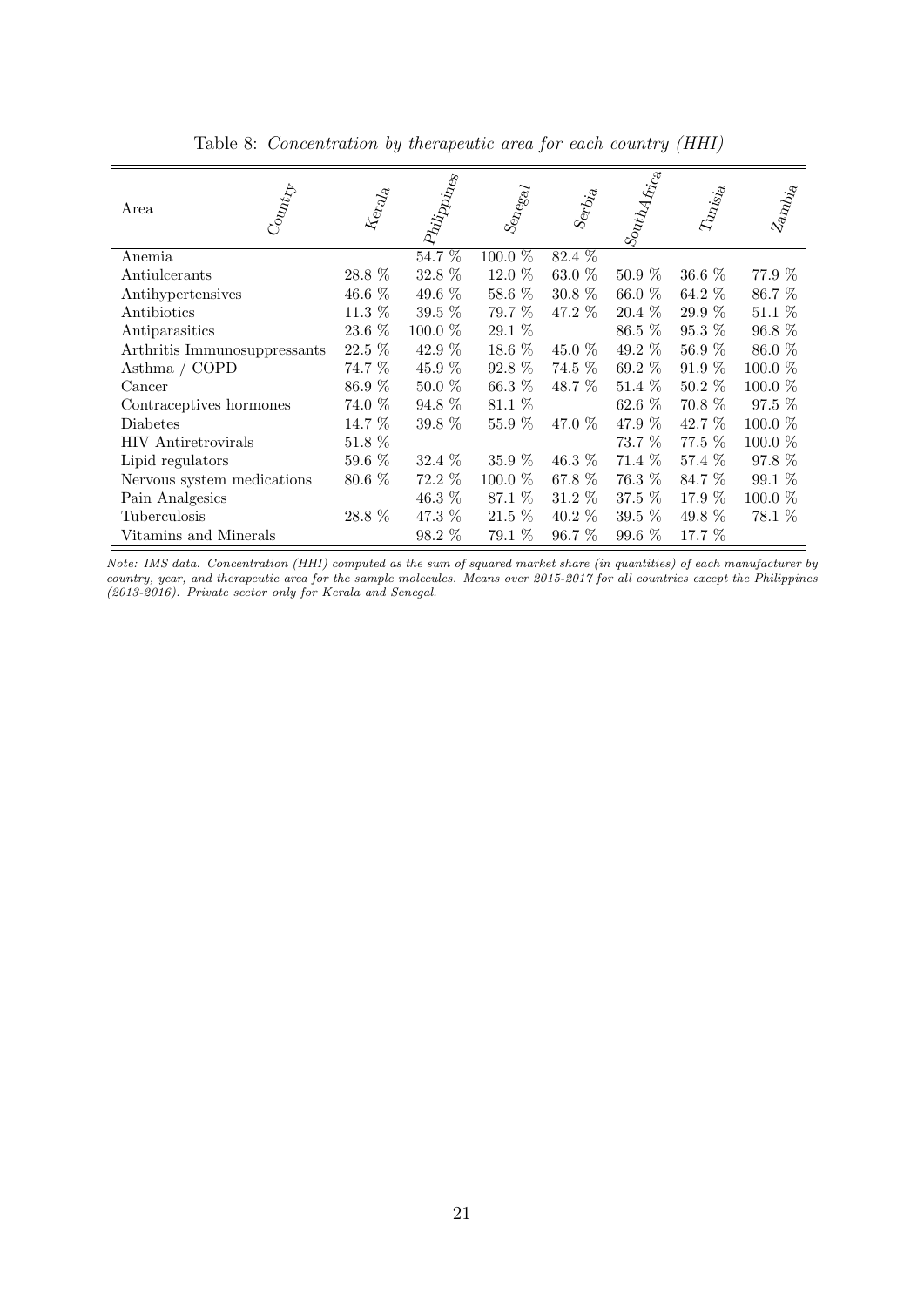Table 8: *Concentration by therapeutic area for each country (HHI)*

| Area / Country | Kerala | Philippines | Senegal | Serbia | SouthAfrica | Tunisia | Zambia |
|---|---|---|---|---|---|---|---|
| Anemia | | 54.7 % | 100.0 % | 82.4 % | | | |
| Antiulcerants | 28.8 % | 32.8 % | 12.0 % | 63.0 % | 50.9 % | 36.6 % | 77.9 % |
| Antihypertensives | 46.6 % | 49.6 % | 58.6 % | 30.8 % | 66.0 % | 64.2 % | 86.7 % |
| Antibiotics | 11.3 % | 39.5 % | 79.7 % | 47.2 % | 20.4 % | 29.9 % | 51.1 % |
| Antiparasitics | 23.6 % | 100.0 % | 29.1 % | | 86.5 % | 95.3 % | 96.8 % |
| Arthritis Immunosuppressants | 22.5 % | 42.9 % | 18.6 % | 45.0 % | 49.2 % | 56.9 % | 86.0 % |
| Asthma / COPD | 74.7 % | 45.9 % | 92.8 % | 74.5 % | 69.2 % | 91.9 % | 100.0 % |
| Cancer | 86.9 % | 50.0 % | 66.3 % | 48.7 % | 51.4 % | 50.2 % | 100.0 % |
| Contraceptives hormones | 74.0 % | 94.8 % | 81.1 % | | 62.6 % | 70.8 % | 97.5 % |
| Diabetes | 14.7 % | 39.8 % | 55.9 % | 47.0 % | 47.9 % | 42.7 % | 100.0 % |
| HIV Antiretrovirals | 51.8 % | | | | 73.7 % | 77.5 % | 100.0 % |
| Lipid regulators | 59.6 % | 32.4 % | 35.9 % | 46.3 % | 71.4 % | 57.4 % | 97.8 % |
| Nervous system medications | 80.6 % | 72.2 % | 100.0 % | 67.8 % | 76.3 % | 84.7 % | 99.1 % |
| Pain Analgesics | | 46.3 % | 87.1 % | 31.2 % | 37.5 % | 17.9 % | 100.0 % |
| Tuberculosis | 28.8 % | 47.3 % | 21.5 % | 40.2 % | 39.5 % | 49.8 % | 78.1 % |
| Vitamins and Minerals | | 98.2 % | 79.1 % | 96.7 % | 99.6 % | 17.7 % | |

*Note: IMS data. Concentration (HHI) computed as the sum of squared market share (in quantities) of each manufacturer by country, year, and therapeutic area for the sample molecules. Means over 2015-2017 for all countries except the Philippines (2013-2016). Private sector only for Kerala and Senegal.*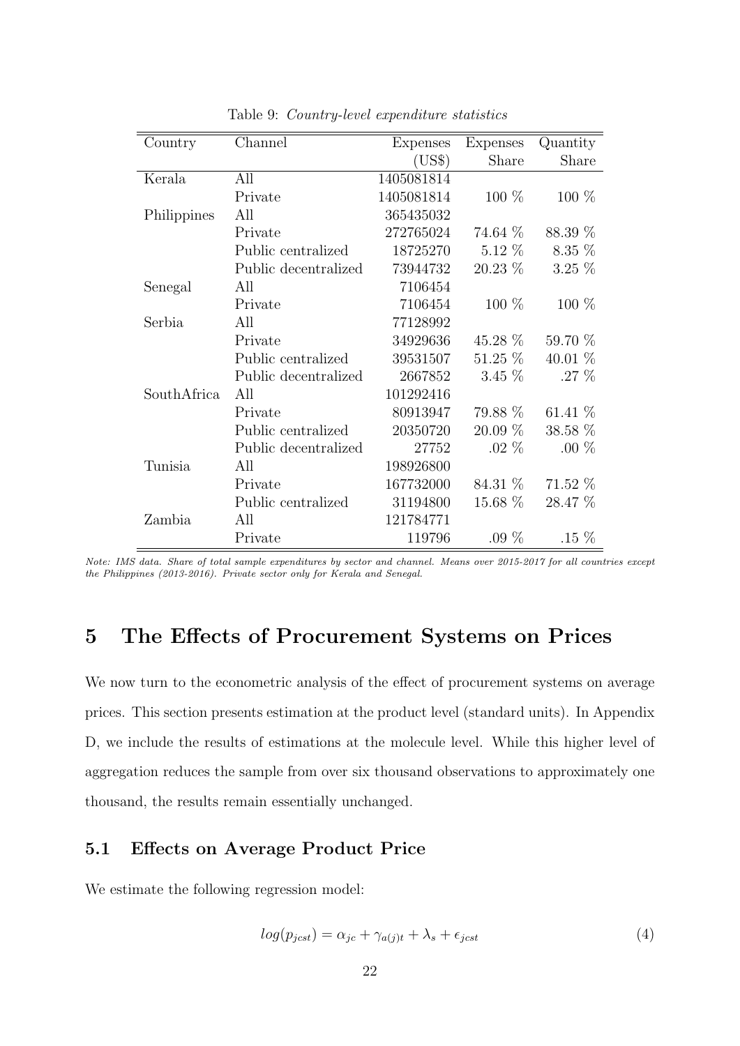Table 9: *Country-level expenditure statistics*

| Country | Channel | Expenses (US$) | Expenses Share | Quantity Share |
|---|---|---|---|---|
| Kerala | All | 1405081814 | | |
| | Private | 1405081814 | 100 % | 100 % |
| Philippines | All | 365435032 | | |
| | Private | 272765024 | 74.64 % | 88.39 % |
| | Public centralized | 18725270 | 5.12 % | 8.35 % |
| | Public decentralized | 73944732 | 20.23 % | 3.25 % |
| Senegal | All | 7106454 | | |
| | Private | 7106454 | 100 % | 100 % |
| Serbia | All | 77128992 | | |
| | Private | 34929636 | 45.28 % | 59.70 % |
| | Public centralized | 39531507 | 51.25 % | 40.01 % |
| | Public decentralized | 2667852 | 3.45 % | .27 % |
| SouthAfrica | All | 101292416 | | |
| | Private | 80913947 | 79.88 % | 61.41 % |
| | Public centralized | 20350720 | 20.09 % | 38.58 % |
| | Public decentralized | 27752 | .02 % | .00 % |
| Tunisia | All | 198926800 | | |
| | Private | 167732000 | 84.31 % | 71.52 % |
| | Public centralized | 31194800 | 15.68 % | 28.47 % |
| Zambia | All | 121784771 | | |
| | Private | 119796 | .09 % | .15 % |

*Note: IMS data. Share of total sample expenditures by sector and channel. Means over 2015-2017 for all countries except the Philippines (2013-2016). Private sector only for Kerala and Senegal.*

# 5 The Effects of Procurement Systems on Prices

We now turn to the econometric analysis of the effect of procurement systems on average prices. This section presents estimation at the product level (standard units). In Appendix D, we include the results of estimations at the molecule level. While this higher level of aggregation reduces the sample from over six thousand observations to approximately one thousand, the results remain essentially unchanged.

## 5.1 Effects on Average Product Price

We estimate the following regression model:

$$log(p_{jcst}) = \alpha_{jc} + \gamma_{a(j)t} + \lambda_s + \epsilon_{jcst} \tag{4}$$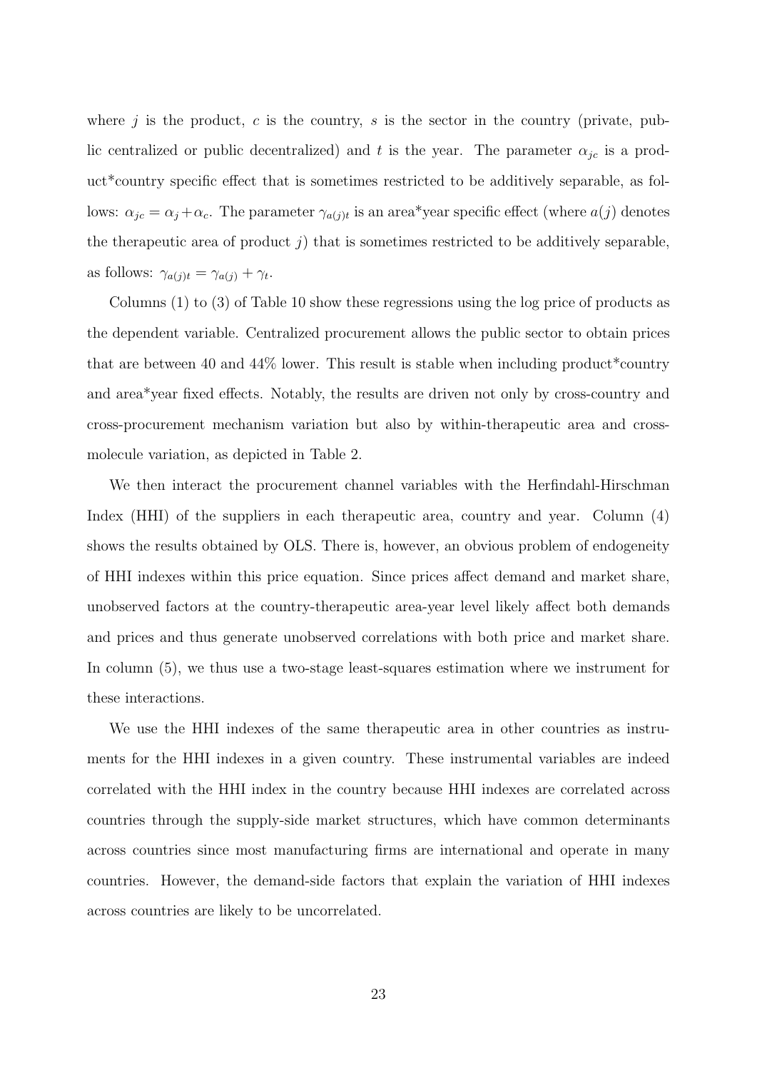where $j$ is the product, $c$ is the country, $s$ is the sector in the country (private, public centralized or public decentralized) and $t$ is the year. The parameter $\alpha_{jc}$ is a product*country specific effect that is sometimes restricted to be additively separable, as follows: $\alpha_{jc} = \alpha_j + \alpha_c$. The parameter $\gamma_{a(j)t}$ is an area*year specific effect (where $a(j)$ denotes the therapeutic area of product $j$) that is sometimes restricted to be additively separable, as follows: $\gamma_{a(j)t} = \gamma_{a(j)} + \gamma_t$.

Columns (1) to (3) of Table 10 show these regressions using the log price of products as the dependent variable. Centralized procurement allows the public sector to obtain prices that are between 40 and 44% lower. This result is stable when including product*country and area*year fixed effects. Notably, the results are driven not only by cross-country and cross-procurement mechanism variation but also by within-therapeutic area and cross-molecule variation, as depicted in Table 2.

We then interact the procurement channel variables with the Herfindahl-Hirschman Index (HHI) of the suppliers in each therapeutic area, country and year. Column (4) shows the results obtained by OLS. There is, however, an obvious problem of endogeneity of HHI indexes within this price equation. Since prices affect demand and market share, unobserved factors at the country-therapeutic area-year level likely affect both demands and prices and thus generate unobserved correlations with both price and market share. In column (5), we thus use a two-stage least-squares estimation where we instrument for these interactions.

We use the HHI indexes of the same therapeutic area in other countries as instruments for the HHI indexes in a given country. These instrumental variables are indeed correlated with the HHI index in the country because HHI indexes are correlated across countries through the supply-side market structures, which have common determinants across countries since most manufacturing firms are international and operate in many countries. However, the demand-side factors that explain the variation of HHI indexes across countries are likely to be uncorrelated.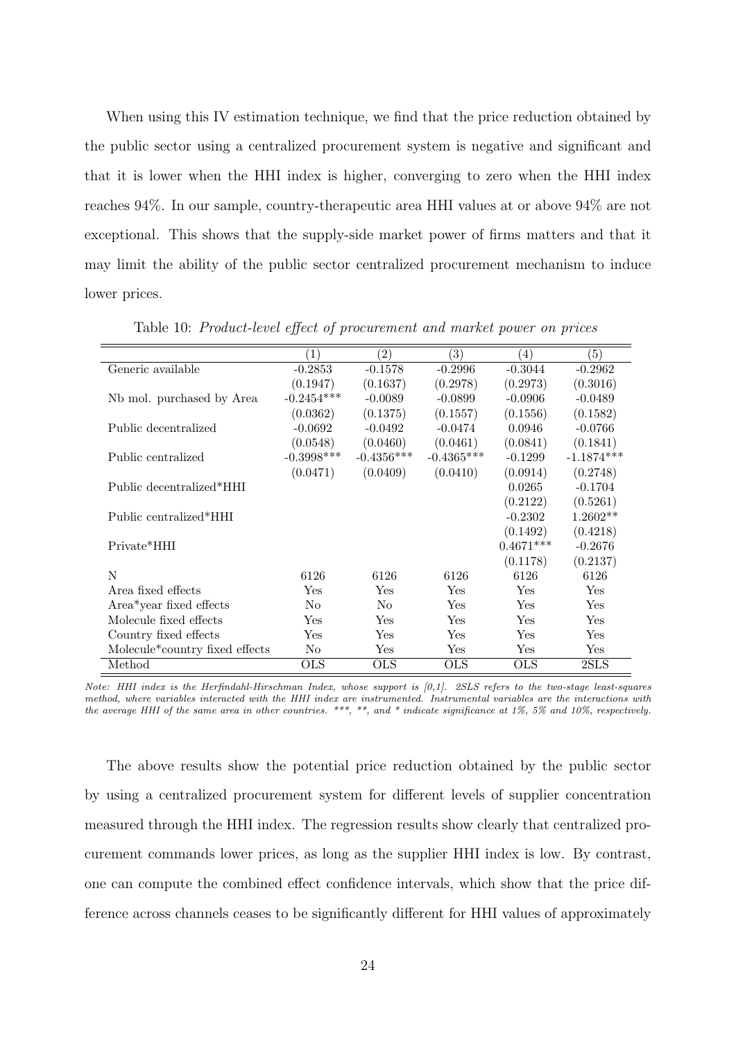When using this IV estimation technique, we find that the price reduction obtained by the public sector using a centralized procurement system is negative and significant and that it is lower when the HHI index is higher, converging to zero when the HHI index reaches 94%. In our sample, country-therapeutic area HHI values at or above 94% are not exceptional. This shows that the supply-side market power of firms matters and that it may limit the ability of the public sector centralized procurement mechanism to induce lower prices.

Table 10: *Product-level effect of procurement and market power on prices*

| | (1) | (2) | (3) | (4) | (5) |
|---|---|---|---|---|---|
| Generic available | -0.2853 | -0.1578 | -0.2996 | -0.3044 | -0.2962 |
| | (0.1947) | (0.1637) | (0.2978) | (0.2973) | (0.3016) |
| Nb mol. purchased by Area | -0.2454*** | -0.0089 | -0.0899 | -0.0906 | -0.0489 |
| | (0.0362) | (0.1375) | (0.1557) | (0.1556) | (0.1582) |
| Public decentralized | -0.0692 | -0.0492 | -0.0474 | 0.0946 | -0.0766 |
| | (0.0548) | (0.0460) | (0.0461) | (0.0841) | (0.1841) |
| Public centralized | -0.3998*** | -0.4356*** | -0.4365*** | -0.1299 | -1.1874*** |
| | (0.0471) | (0.0409) | (0.0410) | (0.0914) | (0.2748) |
| Public decentralized*HHI | | | | 0.0265 | -0.1704 |
| | | | | (0.2122) | (0.5261) |
| Public centralized*HHI | | | | -0.2302 | 1.2602** |
| | | | | (0.1492) | (0.4218) |
| Private*HHI | | | | 0.4671*** | -0.2676 |
| | | | | (0.1178) | (0.2137) |
| N | 6126 | 6126 | 6126 | 6126 | 6126 |
| Area fixed effects | Yes | Yes | Yes | Yes | Yes |
| Area*year fixed effects | No | No | Yes | Yes | Yes |
| Molecule fixed effects | Yes | Yes | Yes | Yes | Yes |
| Country fixed effects | Yes | Yes | Yes | Yes | Yes |
| Molecule*country fixed effects | No | Yes | Yes | Yes | Yes |
| Method | OLS | OLS | OLS | OLS | 2SLS |

*Note: HHI index is the Herfindahl-Hirschman Index, whose support is [0,1]. 2SLS refers to the two-stage least-squares method, where variables interacted with the HHI index are instrumented. Instrumental variables are the interactions with the average HHI of the same area in other countries. \*\*\*, \*\*, and \* indicate significance at 1%, 5% and 10%, respectively.*

The above results show the potential price reduction obtained by the public sector by using a centralized procurement system for different levels of supplier concentration measured through the HHI index. The regression results show clearly that centralized procurement commands lower prices, as long as the supplier HHI index is low. By contrast, one can compute the combined effect confidence intervals, which show that the price difference across channels ceases to be significantly different for HHI values of approximately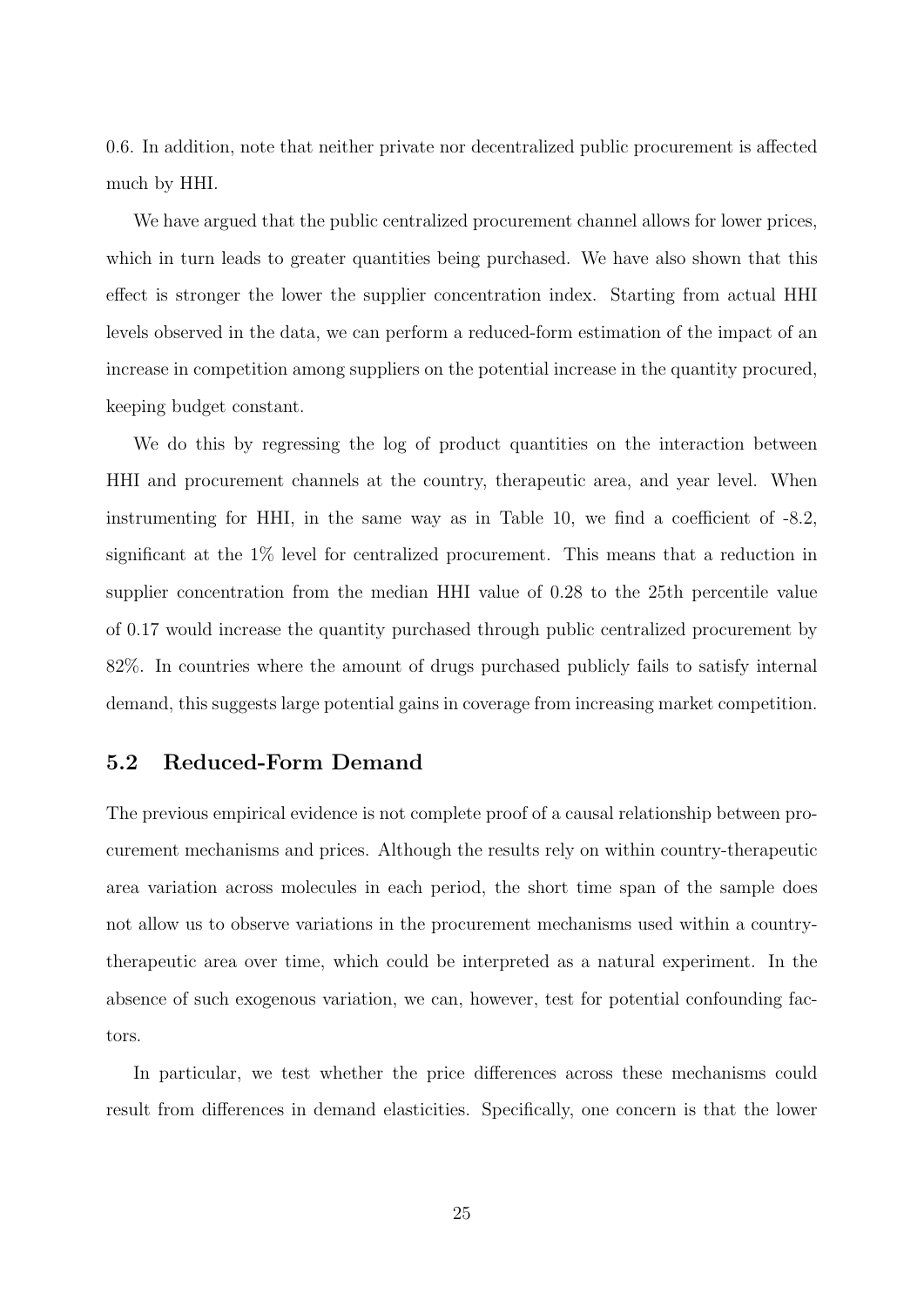0.6. In addition, note that neither private nor decentralized public procurement is affected much by HHI.

We have argued that the public centralized procurement channel allows for lower prices, which in turn leads to greater quantities being purchased. We have also shown that this effect is stronger the lower the supplier concentration index. Starting from actual HHI levels observed in the data, we can perform a reduced-form estimation of the impact of an increase in competition among suppliers on the potential increase in the quantity procured, keeping budget constant.

We do this by regressing the log of product quantities on the interaction between HHI and procurement channels at the country, therapeutic area, and year level. When instrumenting for HHI, in the same way as in Table 10, we find a coefficient of -8.2, significant at the 1% level for centralized procurement. This means that a reduction in supplier concentration from the median HHI value of 0.28 to the 25th percentile value of 0.17 would increase the quantity purchased through public centralized procurement by 82%. In countries where the amount of drugs purchased publicly fails to satisfy internal demand, this suggests large potential gains in coverage from increasing market competition.

## 5.2 Reduced-Form Demand

The previous empirical evidence is not complete proof of a causal relationship between procurement mechanisms and prices. Although the results rely on within country-therapeutic area variation across molecules in each period, the short time span of the sample does not allow us to observe variations in the procurement mechanisms used within a country-therapeutic area over time, which could be interpreted as a natural experiment. In the absence of such exogenous variation, we can, however, test for potential confounding factors.

In particular, we test whether the price differences across these mechanisms could result from differences in demand elasticities. Specifically, one concern is that the lower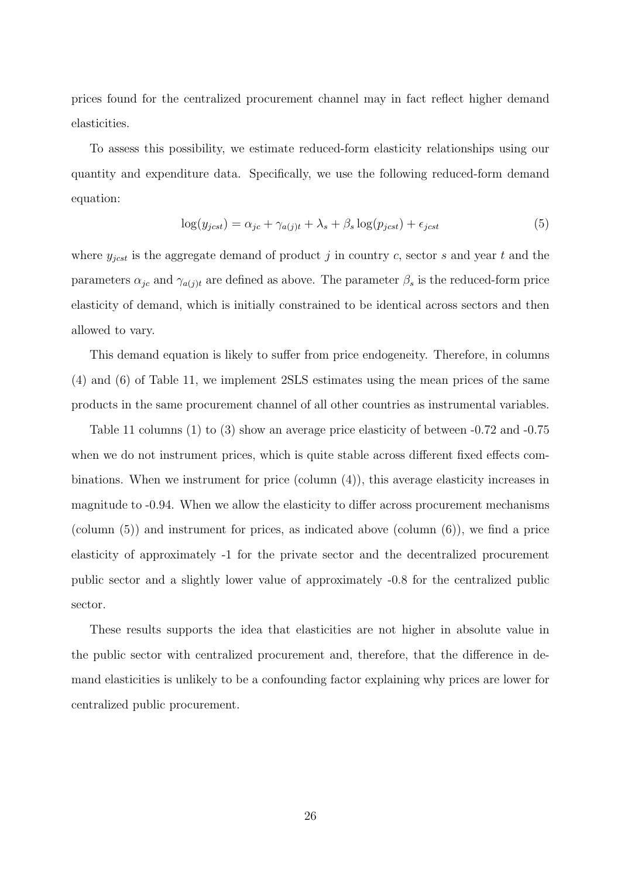prices found for the centralized procurement channel may in fact reflect higher demand elasticities.

To assess this possibility, we estimate reduced-form elasticity relationships using our quantity and expenditure data. Specifically, we use the following reduced-form demand equation:

$$\log(y_{jcst}) = \alpha_{jc} + \gamma_{a(j)t} + \lambda_s + \beta_s \log(p_{jcst}) + \epsilon_{jcst} \tag{5}$$

where $y_{jcst}$ is the aggregate demand of product $j$ in country $c$, sector $s$ and year $t$ and the parameters $\alpha_{jc}$ and $\gamma_{a(j)t}$ are defined as above. The parameter $\beta_s$ is the reduced-form price elasticity of demand, which is initially constrained to be identical across sectors and then allowed to vary.

This demand equation is likely to suffer from price endogeneity. Therefore, in columns (4) and (6) of Table 11, we implement 2SLS estimates using the mean prices of the same products in the same procurement channel of all other countries as instrumental variables.

Table 11 columns (1) to (3) show an average price elasticity of between -0.72 and -0.75 when we do not instrument prices, which is quite stable across different fixed effects combinations. When we instrument for price (column (4)), this average elasticity increases in magnitude to -0.94. When we allow the elasticity to differ across procurement mechanisms (column (5)) and instrument for prices, as indicated above (column (6)), we find a price elasticity of approximately -1 for the private sector and the decentralized procurement public sector and a slightly lower value of approximately -0.8 for the centralized public sector.

These results supports the idea that elasticities are not higher in absolute value in the public sector with centralized procurement and, therefore, that the difference in demand elasticities is unlikely to be a confounding factor explaining why prices are lower for centralized public procurement.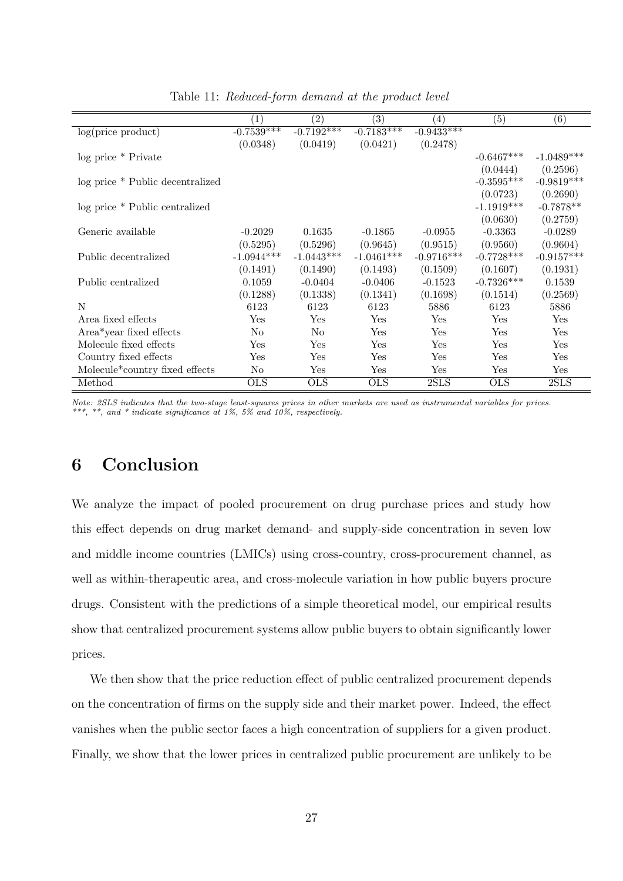Table 11: *Reduced-form demand at the product level*

| | (1) | (2) | (3) | (4) | (5) | (6) |
|---|---|---|---|---|---|---|
| log(price product) | -0.7539*** | -0.7192*** | -0.7183*** | -0.9433*** | | |
| | (0.0348) | (0.0419) | (0.0421) | (0.2478) | | |
| log price * Private | | | | | -0.6467*** | -1.0489*** |
| | | | | | (0.0444) | (0.2596) |
| log price * Public decentralized | | | | | -0.3595*** | -0.9819*** |
| | | | | | (0.0723) | (0.2690) |
| log price * Public centralized | | | | | -1.1919*** | -0.7878** |
| | | | | | (0.0630) | (0.2759) |
| Generic available | -0.2029 | 0.1635 | -0.1865 | -0.0955 | -0.3363 | -0.0289 |
| | (0.5295) | (0.5296) | (0.9645) | (0.9515) | (0.9560) | (0.9604) |
| Public decentralized | -1.0944*** | -1.0443*** | -1.0461*** | -0.9716*** | -0.7728*** | -0.9157*** |
| | (0.1491) | (0.1490) | (0.1493) | (0.1509) | (0.1607) | (0.1931) |
| Public centralized | 0.1059 | -0.0404 | -0.0406 | -0.1523 | -0.7326*** | 0.1539 |
| | (0.1288) | (0.1338) | (0.1341) | (0.1698) | (0.1514) | (0.2569) |
| N | 6123 | 6123 | 6123 | 5886 | 6123 | 5886 |
| Area fixed effects | Yes | Yes | Yes | Yes | Yes | Yes |
| Area*year fixed effects | No | No | Yes | Yes | Yes | Yes |
| Molecule fixed effects | Yes | Yes | Yes | Yes | Yes | Yes |
| Country fixed effects | Yes | Yes | Yes | Yes | Yes | Yes |
| Molecule*country fixed effects | No | Yes | Yes | Yes | Yes | Yes |
| Method | OLS | OLS | OLS | 2SLS | OLS | 2SLS |

*Note: 2SLS indicates that the two-stage least-squares prices in other markets are used as instrumental variables for prices. ***, **, and * indicate significance at 1%, 5% and 10%, respectively.*

# 6 Conclusion

We analyze the impact of pooled procurement on drug purchase prices and study how this effect depends on drug market demand- and supply-side concentration in seven low and middle income countries (LMICs) using cross-country, cross-procurement channel, as well as within-therapeutic area, and cross-molecule variation in how public buyers procure drugs. Consistent with the predictions of a simple theoretical model, our empirical results show that centralized procurement systems allow public buyers to obtain significantly lower prices.

We then show that the price reduction effect of public centralized procurement depends on the concentration of firms on the supply side and their market power. Indeed, the effect vanishes when the public sector faces a high concentration of suppliers for a given product. Finally, we show that the lower prices in centralized public procurement are unlikely to be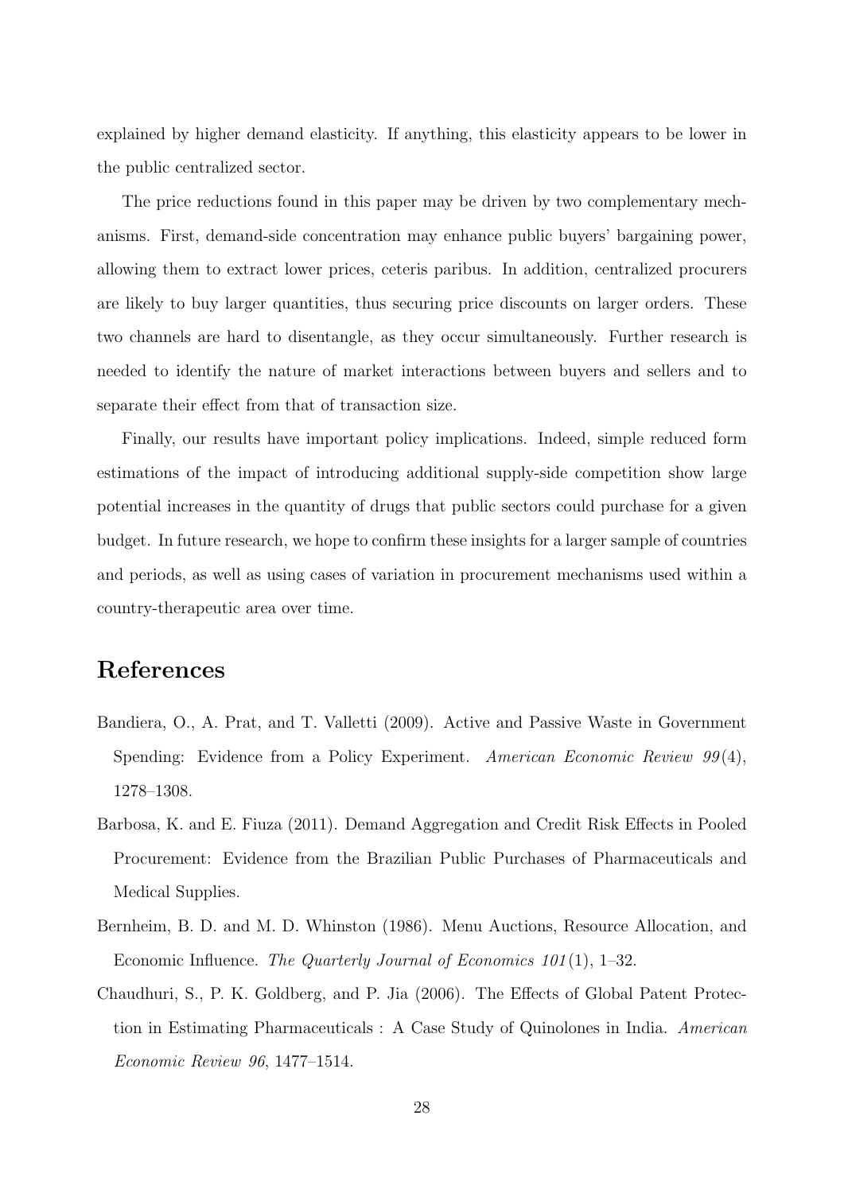explained by higher demand elasticity. If anything, this elasticity appears to be lower in the public centralized sector.

The price reductions found in this paper may be driven by two complementary mechanisms. First, demand-side concentration may enhance public buyers' bargaining power, allowing them to extract lower prices, ceteris paribus. In addition, centralized procurers are likely to buy larger quantities, thus securing price discounts on larger orders. These two channels are hard to disentangle, as they occur simultaneously. Further research is needed to identify the nature of market interactions between buyers and sellers and to separate their effect from that of transaction size.

Finally, our results have important policy implications. Indeed, simple reduced form estimations of the impact of introducing additional supply-side competition show large potential increases in the quantity of drugs that public sectors could purchase for a given budget. In future research, we hope to confirm these insights for a larger sample of countries and periods, as well as using cases of variation in procurement mechanisms used within a country-therapeutic area over time.

# References

- Bandiera, O., A. Prat, and T. Valletti (2009). Active and Passive Waste in Government Spending: Evidence from a Policy Experiment. *American Economic Review 99*(4), 1278–1308.
- Barbosa, K. and E. Fiuza (2011). Demand Aggregation and Credit Risk Effects in Pooled Procurement: Evidence from the Brazilian Public Purchases of Pharmaceuticals and Medical Supplies.
- Bernheim, B. D. and M. D. Whinston (1986). Menu Auctions, Resource Allocation, and Economic Influence. *The Quarterly Journal of Economics 101*(1), 1–32.
- Chaudhuri, S., P. K. Goldberg, and P. Jia (2006). The Effects of Global Patent Protection in Estimating Pharmaceuticals : A Case Study of Quinolones in India. *American Economic Review 96*, 1477–1514.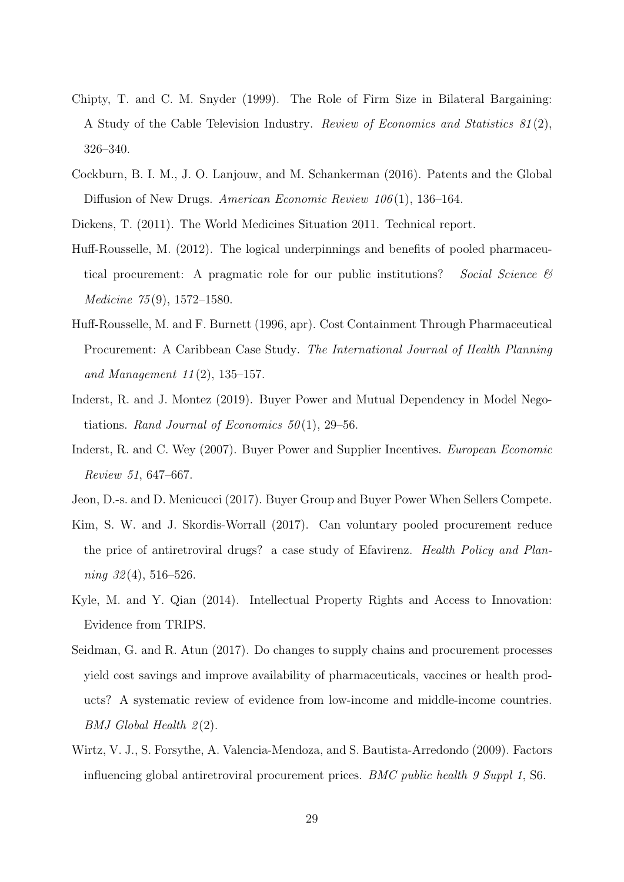Chipty, T. and C. M. Snyder (1999). The Role of Firm Size in Bilateral Bargaining: A Study of the Cable Television Industry. *Review of Economics and Statistics 81*(2), 326–340.

Cockburn, B. I. M., J. O. Lanjouw, and M. Schankerman (2016). Patents and the Global Diffusion of New Drugs. *American Economic Review 106*(1), 136–164.

Dickens, T. (2011). The World Medicines Situation 2011. Technical report.

Huff-Rousselle, M. (2012). The logical underpinnings and benefits of pooled pharmaceutical procurement: A pragmatic role for our public institutions? *Social Science & Medicine 75*(9), 1572–1580.

Huff-Rousselle, M. and F. Burnett (1996, apr). Cost Containment Through Pharmaceutical Procurement: A Caribbean Case Study. *The International Journal of Health Planning and Management 11*(2), 135–157.

Inderst, R. and J. Montez (2019). Buyer Power and Mutual Dependency in Model Negotiations. *Rand Journal of Economics 50*(1), 29–56.

Inderst, R. and C. Wey (2007). Buyer Power and Supplier Incentives. *European Economic Review 51*, 647–667.

Jeon, D.-s. and D. Menicucci (2017). Buyer Group and Buyer Power When Sellers Compete.

Kim, S. W. and J. Skordis-Worrall (2017). Can voluntary pooled procurement reduce the price of antiretroviral drugs? a case study of Efavirenz. *Health Policy and Planning 32*(4), 516–526.

Kyle, M. and Y. Qian (2014). Intellectual Property Rights and Access to Innovation: Evidence from TRIPS.

Seidman, G. and R. Atun (2017). Do changes to supply chains and procurement processes yield cost savings and improve availability of pharmaceuticals, vaccines or health products? A systematic review of evidence from low-income and middle-income countries. *BMJ Global Health 2*(2).

Wirtz, V. J., S. Forsythe, A. Valencia-Mendoza, and S. Bautista-Arredondo (2009). Factors influencing global antiretroviral procurement prices. *BMC public health 9 Suppl 1*, S6.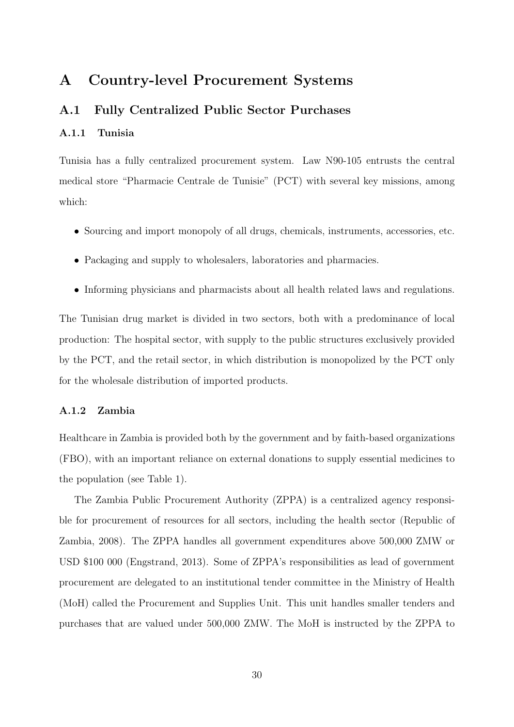# A Country-level Procurement Systems

## A.1 Fully Centralized Public Sector Purchases

### A.1.1 Tunisia

Tunisia has a fully centralized procurement system. Law N90-105 entrusts the central medical store "Pharmacie Centrale de Tunisie" (PCT) with several key missions, among which:

- Sourcing and import monopoly of all drugs, chemicals, instruments, accessories, etc.
- Packaging and supply to wholesalers, laboratories and pharmacies.
- Informing physicians and pharmacists about all health related laws and regulations.

The Tunisian drug market is divided in two sectors, both with a predominance of local production: The hospital sector, with supply to the public structures exclusively provided by the PCT, and the retail sector, in which distribution is monopolized by the PCT only for the wholesale distribution of imported products.

### A.1.2 Zambia

Healthcare in Zambia is provided both by the government and by faith-based organizations (FBO), with an important reliance on external donations to supply essential medicines to the population (see Table 1).

The Zambia Public Procurement Authority (ZPPA) is a centralized agency responsible for procurement of resources for all sectors, including the health sector (Republic of Zambia, 2008). The ZPPA handles all government expenditures above 500,000 ZMW or USD $100 000 (Engstrand, 2013). Some of ZPPA's responsibilities as lead of government procurement are delegated to an institutional tender committee in the Ministry of Health (MoH) called the Procurement and Supplies Unit. This unit handles smaller tenders and purchases that are valued under 500,000 ZMW. The MoH is instructed by the ZPPA to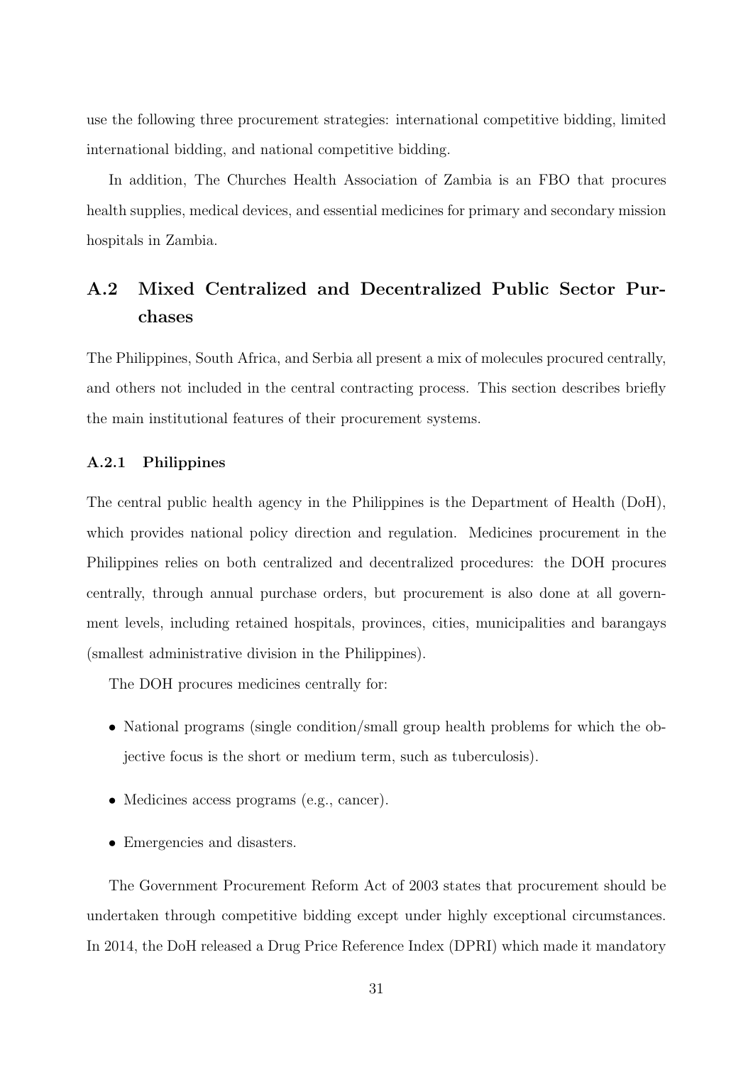use the following three procurement strategies: international competitive bidding, limited international bidding, and national competitive bidding.

In addition, The Churches Health Association of Zambia is an FBO that procures health supplies, medical devices, and essential medicines for primary and secondary mission hospitals in Zambia.

## A.2 Mixed Centralized and Decentralized Public Sector Purchases

The Philippines, South Africa, and Serbia all present a mix of molecules procured centrally, and others not included in the central contracting process. This section describes briefly the main institutional features of their procurement systems.

### A.2.1 Philippines

The central public health agency in the Philippines is the Department of Health (DoH), which provides national policy direction and regulation. Medicines procurement in the Philippines relies on both centralized and decentralized procedures: the DOH procures centrally, through annual purchase orders, but procurement is also done at all government levels, including retained hospitals, provinces, cities, municipalities and barangays (smallest administrative division in the Philippines).

The DOH procures medicines centrally for:

- National programs (single condition/small group health problems for which the objective focus is the short or medium term, such as tuberculosis).
- Medicines access programs (e.g., cancer).
- Emergencies and disasters.

The Government Procurement Reform Act of 2003 states that procurement should be undertaken through competitive bidding except under highly exceptional circumstances. In 2014, the DoH released a Drug Price Reference Index (DPRI) which made it mandatory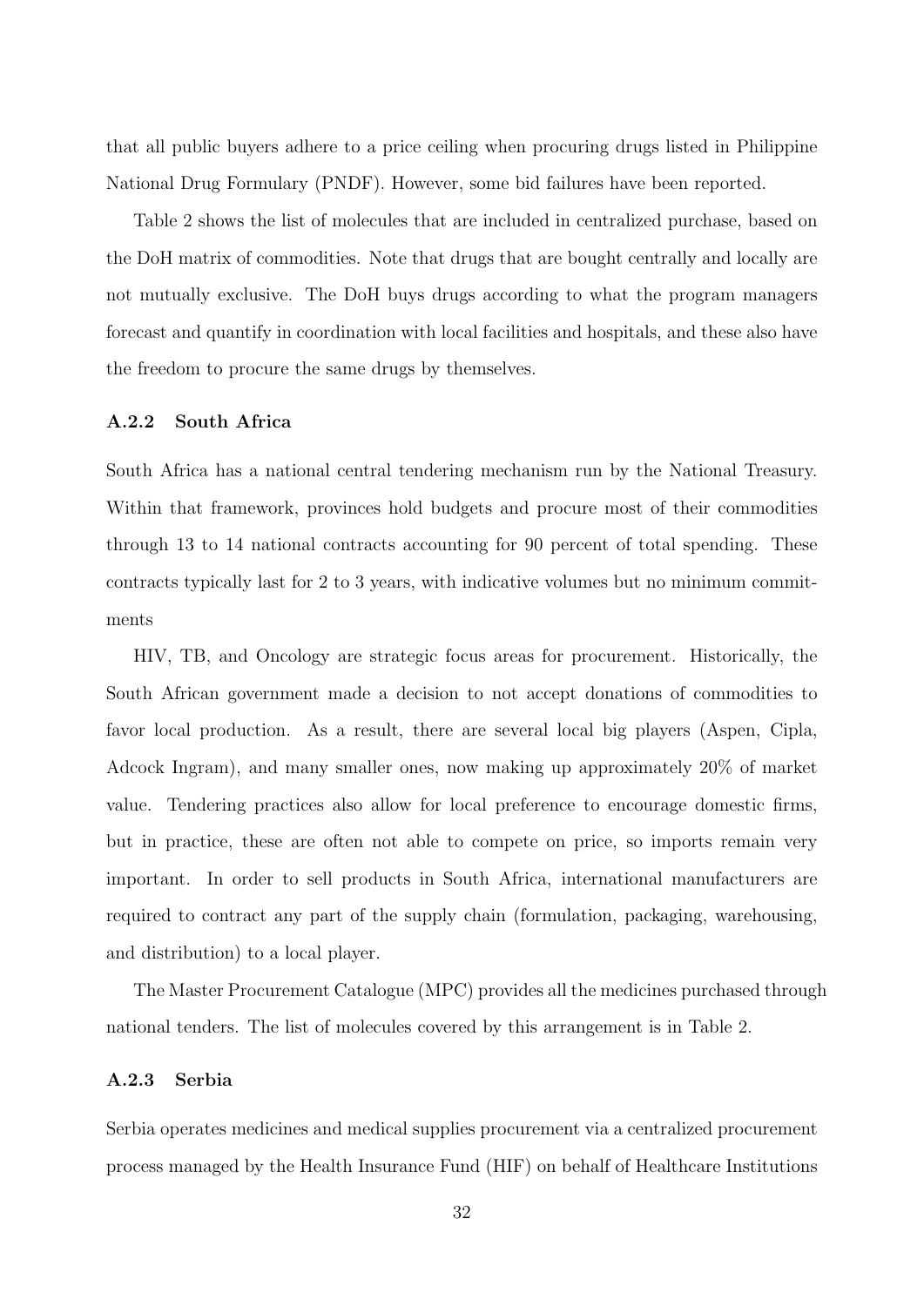that all public buyers adhere to a price ceiling when procuring drugs listed in Philippine National Drug Formulary (PNDF). However, some bid failures have been reported.

Table 2 shows the list of molecules that are included in centralized purchase, based on the DoH matrix of commodities. Note that drugs that are bought centrally and locally are not mutually exclusive. The DoH buys drugs according to what the program managers forecast and quantify in coordination with local facilities and hospitals, and these also have the freedom to procure the same drugs by themselves.

### A.2.2 South Africa

South Africa has a national central tendering mechanism run by the National Treasury. Within that framework, provinces hold budgets and procure most of their commodities through 13 to 14 national contracts accounting for 90 percent of total spending. These contracts typically last for 2 to 3 years, with indicative volumes but no minimum commitments

HIV, TB, and Oncology are strategic focus areas for procurement. Historically, the South African government made a decision to not accept donations of commodities to favor local production. As a result, there are several local big players (Aspen, Cipla, Adcock Ingram), and many smaller ones, now making up approximately 20% of market value. Tendering practices also allow for local preference to encourage domestic firms, but in practice, these are often not able to compete on price, so imports remain very important. In order to sell products in South Africa, international manufacturers are required to contract any part of the supply chain (formulation, packaging, warehousing, and distribution) to a local player.

The Master Procurement Catalogue (MPC) provides all the medicines purchased through national tenders. The list of molecules covered by this arrangement is in Table 2.

### A.2.3 Serbia

Serbia operates medicines and medical supplies procurement via a centralized procurement process managed by the Health Insurance Fund (HIF) on behalf of Healthcare Institutions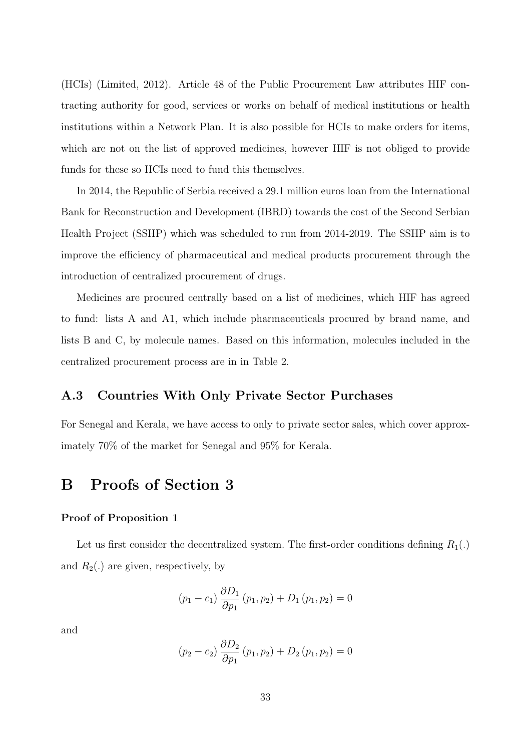(HCIs) (Limited, 2012). Article 48 of the Public Procurement Law attributes HIF contracting authority for good, services or works on behalf of medical institutions or health institutions within a Network Plan. It is also possible for HCIs to make orders for items, which are not on the list of approved medicines, however HIF is not obliged to provide funds for these so HCIs need to fund this themselves.

In 2014, the Republic of Serbia received a 29.1 million euros loan from the International Bank for Reconstruction and Development (IBRD) towards the cost of the Second Serbian Health Project (SSHP) which was scheduled to run from 2014-2019. The SSHP aim is to improve the efficiency of pharmaceutical and medical products procurement through the introduction of centralized procurement of drugs.

Medicines are procured centrally based on a list of medicines, which HIF has agreed to fund: lists A and A1, which include pharmaceuticals procured by brand name, and lists B and C, by molecule names. Based on this information, molecules included in the centralized procurement process are in in Table 2.

## A.3 Countries With Only Private Sector Purchases

For Senegal and Kerala, we have access to only to private sector sales, which cover approximately 70% of the market for Senegal and 95% for Kerala.

# B Proofs of Section 3

**Proof of Proposition 1**

Let us first consider the decentralized system. The first-order conditions defining $R_1(.)$ and $R_2(.)$ are given, respectively, by

$$(p_1 - c_1) \frac{\partial D_1}{\partial p_1} (p_1, p_2) + D_1 (p_1, p_2) = 0$$

and

$$(p_2 - c_2) \frac{\partial D_2}{\partial p_1} (p_1, p_2) + D_2 (p_1, p_2) = 0$$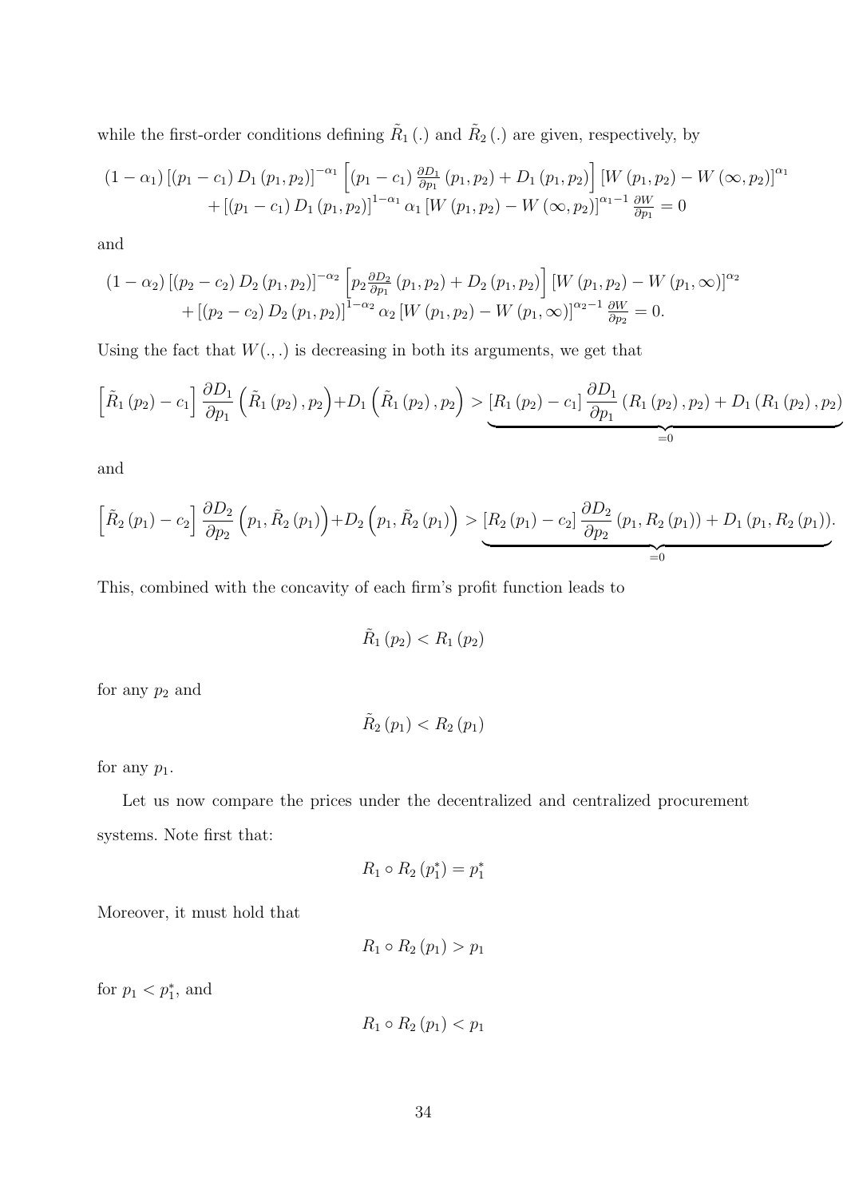while the first-order conditions defining $\tilde{R}_1(.)$ and $\tilde{R}_2(.)$ are given, respectively, by

$$
\begin{aligned}
&(1-\alpha_1)\left[(p_1-c_1)D_1(p_1,p_2)\right]^{-\alpha_1}\left[(p_1-c_1)\tfrac{\partial D_1}{\partial p_1}(p_1,p_2)+D_1(p_1,p_2)\right]\left[W(p_1,p_2)-W(\infty,p_2)\right]^{\alpha_1}\\
&\quad+\left[(p_1-c_1)D_1(p_1,p_2)\right]^{1-\alpha_1}\alpha_1\left[W(p_1,p_2)-W(\infty,p_2)\right]^{\alpha_1-1}\tfrac{\partial W}{\partial p_1}=0
\end{aligned}
$$

and

$$
\begin{aligned}
&(1-\alpha_2)\left[(p_2-c_2)D_2(p_1,p_2)\right]^{-\alpha_2}\left[p_2\tfrac{\partial D_2}{\partial p_1}(p_1,p_2)+D_2(p_1,p_2)\right]\left[W(p_1,p_2)-W(p_1,\infty)\right]^{\alpha_2}\\
&\quad+\left[(p_2-c_2)D_2(p_1,p_2)\right]^{1-\alpha_2}\alpha_2\left[W(p_1,p_2)-W(p_1,\infty)\right]^{\alpha_2-1}\tfrac{\partial W}{\partial p_2}=0.
\end{aligned}
$$

Using the fact that $W(.,.)$ is decreasing in both its arguments, we get that

$$
\left[\tilde{R}_1(p_2)-c_1\right]\frac{\partial D_1}{\partial p_1}\left(\tilde{R}_1(p_2),p_2\right)+D_1\left(\tilde{R}_1(p_2),p_2\right)>\underbrace{\left[R_1(p_2)-c_1\right]\frac{\partial D_1}{\partial p_1}\left(R_1(p_2),p_2\right)+D_1\left(R_1(p_2),p_2\right)}_{=0}
$$

and

$$
\left[\tilde{R}_2(p_1)-c_2\right]\frac{\partial D_2}{\partial p_2}\left(p_1,\tilde{R}_2(p_1)\right)+D_2\left(p_1,\tilde{R}_2(p_1)\right)>\underbrace{\left[R_2(p_1)-c_2\right]\frac{\partial D_2}{\partial p_2}\left(p_1,R_2(p_1)\right)+D_1\left(p_1,R_2(p_1)\right)}_{=0}.
$$

This, combined with the concavity of each firm's profit function leads to

$$
\tilde{R}_1(p_2)<R_1(p_2)
$$

for any $p_2$ and

$$
\tilde{R}_2(p_1)<R_2(p_1)
$$

for any $p_1$.

Let us now compare the prices under the decentralized and centralized procurement systems. Note first that:

$$
R_1\circ R_2(p_1^*)=p_1^*
$$

Moreover, it must hold that

$$
R_1\circ R_2(p_1)>p_1
$$

for $p_1<p_1^*$, and

$$
R_1\circ R_2(p_1)<p_1
$$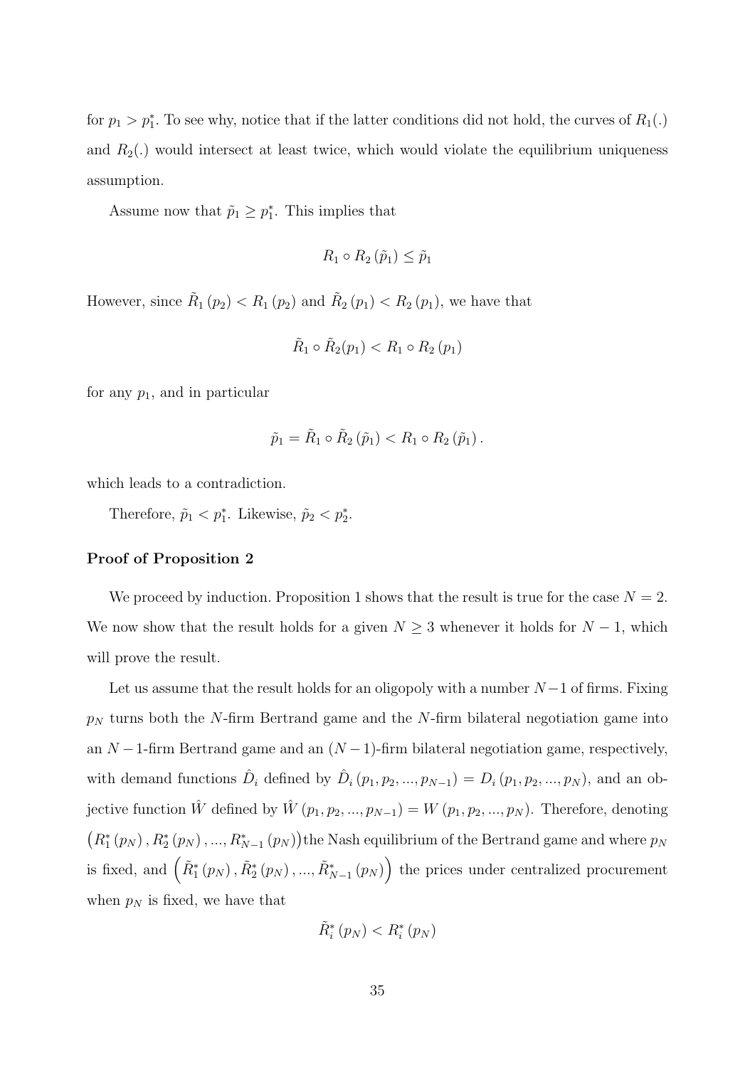for $p_1 > p_1^*$. To see why, notice that if the latter conditions did not hold, the curves of $R_1(.)$ and $R_2(.)$ would intersect at least twice, which would violate the equilibrium uniqueness assumption.

Assume now that $\tilde{p}_1 \geq p_1^*$. This implies that

$$R_1 \circ R_2 (\tilde{p}_1) \leq \tilde{p}_1$$

However, since $\tilde{R}_1 (p_2) < R_1 (p_2)$ and $\tilde{R}_2 (p_1) < R_2 (p_1)$, we have that

$$\tilde{R}_1 \circ \tilde{R}_2 (p_1) < R_1 \circ R_2 (p_1)$$

for any $p_1$, and in particular

$$\tilde{p}_1 = \tilde{R}_1 \circ \tilde{R}_2 (\tilde{p}_1) < R_1 \circ R_2 (\tilde{p}_1) .$$

which leads to a contradiction.

Therefore, $\tilde{p}_1 < p_1^*$. Likewise, $\tilde{p}_2 < p_2^*$.

**Proof of Proposition 2**

We proceed by induction. Proposition 1 shows that the result is true for the case $N = 2$. We now show that the result holds for a given $N \geq 3$ whenever it holds for $N - 1$, which will prove the result.

Let us assume that the result holds for an oligopoly with a number $N-1$ of firms. Fixing $p_N$ turns both the $N$-firm Bertrand game and the $N$-firm bilateral negotiation game into an $N-1$-firm Bertrand game and an $(N-1)$-firm bilateral negotiation game, respectively, with demand functions $\hat{D}_i$ defined by $\hat{D}_i (p_1, p_2, ..., p_{N-1}) = D_i (p_1, p_2, ..., p_N)$, and an objective function $\hat{W}$ defined by $\hat{W} (p_1, p_2, ..., p_{N-1}) = W (p_1, p_2, ..., p_N)$. Therefore, denoting $\left(R_1^* (p_N), R_2^* (p_N), ..., R_{N-1}^* (p_N)\right)$ the Nash equilibrium of the Bertrand game and where $p_N$ is fixed, and $\left(\tilde{R}_1^* (p_N), \tilde{R}_2^* (p_N), ..., \tilde{R}_{N-1}^* (p_N)\right)$ the prices under centralized procurement when $p_N$ is fixed, we have that

$$\tilde{R}_i^* (p_N) < R_i^* (p_N)$$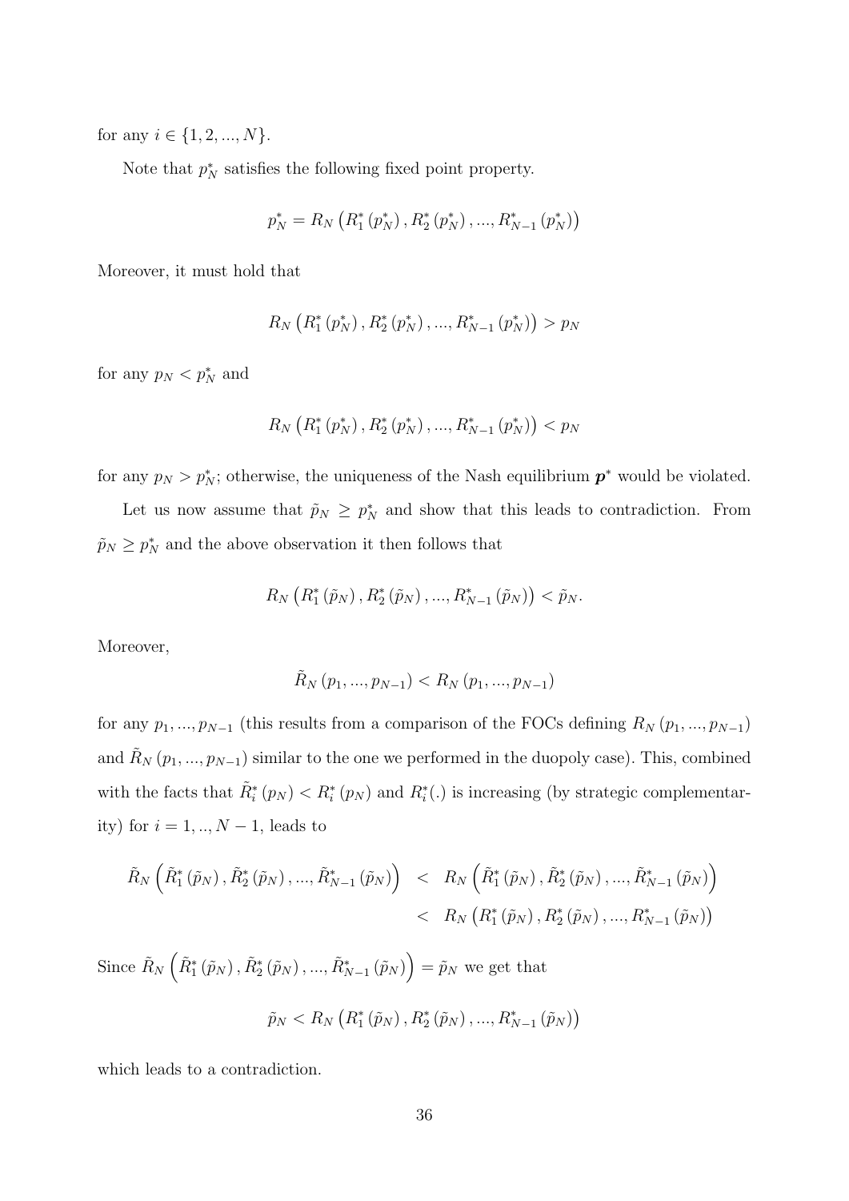for any $i \in \{1, 2, ..., N\}$.

Note that $p_N^*$ satisfies the following fixed point property.

$$p_N^* = R_N\left(R_1^*\left(p_N^*\right), R_2^*\left(p_N^*\right), ..., R_{N-1}^*\left(p_N^*\right)\right)$$

Moreover, it must hold that

$$R_N\left(R_1^*\left(p_N^*\right), R_2^*\left(p_N^*\right), ..., R_{N-1}^*\left(p_N^*\right)\right) > p_N$$

for any $p_N < p_N^*$ and

$$R_N\left(R_1^*\left(p_N^*\right), R_2^*\left(p_N^*\right), ..., R_{N-1}^*\left(p_N^*\right)\right) < p_N$$

for any $p_N > p_N^*$; otherwise, the uniqueness of the Nash equilibrium $\boldsymbol{p}^*$ would be violated.

Let us now assume that $\tilde{p}_N \geq p_N^*$ and show that this leads to contradiction. From $\tilde{p}_N \geq p_N^*$ and the above observation it then follows that

$$R_N\left(R_1^*\left(\tilde{p}_N\right), R_2^*\left(\tilde{p}_N\right), ..., R_{N-1}^*\left(\tilde{p}_N\right)\right) < \tilde{p}_N.$$

Moreover,

$$\tilde{R}_N\left(p_1, ..., p_{N-1}\right) < R_N\left(p_1, ..., p_{N-1}\right)$$

for any $p_1, ..., p_{N-1}$ (this results from a comparison of the FOCs defining $R_N\left(p_1, ..., p_{N-1}\right)$ and $\tilde{R}_N\left(p_1, ..., p_{N-1}\right)$ similar to the one we performed in the duopoly case). This, combined with the facts that $\tilde{R}_i^*\left(p_N\right) < R_i^*\left(p_N\right)$ and $R_i^*(.)$ is increasing (by strategic complementarity) for $i = 1, .., N-1$, leads to

$$\begin{aligned}
\tilde{R}_N\left(\tilde{R}_1^*\left(\tilde{p}_N\right), \tilde{R}_2^*\left(\tilde{p}_N\right), ..., \tilde{R}_{N-1}^*\left(\tilde{p}_N\right)\right) &< R_N\left(\tilde{R}_1^*\left(\tilde{p}_N\right), \tilde{R}_2^*\left(\tilde{p}_N\right), ..., \tilde{R}_{N-1}^*\left(\tilde{p}_N\right)\right) \\
&< R_N\left(R_1^*\left(\tilde{p}_N\right), R_2^*\left(\tilde{p}_N\right), ..., R_{N-1}^*\left(\tilde{p}_N\right)\right)
\end{aligned}$$

Since $\tilde{R}_N\left(\tilde{R}_1^*\left(\tilde{p}_N\right), \tilde{R}_2^*\left(\tilde{p}_N\right), ..., \tilde{R}_{N-1}^*\left(\tilde{p}_N\right)\right) = \tilde{p}_N$ we get that

$$\tilde{p}_N < R_N\left(R_1^*\left(\tilde{p}_N\right), R_2^*\left(\tilde{p}_N\right), ..., R_{N-1}^*\left(\tilde{p}_N\right)\right)$$

which leads to a contradiction.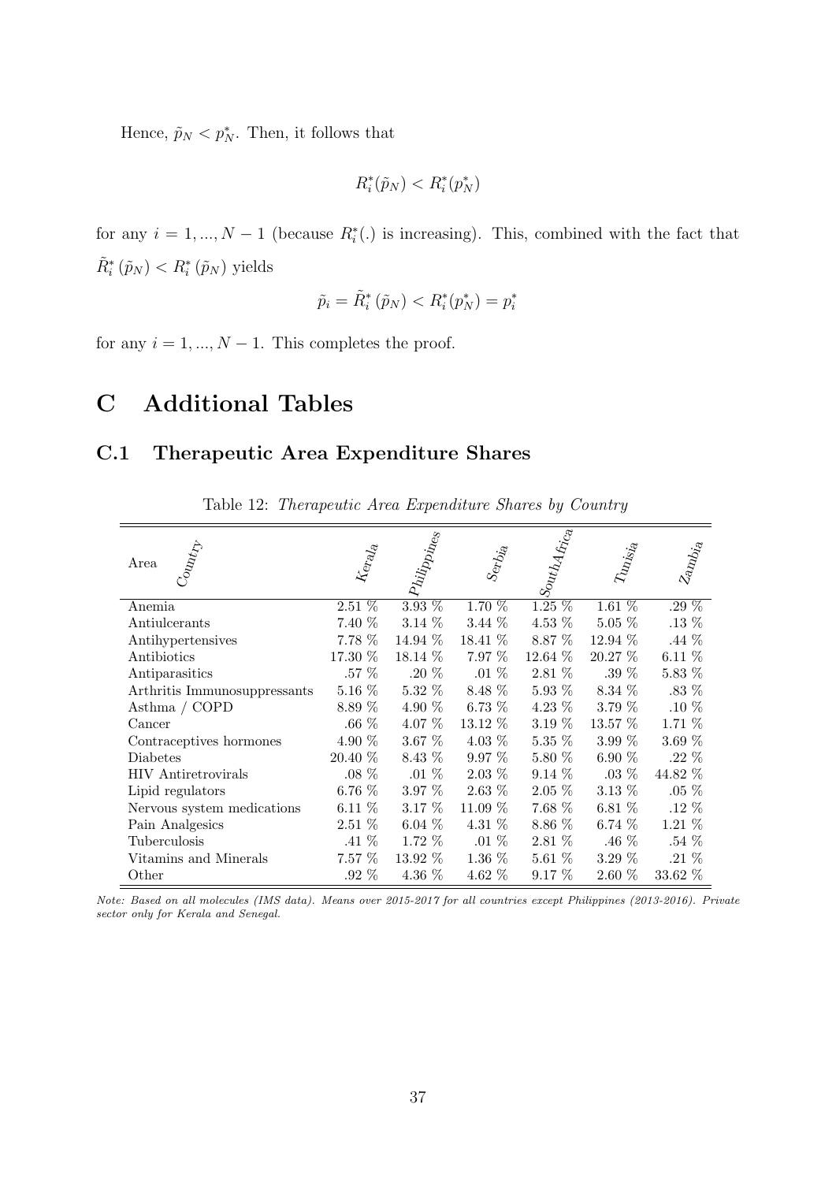Hence, $\tilde{p}_N < p_N^*$. Then, it follows that

$$R_i^*(\tilde{p}_N) < R_i^*(p_N^*)$$

for any $i = 1, ..., N-1$ (because $R_i^*(.)$ is increasing). This, combined with the fact that $\tilde{R}_i^*(\tilde{p}_N) < R_i^*(\tilde{p}_N)$ yields

$$\tilde{p}_i = \tilde{R}_i^*(\tilde{p}_N) < R_i^*(p_N^*) = p_i^*$$

for any $i = 1, ..., N-1$. This completes the proof.

# C Additional Tables

## C.1 Therapeutic Area Expenditure Shares

Table 12: *Therapeutic Area Expenditure Shares by Country*

| Area / Country | Kerala | Philippines | Serbia | SouthAfrica | Tunisia | Zambia |
|---|---|---|---|---|---|---|
| Anemia | 2.51 % | 3.93 % | 1.70 % | 1.25 % | 1.61 % | .29 % |
| Antiulcerants | 7.40 % | 3.14 % | 3.44 % | 4.53 % | 5.05 % | .13 % |
| Antihypertensives | 7.78 % | 14.94 % | 18.41 % | 8.87 % | 12.94 % | .44 % |
| Antibiotics | 17.30 % | 18.14 % | 7.97 % | 12.64 % | 20.27 % | 6.11 % |
| Antiparasitics | .57 % | .20 % | .01 % | 2.81 % | .39 % | 5.83 % |
| Arthritis Immunosuppressants | 5.16 % | 5.32 % | 8.48 % | 5.93 % | 8.34 % | .83 % |
| Asthma / COPD | 8.89 % | 4.90 % | 6.73 % | 4.23 % | 3.79 % | .10 % |
| Cancer | .66 % | 4.07 % | 13.12 % | 3.19 % | 13.57 % | 1.71 % |
| Contraceptives hormones | 4.90 % | 3.67 % | 4.03 % | 5.35 % | 3.99 % | 3.69 % |
| Diabetes | 20.40 % | 8.43 % | 9.97 % | 5.80 % | 6.90 % | .22 % |
| HIV Antiretrovirals | .08 % | .01 % | 2.03 % | 9.14 % | .03 % | 44.82 % |
| Lipid regulators | 6.76 % | 3.97 % | 2.63 % | 2.05 % | 3.13 % | .05 % |
| Nervous system medications | 6.11 % | 3.17 % | 11.09 % | 7.68 % | 6.81 % | .12 % |
| Pain Analgesics | 2.51 % | 6.04 % | 4.31 % | 8.86 % | 6.74 % | 1.21 % |
| Tuberculosis | .41 % | 1.72 % | .01 % | 2.81 % | .46 % | .54 % |
| Vitamins and Minerals | 7.57 % | 13.92 % | 1.36 % | 5.61 % | 3.29 % | .21 % |
| Other | .92 % | 4.36 % | 4.62 % | 9.17 % | 2.60 % | 33.62 % |

*Note: Based on all molecules (IMS data). Means over 2015-2017 for all countries except Philippines (2013-2016). Private sector only for Kerala and Senegal.*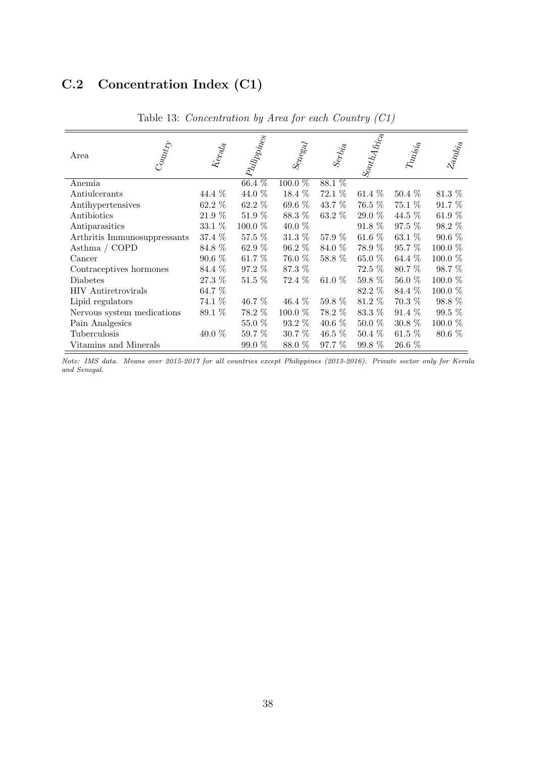## C.2 Concentration Index (C1)

Table 13: *Concentration by Area for each Country (C1)*

| Area / Country | Kerala | Philippines | Senegal | Serbia | SouthAfrica | Tunisia | Zambia |
|---|---|---|---|---|---|---|---|
| Anemia | | 66.4 % | 100.0 % | 88.1 % | | | |
| Antiulcerants | 44.4 % | 44.0 % | 18.4 % | 72.1 % | 61.4 % | 50.4 % | 81.3 % |
| Antihypertensives | 62.2 % | 62.2 % | 69.6 % | 43.7 % | 76.5 % | 75.1 % | 91.7 % |
| Antibiotics | 21.9 % | 51.9 % | 88.3 % | 63.2 % | 29.0 % | 44.5 % | 61.9 % |
| Antiparasitics | 33.1 % | 100.0 % | 40.0 % | | 91.8 % | 97.5 % | 98.2 % |
| Arthritis Immunosuppressants | 37.4 % | 57.5 % | 31.3 % | 57.9 % | 61.6 % | 63.1 % | 90.6 % |
| Asthma / COPD | 84.8 % | 62.9 % | 96.2 % | 84.0 % | 78.9 % | 95.7 % | 100.0 % |
| Cancer | 90.6 % | 61.7 % | 76.0 % | 58.8 % | 65.0 % | 64.4 % | 100.0 % |
| Contraceptives hormones | 84.4 % | 97.2 % | 87.3 % | | 72.5 % | 80.7 % | 98.7 % |
| Diabetes | 27.3 % | 51.5 % | 72.4 % | 61.0 % | 59.8 % | 56.0 % | 100.0 % |
| HIV Antiretrovirals | 64.7 % | | | | 82.2 % | 84.4 % | 100.0 % |
| Lipid regulators | 74.1 % | 46.7 % | 46.4 % | 59.8 % | 81.2 % | 70.3 % | 98.8 % |
| Nervous system medications | 89.1 % | 78.2 % | 100.0 % | 78.2 % | 83.3 % | 91.4 % | 99.5 % |
| Pain Analgesics | | 55.0 % | 93.2 % | 40.6 % | 50.0 % | 30.8 % | 100.0 % |
| Tuberculosis | 40.0 % | 59.7 % | 30.7 % | 46.5 % | 50.4 % | 61.5 % | 80.6 % |
| Vitamins and Minerals | | 99.0 % | 88.0 % | 97.7 % | 99.8 % | 26.6 % | |

*Note: IMS data. Means over 2015-2017 for all countries except Philippines (2013-2016). Private sector only for Kerala and Senegal.*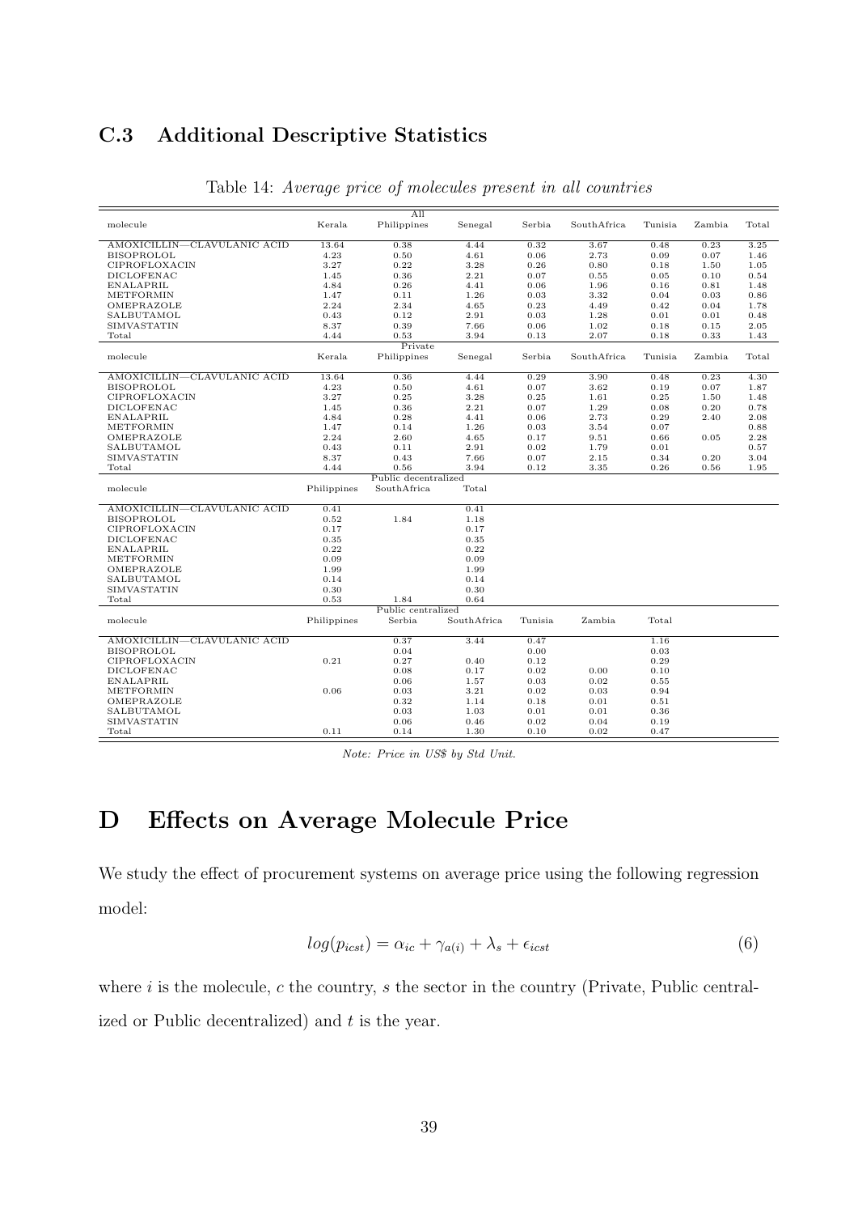### C.3 Additional Descriptive Statistics

Table 14: *Average price of molecules present in all countries*

| All | | | | | | | | |
|---|---|---|---|---|---|---|---|---|
| molecule | Kerala | Philippines | Senegal | Serbia | SouthAfrica | Tunisia | Zambia | Total |
| AMOXICILLIN—CLAVULANIC ACID | 13.64 | 0.38 | 4.44 | 0.32 | 3.67 | 0.48 | 0.23 | 3.25 |
| BISOPROLOL | 4.23 | 0.50 | 4.61 | 0.06 | 2.73 | 0.09 | 0.07 | 1.46 |
| CIPROFLOXACIN | 3.27 | 0.22 | 3.28 | 0.26 | 0.80 | 0.18 | 1.50 | 1.05 |
| DICLOFENAC | 1.45 | 0.36 | 2.21 | 0.07 | 0.55 | 0.05 | 0.10 | 0.54 |
| ENALAPRIL | 4.84 | 0.26 | 4.41 | 0.06 | 1.96 | 0.16 | 0.81 | 1.48 |
| METFORMIN | 1.47 | 0.11 | 1.26 | 0.03 | 3.32 | 0.04 | 0.03 | 0.86 |
| OMEPRAZOLE | 2.24 | 2.34 | 4.65 | 0.23 | 4.49 | 0.42 | 0.04 | 1.78 |
| SALBUTAMOL | 0.43 | 0.12 | 2.91 | 0.03 | 1.28 | 0.01 | 0.01 | 0.48 |
| SIMVASTATIN | 8.37 | 0.39 | 7.66 | 0.06 | 1.02 | 0.18 | 0.15 | 2.05 |
| Total | 4.44 | 0.53 | 3.94 | 0.13 | 2.07 | 0.18 | 0.33 | 1.43 |

| Private | | | | | | | | |
|---|---|---|---|---|---|---|---|---|
| molecule | Kerala | Philippines | Senegal | Serbia | SouthAfrica | Tunisia | Zambia | Total |
| AMOXICILLIN—CLAVULANIC ACID | 13.64 | 0.36 | 4.44 | 0.29 | 3.90 | 0.48 | 0.23 | 4.30 |
| BISOPROLOL | 4.23 | 0.50 | 4.61 | 0.07 | 3.62 | 0.19 | 0.07 | 1.87 |
| CIPROFLOXACIN | 3.27 | 0.25 | 3.28 | 0.25 | 1.61 | 0.25 | 1.50 | 1.48 |
| DICLOFENAC | 1.45 | 0.36 | 2.21 | 0.07 | 1.29 | 0.08 | 0.20 | 0.78 |
| ENALAPRIL | 4.84 | 0.28 | 4.41 | 0.06 | 2.73 | 0.29 | 2.40 | 2.08 |
| METFORMIN | 1.47 | 0.14 | 1.26 | 0.03 | 3.54 | 0.07 | | 0.88 |
| OMEPRAZOLE | 2.24 | 2.60 | 4.65 | 0.17 | 9.51 | 0.66 | 0.05 | 2.28 |
| SALBUTAMOL | 0.43 | 0.11 | 2.91 | 0.02 | 1.79 | 0.01 | | 0.57 |
| SIMVASTATIN | 8.37 | 0.43 | 7.66 | 0.07 | 2.15 | 0.34 | 0.20 | 3.04 |
| Total | 4.44 | 0.56 | 3.94 | 0.12 | 3.35 | 0.26 | 0.56 | 1.95 |

| Public decentralized | | | |
|---|---|---|---|
| molecule | Philippines | SouthAfrica | Total |
| AMOXICILLIN—CLAVULANIC ACID | 0.41 | | 0.41 |
| BISOPROLOL | 0.52 | 1.84 | 1.18 |
| CIPROFLOXACIN | 0.17 | | 0.17 |
| DICLOFENAC | 0.35 | | 0.35 |
| ENALAPRIL | 0.22 | | 0.22 |
| METFORMIN | 0.09 | | 0.09 |
| OMEPRAZOLE | 1.99 | | 1.99 |
| SALBUTAMOL | 0.14 | | 0.14 |
| SIMVASTATIN | 0.30 | | 0.30 |
| Total | 0.53 | 1.84 | 0.64 |

| Public centralized | | | | | | |
|---|---|---|---|---|---|---|
| molecule | Philippines | Serbia | SouthAfrica | Tunisia | Zambia | Total |
| AMOXICILLIN—CLAVULANIC ACID | | 0.37 | 3.44 | 0.47 | | 1.16 |
| BISOPROLOL | | 0.04 | | 0.00 | | 0.03 |
| CIPROFLOXACIN | 0.21 | 0.27 | 0.40 | 0.12 | | 0.29 |
| DICLOFENAC | | 0.08 | 0.17 | 0.02 | 0.00 | 0.10 |
| ENALAPRIL | | 0.06 | 1.57 | 0.03 | 0.02 | 0.55 |
| METFORMIN | 0.06 | 0.03 | 3.21 | 0.02 | 0.03 | 0.94 |
| OMEPRAZOLE | | 0.32 | 1.14 | 0.18 | 0.01 | 0.51 |
| SALBUTAMOL | | 0.03 | 1.03 | 0.01 | 0.01 | 0.36 |
| SIMVASTATIN | | 0.06 | 0.46 | 0.02 | 0.04 | 0.19 |
| Total | 0.11 | 0.14 | 1.30 | 0.10 | 0.02 | 0.47 |

*Note: Price in US$ by Std Unit.*

# D Effects on Average Molecule Price

We study the effect of procurement systems on average price using the following regression model:

$$log(p_{icst}) = \alpha_{ic} + \gamma_{a(i)} + \lambda_s + \epsilon_{icst} \tag{6}$$

where $i$ is the molecule, $c$ the country, $s$ the sector in the country (Private, Public centralized or Public decentralized) and $t$ is the year.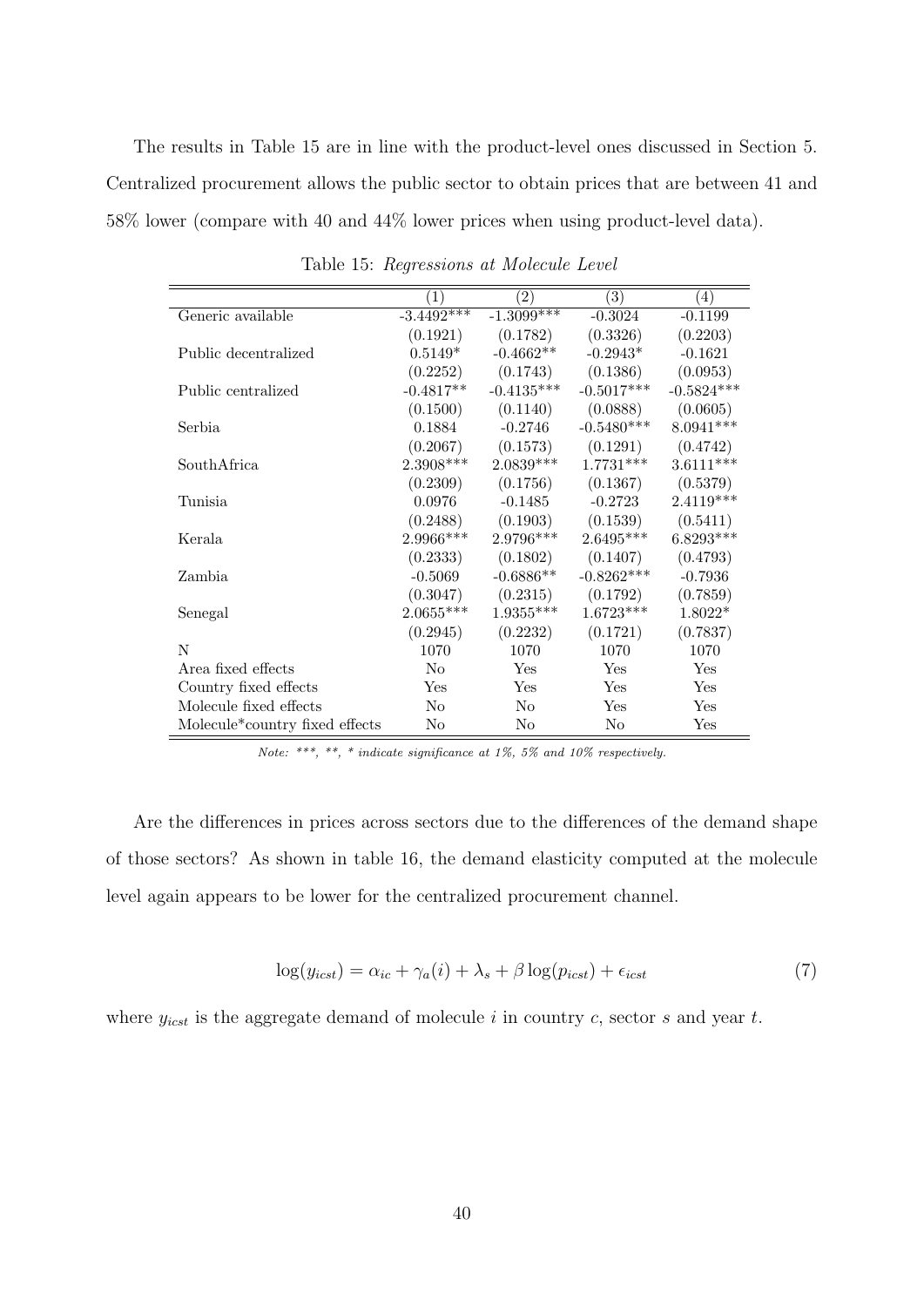The results in Table 15 are in line with the product-level ones discussed in Section 5. Centralized procurement allows the public sector to obtain prices that are between 41 and 58% lower (compare with 40 and 44% lower prices when using product-level data).

Table 15: *Regressions at Molecule Level*

| | (1) | (2) | (3) | (4) |
|---|---|---|---|---|
| Generic available | -3.4492*** | -1.3099*** | -0.3024 | -0.1199 |
| | (0.1921) | (0.1782) | (0.3326) | (0.2203) |
| Public decentralized | 0.5149* | -0.4662** | -0.2943* | -0.1621 |
| | (0.2252) | (0.1743) | (0.1386) | (0.0953) |
| Public centralized | -0.4817** | -0.4135*** | -0.5017*** | -0.5824*** |
| | (0.1500) | (0.1140) | (0.0888) | (0.0605) |
| Serbia | 0.1884 | -0.2746 | -0.5480*** | 8.0941*** |
| | (0.2067) | (0.1573) | (0.1291) | (0.4742) |
| SouthAfrica | 2.3908*** | 2.0839*** | 1.7731*** | 3.6111*** |
| | (0.2309) | (0.1756) | (0.1367) | (0.5379) |
| Tunisia | 0.0976 | -0.1485 | -0.2723 | 2.4119*** |
| | (0.2488) | (0.1903) | (0.1539) | (0.5411) |
| Kerala | 2.9966*** | 2.9796*** | 2.6495*** | 6.8293*** |
| | (0.2333) | (0.1802) | (0.1407) | (0.4793) |
| Zambia | -0.5069 | -0.6886** | -0.8262*** | -0.7936 |
| | (0.3047) | (0.2315) | (0.1792) | (0.7859) |
| Senegal | 2.0655*** | 1.9355*** | 1.6723*** | 1.8022* |
| | (0.2945) | (0.2232) | (0.1721) | (0.7837) |
| N | 1070 | 1070 | 1070 | 1070 |
| Area fixed effects | No | Yes | Yes | Yes |
| Country fixed effects | Yes | Yes | Yes | Yes |
| Molecule fixed effects | No | No | Yes | Yes |
| Molecule*country fixed effects | No | No | No | Yes |

*Note: ***, **, * indicate significance at 1%, 5% and 10% respectively.*

Are the differences in prices across sectors due to the differences of the demand shape of those sectors? As shown in table 16, the demand elasticity computed at the molecule level again appears to be lower for the centralized procurement channel.

$$\log(y_{icst}) = \alpha_{ic} + \gamma_a(i) + \lambda_s + \beta \log(p_{icst}) + \epsilon_{icst} \tag{7}$$

where $y_{icst}$ is the aggregate demand of molecule $i$ in country $c$, sector $s$ and year $t$.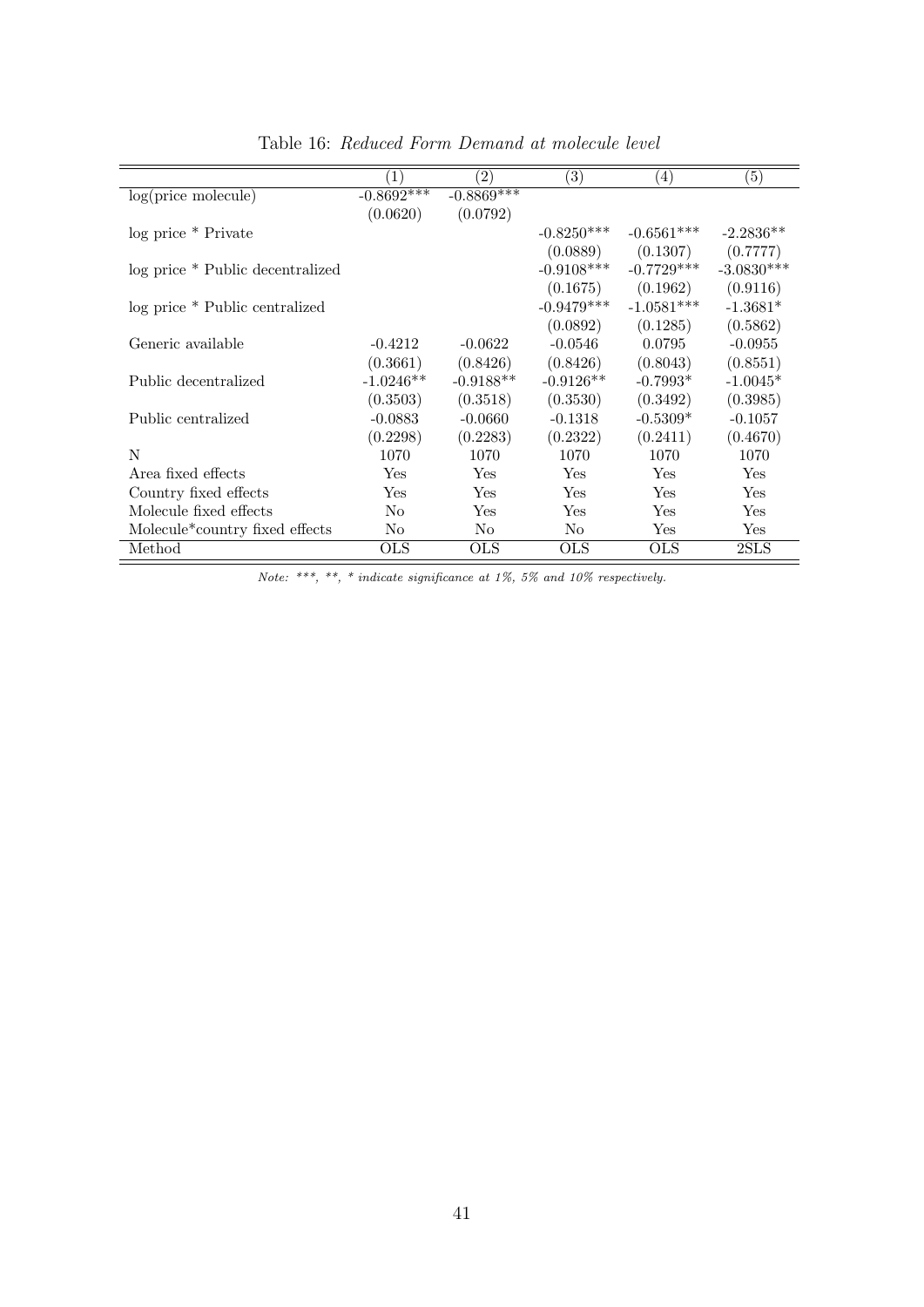Table 16: *Reduced Form Demand at molecule level*

| | (1) | (2) | (3) | (4) | (5) |
|---|---|---|---|---|---|
| log(price molecule) | -0.8692*** | -0.8869*** | | | |
| | (0.0620) | (0.0792) | | | |
| log price * Private | | | -0.8250*** | -0.6561*** | -2.2836** |
| | | | (0.0889) | (0.1307) | (0.7777) |
| log price * Public decentralized | | | -0.9108*** | -0.7729*** | -3.0830*** |
| | | | (0.1675) | (0.1962) | (0.9116) |
| log price * Public centralized | | | -0.9479*** | -1.0581*** | -1.3681* |
| | | | (0.0892) | (0.1285) | (0.5862) |
| Generic available | -0.4212 | -0.0622 | -0.0546 | 0.0795 | -0.0955 |
| | (0.3661) | (0.8426) | (0.8426) | (0.8043) | (0.8551) |
| Public decentralized | -1.0246** | -0.9188** | -0.9126** | -0.7993* | -1.0045* |
| | (0.3503) | (0.3518) | (0.3530) | (0.3492) | (0.3985) |
| Public centralized | -0.0883 | -0.0660 | -0.1318 | -0.5309* | -0.1057 |
| | (0.2298) | (0.2283) | (0.2322) | (0.2411) | (0.4670) |
| N | 1070 | 1070 | 1070 | 1070 | 1070 |
| Area fixed effects | Yes | Yes | Yes | Yes | Yes |
| Country fixed effects | Yes | Yes | Yes | Yes | Yes |
| Molecule fixed effects | No | Yes | Yes | Yes | Yes |
| Molecule*country fixed effects | No | No | No | Yes | Yes |
| Method | OLS | OLS | OLS | OLS | 2SLS |

*Note: ***, **, * indicate significance at 1%, 5% and 10% respectively.*